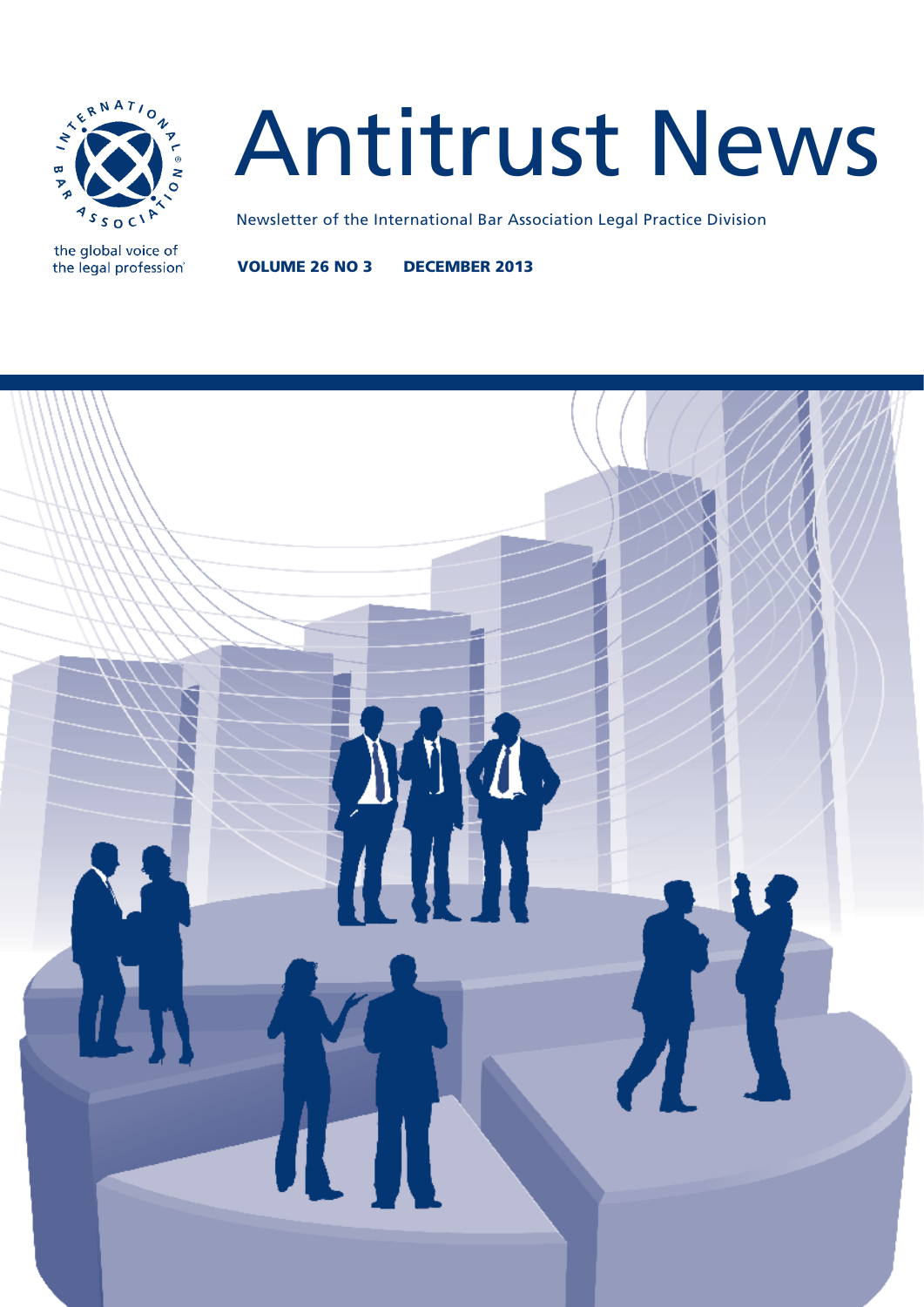the global voice of the legal profession

# Antitrust News

Newsletter of the International Bar Association Legal Practice Division

**VOLUME 26 NO 3    DECEMBER 2013**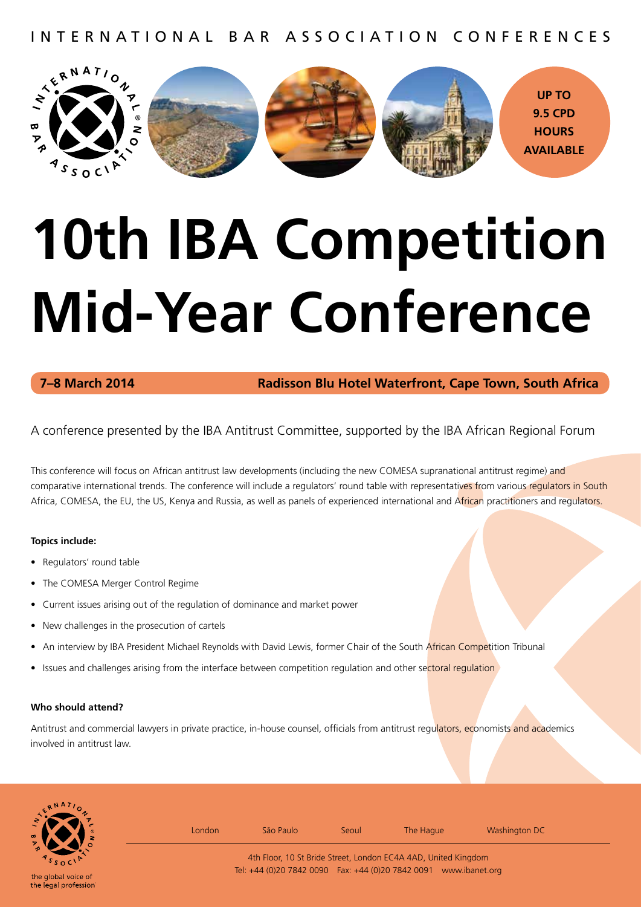INTERNATIONAL BAR ASSOCIATION CONFERENCES

**UP TO 9.5 CPD HOURS AVAILABLE**

# 10th IBA Competition Mid-Year Conference

**7–8 March 2014** | **Radisson Blu Hotel Waterfront, Cape Town, South Africa**

A conference presented by the IBA Antitrust Committee, supported by the IBA African Regional Forum

This conference will focus on African antitrust law developments (including the new COMESA supranational antitrust regime) and comparative international trends. The conference will include a regulators' round table with representatives from various regulators in South Africa, COMESA, the EU, the US, Kenya and Russia, as well as panels of experienced international and African practitioners and regulators.

**Topics include:**

- Regulators' round table
- The COMESA Merger Control Regime
- Current issues arising out of the regulation of dominance and market power
- New challenges in the prosecution of cartels
- An interview by IBA President Michael Reynolds with David Lewis, former Chair of the South African Competition Tribunal
- Issues and challenges arising from the interface between competition regulation and other sectoral regulation

**Who should attend?**

Antitrust and commercial lawyers in private practice, in-house counsel, officials from antitrust regulators, economists and academics involved in antitrust law.

the global voice of the legal profession

London São Paulo Seoul The Hague Washington DC

4th Floor, 10 St Bride Street, London EC4A 4AD, United Kingdom
Tel: +44 (0)20 7842 0090 Fax: +44 (0)20 7842 0091 www.ibanet.org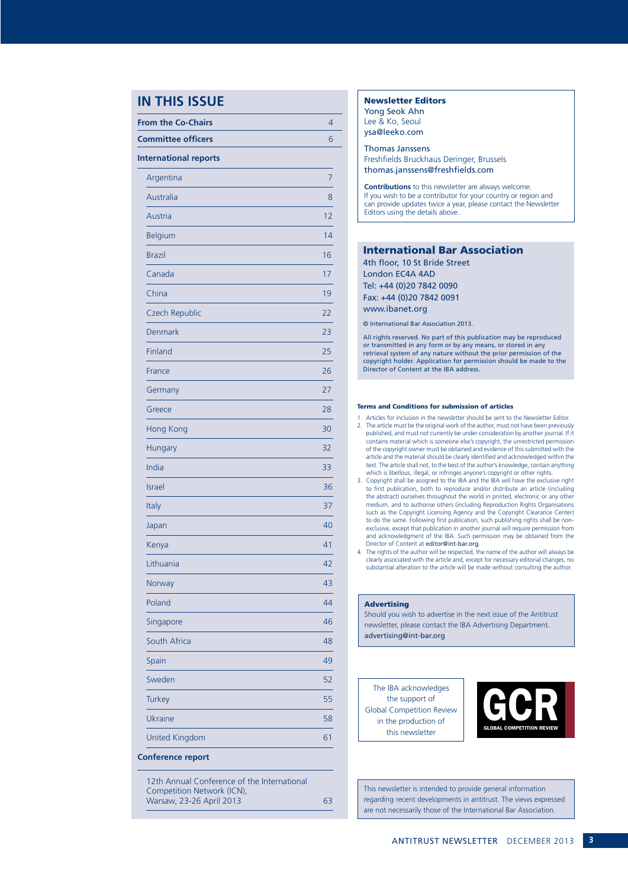# IN THIS ISSUE

| | |
|---|---|
| **From the Co-Chairs** | 4 |
| **Committee officers** | 6 |
| **International reports** | |
| Argentina | 7 |
| Australia | 8 |
| Austria | 12 |
| Belgium | 14 |
| Brazil | 16 |
| Canada | 17 |
| China | 19 |
| Czech Republic | 22 |
| Denmark | 23 |
| Finland | 25 |
| France | 26 |
| Germany | 27 |
| Greece | 28 |
| Hong Kong | 30 |
| Hungary | 32 |
| India | 33 |
| Israel | 36 |
| Italy | 37 |
| Japan | 40 |
| Kenya | 41 |
| Lithuania | 42 |
| Norway | 43 |
| Poland | 44 |
| Singapore | 46 |
| South Africa | 48 |
| Spain | 49 |
| Sweden | 52 |
| Turkey | 55 |
| Ukraine | 58 |
| United Kingdom | 61 |
| **Conference report** | |
| 12th Annual Conference of the International Competition Network (ICN), Warsaw, 23-26 April 2013 | 63 |

**Newsletter Editors**

Yong Seok Ahn
Lee & Ko, Seoul
ysa@leeko.com

Thomas Janssens
Freshfields Bruckhaus Deringer, Brussels
thomas.janssens@freshfields.com

**Contributions** to this newsletter are always welcome. If you wish to be a contributor for your country or region and can provide updates twice a year, please contact the Newsletter Editors using the details above.

## International Bar Association

4th floor, 10 St Bride Street
London EC4A 4AD
Tel: +44 (0)20 7842 0090
Fax: +44 (0)20 7842 0091
www.ibanet.org

© International Bar Association 2013.

All rights reserved. No part of this publication may be reproduced or transmitted in any form or by any means, or stored in any retrieval system of any nature without the prior permission of the copyright holder. Application for permission should be made to the Director of Content at the IBA address.

**Terms and Conditions for submission of articles**

1. Articles for inclusion in the newsletter should be sent to the Newsletter Editor.
2. The article must be the original work of the author, must not have been previously published, and must not currently be under consideration by another journal. If it contains material which is someone else's copyright, the unrestricted permission of the copyright owner must be obtained and evidence of this submitted with the article and the material should be clearly identified and acknowledged within the text. The article shall not, to the best of the author's knowledge, contain anything which is libellous, illegal, or infringes anyone's copyright or other rights.
3. Copyright shall be assigned to the IBA and the IBA will have the exclusive right to first publication, both to reproduce and/or distribute an article (including the abstract) ourselves throughout the world in printed, electronic or any other medium, and to authorise others (including Reproduction Rights Organisations such as the Copyright Licensing Agency and the Copyright Clearance Center) to do the same. Following first publication, such publishing rights shall be non-exclusive, except that publication in another journal will require permission from and acknowledgment of the IBA. Such permission may be obtained from the Director of Content at editor@int-bar.org.
4. The rights of the author will be respected, the name of the author will always be clearly associated with the article and, except for necessary editorial changes, no substantial alteration to the article will be made without consulting the author.

**Advertising**

Should you wish to advertise in the next issue of the Antitrust newsletter, please contact the IBA Advertising Department.
advertising@int-bar.org

The IBA acknowledges the support of Global Competition Review in the production of this newsletter

GCR GLOBAL COMPETITION REVIEW

This newsletter is intended to provide general information regarding recent developments in antitrust. The views expressed are not necessarily those of the International Bar Association.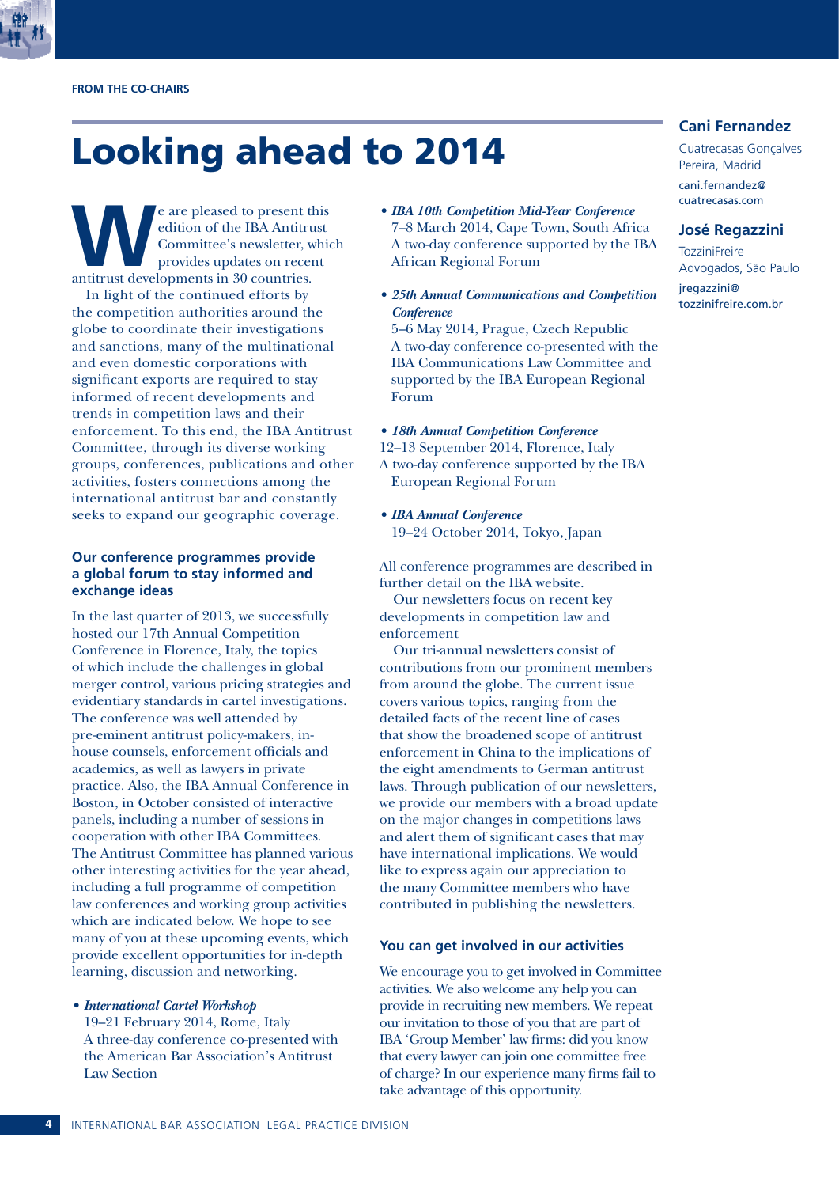FROM THE CO-CHAIRS

# Looking ahead to 2014

**Cani Fernandez**

Cuatrecasas Gonçalves Pereira, Madrid

cani.fernandez@cuatrecasas.com

**José Regazzini**

TozziniFreire Advogados, São Paulo

jregazzini@tozzinifreire.com.br

We are pleased to present this edition of the IBA Antitrust Committee's newsletter, which provides updates on recent antitrust developments in 30 countries.

In light of the continued efforts by the competition authorities around the globe to coordinate their investigations and sanctions, many of the multinational and even domestic corporations with significant exports are required to stay informed of recent developments and trends in competition laws and their enforcement. To this end, the IBA Antitrust Committee, through its diverse working groups, conferences, publications and other activities, fosters connections among the international antitrust bar and constantly seeks to expand our geographic coverage.

### Our conference programmes provide a global forum to stay informed and exchange ideas

In the last quarter of 2013, we successfully hosted our 17th Annual Competition Conference in Florence, Italy, the topics of which include the challenges in global merger control, various pricing strategies and evidentiary standards in cartel investigations. The conference was well attended by pre-eminent antitrust policy-makers, in-house counsels, enforcement officials and academics, as well as lawyers in private practice. Also, the IBA Annual Conference in Boston, in October consisted of interactive panels, including a number of sessions in cooperation with other IBA Committees. The Antitrust Committee has planned various other interesting activities for the year ahead, including a full programme of competition law conferences and working group activities which are indicated below. We hope to see many of you at these upcoming events, which provide excellent opportunities for in-depth learning, discussion and networking.

- ***International Cartel Workshop***
  19–21 February 2014, Rome, Italy
  A three-day conference co-presented with the American Bar Association's Antitrust Law Section
- ***IBA 10th Competition Mid-Year Conference***
  7–8 March 2014, Cape Town, South Africa
  A two-day conference supported by the IBA African Regional Forum
- ***25th Annual Communications and Competition Conference***
  5–6 May 2014, Prague, Czech Republic
  A two-day conference co-presented with the IBA Communications Law Committee and supported by the IBA European Regional Forum
- ***18th Annual Competition Conference***
  12–13 September 2014, Florence, Italy
  A two-day conference supported by the IBA European Regional Forum
- ***IBA Annual Conference***
  19–24 October 2014, Tokyo, Japan

All conference programmes are described in further detail on the IBA website.

Our newsletters focus on recent key developments in competition law and enforcement

Our tri-annual newsletters consist of contributions from our prominent members from around the globe. The current issue covers various topics, ranging from the detailed facts of the recent line of cases that show the broadened scope of antitrust enforcement in China to the implications of the eight amendments to German antitrust laws. Through publication of our newsletters, we provide our members with a broad update on the major changes in competitions laws and alert them of significant cases that may have international implications. We would like to express again our appreciation to the many Committee members who have contributed in publishing the newsletters.

### You can get involved in our activities

We encourage you to get involved in Committee activities. We also welcome any help you can provide in recruiting new members. We repeat our invitation to those of you that are part of IBA 'Group Member' law firms: did you know that every lawyer can join one committee free of charge? In our experience many firms fail to take advantage of this opportunity.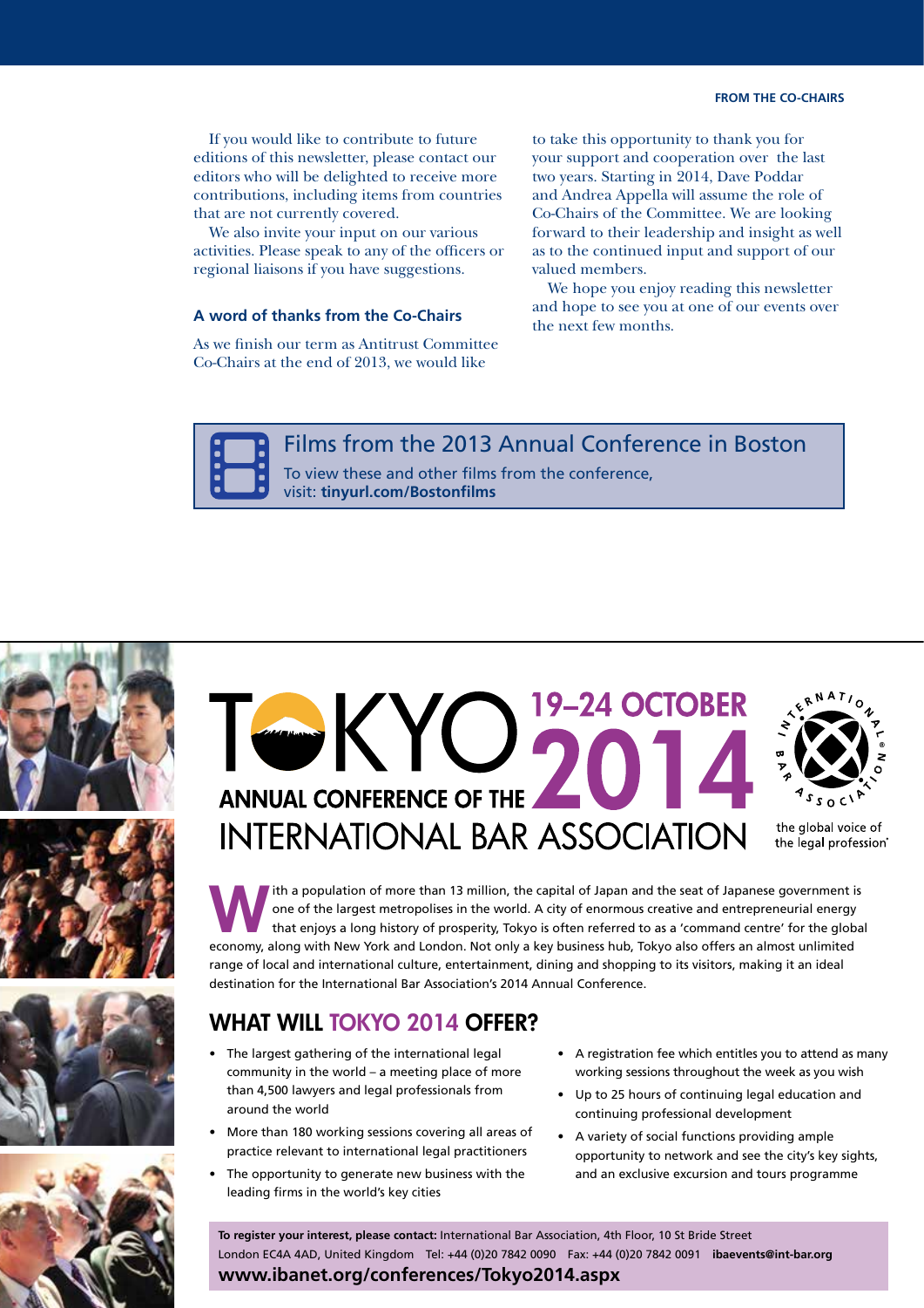If you would like to contribute to future editions of this newsletter, please contact our editors who will be delighted to receive more contributions, including items from countries that are not currently covered.

We also invite your input on our various activities. Please speak to any of the officers or regional liaisons if you have suggestions.

### A word of thanks from the Co-Chairs

As we finish our term as Antitrust Committee Co-Chairs at the end of 2013, we would like to take this opportunity to thank you for your support and cooperation over the last two years. Starting in 2014, Dave Poddar and Andrea Appella will assume the role of Co-Chairs of the Committee. We are looking forward to their leadership and insight as well as to the continued input and support of our valued members.

We hope you enjoy reading this newsletter and hope to see you at one of our events over the next few months.

---

**Films from the 2013 Annual Conference in Boston**

To view these and other films from the conference, visit: **tinyurl.com/Bostonfilms**

---

# TOKYO 19–24 OCTOBER 2014

## ANNUAL CONFERENCE OF THE INTERNATIONAL BAR ASSOCIATION

International Bar Association – the global voice of the legal profession®

With a population of more than 13 million, the capital of Japan and the seat of Japanese government is one of the largest metropolises in the world. A city of enormous creative and entrepreneurial energy that enjoys a long history of prosperity, Tokyo is often referred to as a 'command centre' for the global economy, along with New York and London. Not only a key business hub, Tokyo also offers an almost unlimited range of local and international culture, entertainment, dining and shopping to its visitors, making it an ideal destination for the International Bar Association's 2014 Annual Conference.

## WHAT WILL TOKYO 2014 OFFER?

- The largest gathering of the international legal community in the world – a meeting place of more than 4,500 lawyers and legal professionals from around the world
- More than 180 working sessions covering all areas of practice relevant to international legal practitioners
- The opportunity to generate new business with the leading firms in the world's key cities
- A registration fee which entitles you to attend as many working sessions throughout the week as you wish
- Up to 25 hours of continuing legal education and continuing professional development
- A variety of social functions providing ample opportunity to network and see the city's key sights, and an exclusive excursion and tours programme

**To register your interest, please contact:** International Bar Association, 4th Floor, 10 St Bride Street London EC4A 4AD, United Kingdom Tel: +44 (0)20 7842 0090 Fax: +44 (0)20 7842 0091 **ibaevents@int-bar.org**

**www.ibanet.org/conferences/Tokyo2014.aspx**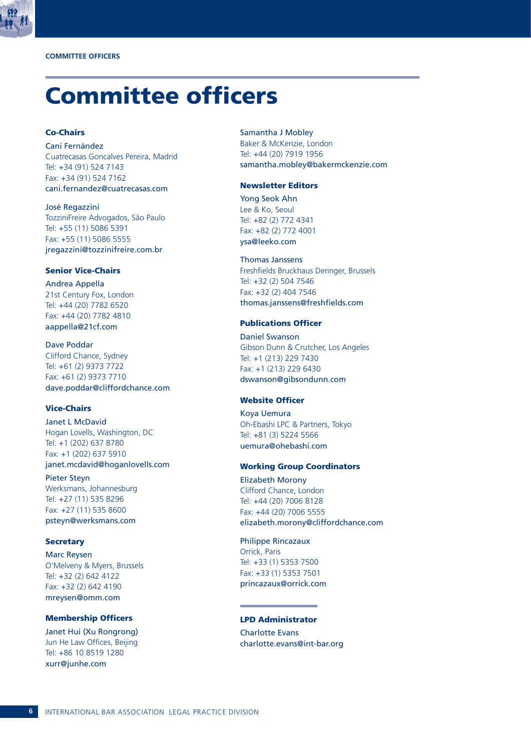# Committee officers

### Co-Chairs

Cani Fernández
Cuatrecasas Goncalves Pereira, Madrid
Tel: +34 (91) 524 7143
Fax: +34 (91) 524 7162
cani.fernandez@cuatrecasas.com

José Regazzini
TozziniFreire Advogados, São Paulo
Tel: +55 (11) 5086 5391
Fax: +55 (11) 5086 5555
jregazzini@tozzinifreire.com.br

### Senior Vice-Chairs

Andrea Appella
21st Century Fox, London
Tel: +44 (20) 7782 6520
Fax: +44 (20) 7782 4810
aappella@21cf.com

Dave Poddar
Clifford Chance, Sydney
Tel: +61 (2) 9373 7722
Fax: +61 (2) 9373 7710
dave.poddar@cliffordchance.com

### Vice-Chairs

Janet L McDavid
Hogan Lovells, Washington, DC
Tel: +1 (202) 637 8780
Fax: +1 (202) 637 5910
janet.mcdavid@hoganlovells.com

Pieter Steyn
Werksmans, Johannesburg
Tel: +27 (11) 535 8296
Fax: +27 (11) 535 8600
psteyn@werksmans.com

### Secretary

Marc Reysen
O'Melveny & Myers, Brussels
Tel: +32 (2) 642 4122
Fax: +32 (2) 642 4190
mreysen@omm.com

### Membership Officers

Janet Hui (Xu Rongrong)
Jun He Law Offices, Beijing
Tel: +86 10 8519 1280
xurr@junhe.com

Samantha J Mobley
Baker & McKenzie, London
Tel: +44 (20) 7919 1956
samantha.mobley@bakermckenzie.com

### Newsletter Editors

Yong Seok Ahn
Lee & Ko, Seoul
Tel: +82 (2) 772 4341
Fax: +82 (2) 772 4001
ysa@leeko.com

Thomas Janssens
Freshfields Bruckhaus Deringer, Brussels
Tel: +32 (2) 504 7546
Fax: +32 (2) 404 7546
thomas.janssens@freshfields.com

### Publications Officer

Daniel Swanson
Gibson Dunn & Crutcher, Los Angeles
Tel: +1 (213) 229 7430
Fax: +1 (213) 229 6430
dswanson@gibsondunn.com

### Website Officer

Koya Uemura
Oh-Ebashi LPC & Partners, Tokyo
Tel: +81 (3) 5224 5566
uemura@ohebashi.com

### Working Group Coordinators

Elizabeth Morony
Clifford Chance, London
Tel: +44 (20) 7006 8128
Fax: +44 (20) 7006 5555
elizabeth.morony@cliffordchance.com

Philippe Rincazaux
Orrick, Paris
Tel: +33 (1) 5353 7500
Fax: +33 (1) 5353 7501
princazaux@orrick.com

### LPD Administrator

Charlotte Evans
charlotte.evans@int-bar.org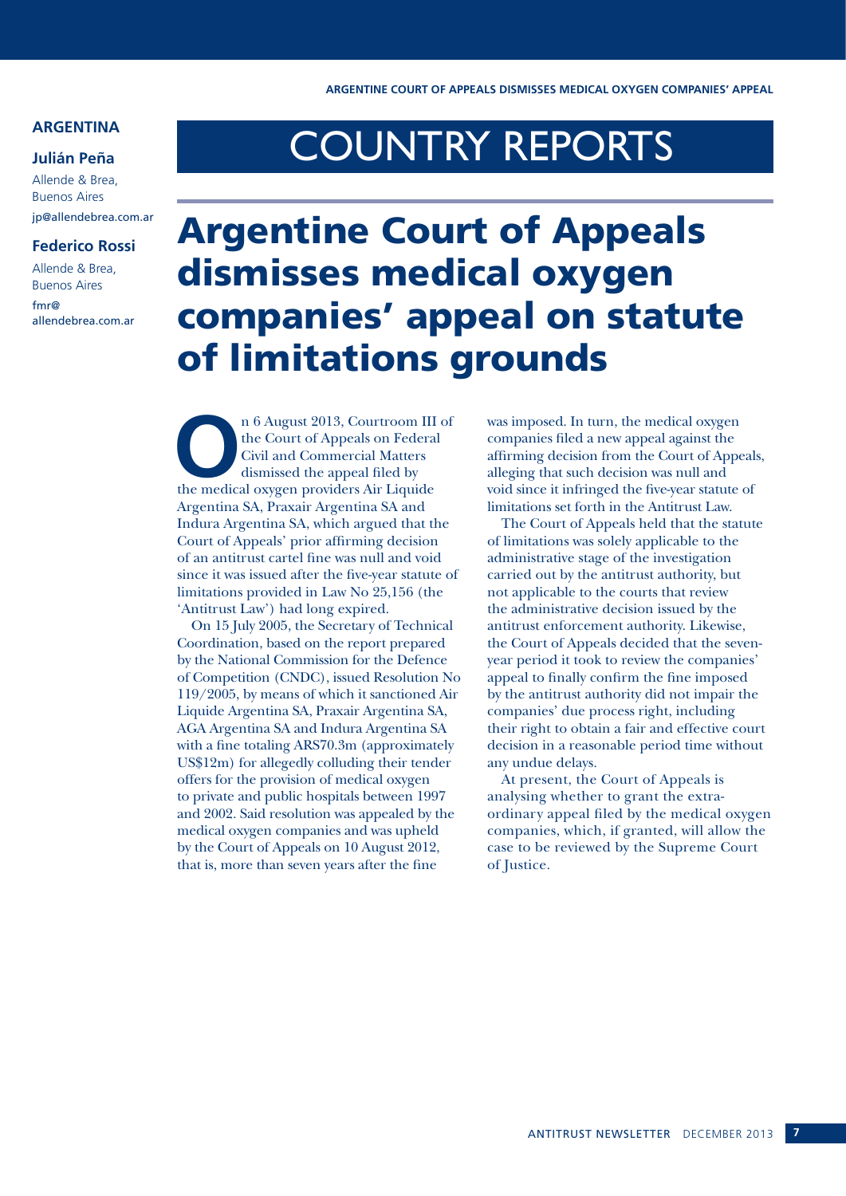## ARGENTINA

**Julián Peña**

Allende & Brea, Buenos Aires

jp@allendebrea.com.ar

**Federico Rossi**

Allende & Brea, Buenos Aires

fmr@allendebrea.com.ar

# COUNTRY REPORTS

# Argentine Court of Appeals dismisses medical oxygen companies' appeal on statute of limitations grounds

On 6 August 2013, Courtroom III of the Court of Appeals on Federal Civil and Commercial Matters dismissed the appeal filed by the medical oxygen providers Air Liquide Argentina SA, Praxair Argentina SA and Indura Argentina SA, which argued that the Court of Appeals' prior affirming decision of an antitrust cartel fine was null and void since it was issued after the five-year statute of limitations provided in Law No 25,156 (the 'Antitrust Law') had long expired.

On 15 July 2005, the Secretary of Technical Coordination, based on the report prepared by the National Commission for the Defence of Competition (CNDC), issued Resolution No 119/2005, by means of which it sanctioned Air Liquide Argentina SA, Praxair Argentina SA, AGA Argentina SA and Indura Argentina SA with a fine totaling ARS70.3m (approximately US$12m) for allegedly colluding their tender offers for the provision of medical oxygen to private and public hospitals between 1997 and 2002. Said resolution was appealed by the medical oxygen companies and was upheld by the Court of Appeals on 10 August 2012, that is, more than seven years after the fine was imposed. In turn, the medical oxygen companies filed a new appeal against the affirming decision from the Court of Appeals, alleging that such decision was null and void since it infringed the five-year statute of limitations set forth in the Antitrust Law.

The Court of Appeals held that the statute of limitations was solely applicable to the administrative stage of the investigation carried out by the antitrust authority, but not applicable to the courts that review the administrative decision issued by the antitrust enforcement authority. Likewise, the Court of Appeals decided that the seven-year period it took to review the companies' appeal to finally confirm the fine imposed by the antitrust authority did not impair the companies' due process right, including their right to obtain a fair and effective court decision in a reasonable period time without any undue delays.

At present, the Court of Appeals is analysing whether to grant the extra-ordinary appeal filed by the medical oxygen companies, which, if granted, will allow the case to be reviewed by the Supreme Court of Justice.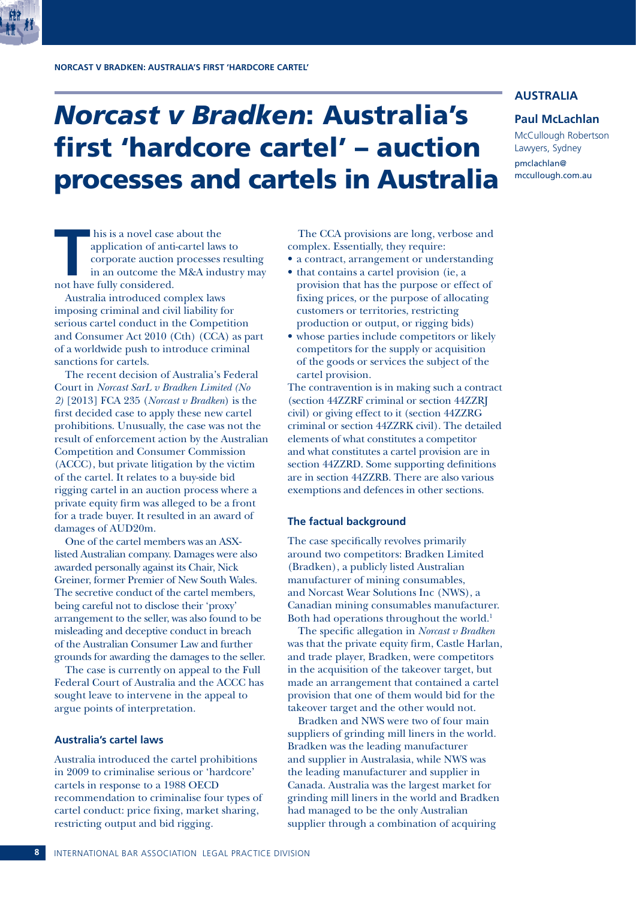# *Norcast v Bradken*: Australia's first 'hardcore cartel' – auction processes and cartels in Australia

**AUSTRALIA**

**Paul McLachlan**

McCullough Robertson Lawyers, Sydney

pmclachlan@mccullough.com.au

This is a novel case about the application of anti-cartel laws to corporate auction processes resulting in an outcome the M&A industry may not have fully considered.

Australia introduced complex laws imposing criminal and civil liability for serious cartel conduct in the Competition and Consumer Act 2010 (Cth) (CCA) as part of a worldwide push to introduce criminal sanctions for cartels.

The recent decision of Australia's Federal Court in *Norcast SarL v Bradken Limited (No 2)* [2013] FCA 235 (*Norcast v Bradken*) is the first decided case to apply these new cartel prohibitions. Unusually, the case was not the result of enforcement action by the Australian Competition and Consumer Commission (ACCC), but private litigation by the victim of the cartel. It relates to a buy-side bid rigging cartel in an auction process where a private equity firm was alleged to be a front for a trade buyer. It resulted in an award of damages of AUD20m.

One of the cartel members was an ASX-listed Australian company. Damages were also awarded personally against its Chair, Nick Greiner, former Premier of New South Wales. The secretive conduct of the cartel members, being careful not to disclose their 'proxy' arrangement to the seller, was also found to be misleading and deceptive conduct in breach of the Australian Consumer Law and further grounds for awarding the damages to the seller.

The case is currently on appeal to the Full Federal Court of Australia and the ACCC has sought leave to intervene in the appeal to argue points of interpretation.

### Australia's cartel laws

Australia introduced the cartel prohibitions in 2009 to criminalise serious or 'hardcore' cartels in response to a 1988 OECD recommendation to criminalise four types of cartel conduct: price fixing, market sharing, restricting output and bid rigging.

The CCA provisions are long, verbose and complex. Essentially, they require:

- a contract, arrangement or understanding
- that contains a cartel provision (ie, a provision that has the purpose or effect of fixing prices, or the purpose of allocating customers or territories, restricting production or output, or rigging bids)
- whose parties include competitors or likely competitors for the supply or acquisition of the goods or services the subject of the cartel provision.

The contravention is in making such a contract (section 44ZZRF criminal or section 44ZZRJ civil) or giving effect to it (section 44ZZRG criminal or section 44ZZRK civil). The detailed elements of what constitutes a competitor and what constitutes a cartel provision are in section 44ZZRD. Some supporting definitions are in section 44ZZRB. There are also various exemptions and defences in other sections.

### The factual background

The case specifically revolves primarily around two competitors: Bradken Limited (Bradken), a publicly listed Australian manufacturer of mining consumables, and Norcast Wear Solutions Inc (NWS), a Canadian mining consumables manufacturer. Both had operations throughout the world.[1]

The specific allegation in *Norcast v Bradken* was that the private equity firm, Castle Harlan, and trade player, Bradken, were competitors in the acquisition of the takeover target, but made an arrangement that contained a cartel provision that one of them would bid for the takeover target and the other would not.

Bradken and NWS were two of four main suppliers of grinding mill liners in the world. Bradken was the leading manufacturer and supplier in Australasia, while NWS was the leading manufacturer and supplier in Canada. Australia was the largest market for grinding mill liners in the world and Bradken had managed to be the only Australian supplier through a combination of acquiring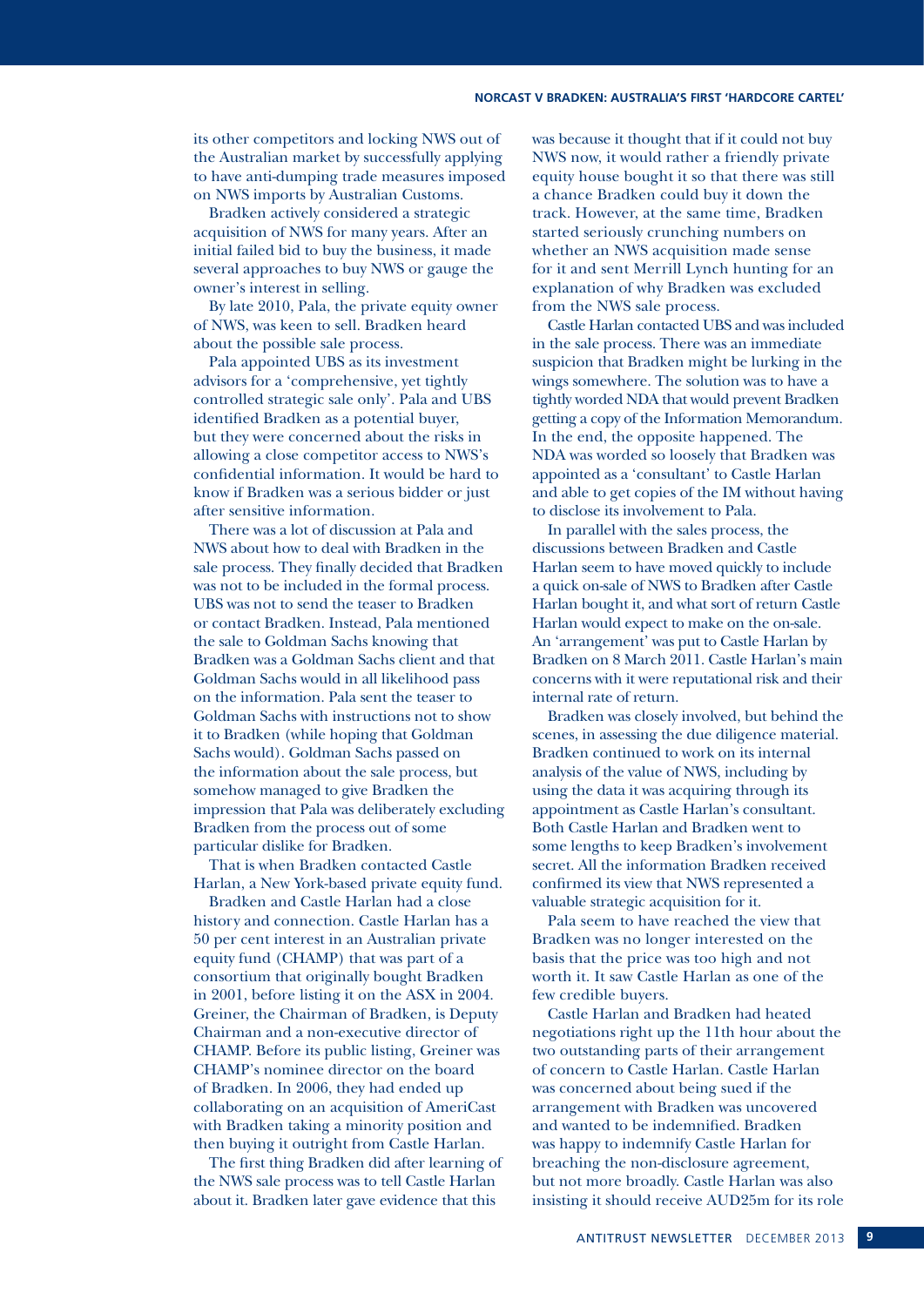its other competitors and locking NWS out of the Australian market by successfully applying to have anti-dumping trade measures imposed on NWS imports by Australian Customs.

Bradken actively considered a strategic acquisition of NWS for many years. After an initial failed bid to buy the business, it made several approaches to buy NWS or gauge the owner's interest in selling.

By late 2010, Pala, the private equity owner of NWS, was keen to sell. Bradken heard about the possible sale process.

Pala appointed UBS as its investment advisors for a 'comprehensive, yet tightly controlled strategic sale only'. Pala and UBS identified Bradken as a potential buyer, but they were concerned about the risks in allowing a close competitor access to NWS's confidential information. It would be hard to know if Bradken was a serious bidder or just after sensitive information.

There was a lot of discussion at Pala and NWS about how to deal with Bradken in the sale process. They finally decided that Bradken was not to be included in the formal process. UBS was not to send the teaser to Bradken or contact Bradken. Instead, Pala mentioned the sale to Goldman Sachs knowing that Bradken was a Goldman Sachs client and that Goldman Sachs would in all likelihood pass on the information. Pala sent the teaser to Goldman Sachs with instructions not to show it to Bradken (while hoping that Goldman Sachs would). Goldman Sachs passed on the information about the sale process, but somehow managed to give Bradken the impression that Pala was deliberately excluding Bradken from the process out of some particular dislike for Bradken.

That is when Bradken contacted Castle Harlan, a New York-based private equity fund.

Bradken and Castle Harlan had a close history and connection. Castle Harlan has a 50 per cent interest in an Australian private equity fund (CHAMP) that was part of a consortium that originally bought Bradken in 2001, before listing it on the ASX in 2004. Greiner, the Chairman of Bradken, is Deputy Chairman and a non-executive director of CHAMP. Before its public listing, Greiner was CHAMP's nominee director on the board of Bradken. In 2006, they had ended up collaborating on an acquisition of AmeriCast with Bradken taking a minority position and then buying it outright from Castle Harlan.

The first thing Bradken did after learning of the NWS sale process was to tell Castle Harlan about it. Bradken later gave evidence that this was because it thought that if it could not buy NWS now, it would rather a friendly private equity house bought it so that there was still a chance Bradken could buy it down the track. However, at the same time, Bradken started seriously crunching numbers on whether an NWS acquisition made sense for it and sent Merrill Lynch hunting for an explanation of why Bradken was excluded from the NWS sale process.

Castle Harlan contacted UBS and was included in the sale process. There was an immediate suspicion that Bradken might be lurking in the wings somewhere. The solution was to have a tightly worded NDA that would prevent Bradken getting a copy of the Information Memorandum. In the end, the opposite happened. The NDA was worded so loosely that Bradken was appointed as a 'consultant' to Castle Harlan and able to get copies of the IM without having to disclose its involvement to Pala.

In parallel with the sales process, the discussions between Bradken and Castle Harlan seem to have moved quickly to include a quick on-sale of NWS to Bradken after Castle Harlan bought it, and what sort of return Castle Harlan would expect to make on the on-sale. An 'arrangement' was put to Castle Harlan by Bradken on 8 March 2011. Castle Harlan's main concerns with it were reputational risk and their internal rate of return.

Bradken was closely involved, but behind the scenes, in assessing the due diligence material. Bradken continued to work on its internal analysis of the value of NWS, including by using the data it was acquiring through its appointment as Castle Harlan's consultant. Both Castle Harlan and Bradken went to some lengths to keep Bradken's involvement secret. All the information Bradken received confirmed its view that NWS represented a valuable strategic acquisition for it.

Pala seem to have reached the view that Bradken was no longer interested on the basis that the price was too high and not worth it. It saw Castle Harlan as one of the few credible buyers.

Castle Harlan and Bradken had heated negotiations right up the 11th hour about the two outstanding parts of their arrangement of concern to Castle Harlan. Castle Harlan was concerned about being sued if the arrangement with Bradken was uncovered and wanted to be indemnified. Bradken was happy to indemnify Castle Harlan for breaching the non-disclosure agreement, but not more broadly. Castle Harlan was also insisting it should receive AUD25m for its role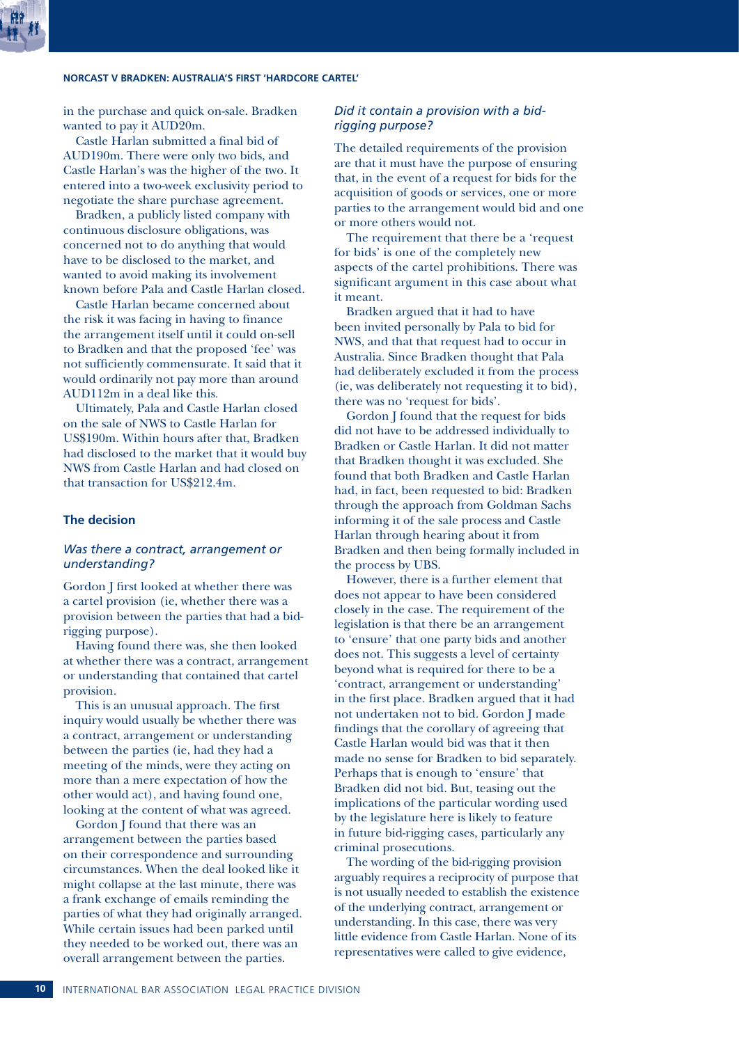in the purchase and quick on-sale. Bradken wanted to pay it AUD20m.

Castle Harlan submitted a final bid of AUD190m. There were only two bids, and Castle Harlan's was the higher of the two. It entered into a two-week exclusivity period to negotiate the share purchase agreement.

Bradken, a publicly listed company with continuous disclosure obligations, was concerned not to do anything that would have to be disclosed to the market, and wanted to avoid making its involvement known before Pala and Castle Harlan closed.

Castle Harlan became concerned about the risk it was facing in having to finance the arrangement itself until it could on-sell to Bradken and that the proposed 'fee' was not sufficiently commensurate. It said that it would ordinarily not pay more than around AUD112m in a deal like this.

Ultimately, Pala and Castle Harlan closed on the sale of NWS to Castle Harlan for US$190m. Within hours after that, Bradken had disclosed to the market that it would buy NWS from Castle Harlan and had closed on that transaction for US$212.4m.

## The decision

### *Was there a contract, arrangement or understanding?*

Gordon J first looked at whether there was a cartel provision (ie, whether there was a provision between the parties that had a bid-rigging purpose).

Having found there was, she then looked at whether there was a contract, arrangement or understanding that contained that cartel provision.

This is an unusual approach. The first inquiry would usually be whether there was a contract, arrangement or understanding between the parties (ie, had they had a meeting of the minds, were they acting on more than a mere expectation of how the other would act), and having found one, looking at the content of what was agreed.

Gordon J found that there was an arrangement between the parties based on their correspondence and surrounding circumstances. When the deal looked like it might collapse at the last minute, there was a frank exchange of emails reminding the parties of what they had originally arranged. While certain issues had been parked until they needed to be worked out, there was an overall arrangement between the parties.

### *Did it contain a provision with a bid-rigging purpose?*

The detailed requirements of the provision are that it must have the purpose of ensuring that, in the event of a request for bids for the acquisition of goods or services, one or more parties to the arrangement would bid and one or more others would not.

The requirement that there be a 'request for bids' is one of the completely new aspects of the cartel prohibitions. There was significant argument in this case about what it meant.

Bradken argued that it had to have been invited personally by Pala to bid for NWS, and that that request had to occur in Australia. Since Bradken thought that Pala had deliberately excluded it from the process (ie, was deliberately not requesting it to bid), there was no 'request for bids'.

Gordon J found that the request for bids did not have to be addressed individually to Bradken or Castle Harlan. It did not matter that Bradken thought it was excluded. She found that both Bradken and Castle Harlan had, in fact, been requested to bid: Bradken through the approach from Goldman Sachs informing it of the sale process and Castle Harlan through hearing about it from Bradken and then being formally included in the process by UBS.

However, there is a further element that does not appear to have been considered closely in the case. The requirement of the legislation is that there be an arrangement to 'ensure' that one party bids and another does not. This suggests a level of certainty beyond what is required for there to be a 'contract, arrangement or understanding' in the first place. Bradken argued that it had not undertaken not to bid. Gordon J made findings that the corollary of agreeing that Castle Harlan would bid was that it then made no sense for Bradken to bid separately. Perhaps that is enough to 'ensure' that Bradken did not bid. But, teasing out the implications of the particular wording used by the legislature here is likely to feature in future bid-rigging cases, particularly any criminal prosecutions.

The wording of the bid-rigging provision arguably requires a reciprocity of purpose that is not usually needed to establish the existence of the underlying contract, arrangement or understanding. In this case, there was very little evidence from Castle Harlan. None of its representatives were called to give evidence,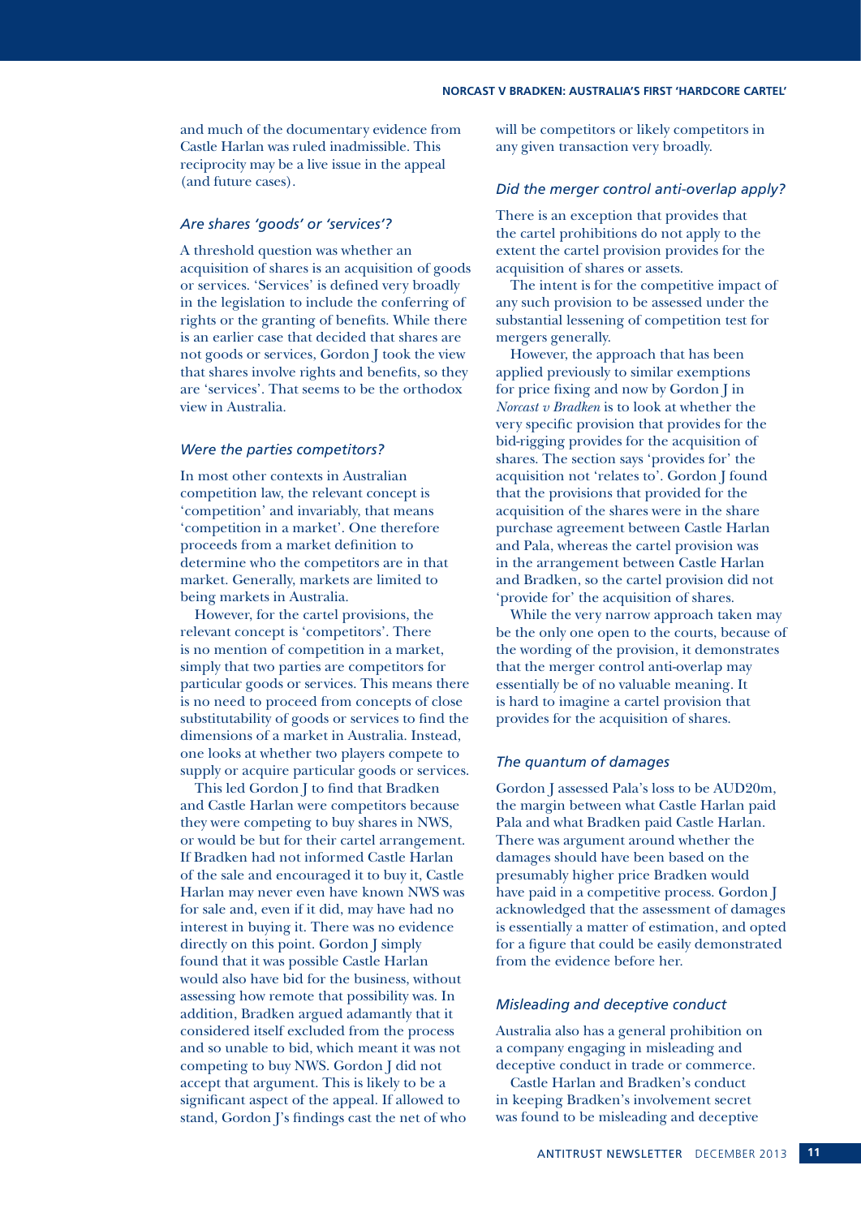and much of the documentary evidence from Castle Harlan was ruled inadmissible. This reciprocity may be a live issue in the appeal (and future cases).

### *Are shares 'goods' or 'services'?*

A threshold question was whether an acquisition of shares is an acquisition of goods or services. 'Services' is defined very broadly in the legislation to include the conferring of rights or the granting of benefits. While there is an earlier case that decided that shares are not goods or services, Gordon J took the view that shares involve rights and benefits, so they are 'services'. That seems to be the orthodox view in Australia.

### *Were the parties competitors?*

In most other contexts in Australian competition law, the relevant concept is 'competition' and invariably, that means 'competition in a market'. One therefore proceeds from a market definition to determine who the competitors are in that market. Generally, markets are limited to being markets in Australia.

However, for the cartel provisions, the relevant concept is 'competitors'. There is no mention of competition in a market, simply that two parties are competitors for particular goods or services. This means there is no need to proceed from concepts of close substitutability of goods or services to find the dimensions of a market in Australia. Instead, one looks at whether two players compete to supply or acquire particular goods or services.

This led Gordon J to find that Bradken and Castle Harlan were competitors because they were competing to buy shares in NWS, or would be but for their cartel arrangement. If Bradken had not informed Castle Harlan of the sale and encouraged it to buy it, Castle Harlan may never even have known NWS was for sale and, even if it did, may have had no interest in buying it. There was no evidence directly on this point. Gordon J simply found that it was possible Castle Harlan would also have bid for the business, without assessing how remote that possibility was. In addition, Bradken argued adamantly that it considered itself excluded from the process and so unable to bid, which meant it was not competing to buy NWS. Gordon J did not accept that argument. This is likely to be a significant aspect of the appeal. If allowed to stand, Gordon J's findings cast the net of who will be competitors or likely competitors in any given transaction very broadly.

### *Did the merger control anti-overlap apply?*

There is an exception that provides that the cartel prohibitions do not apply to the extent the cartel provision provides for the acquisition of shares or assets.

The intent is for the competitive impact of any such provision to be assessed under the substantial lessening of competition test for mergers generally.

However, the approach that has been applied previously to similar exemptions for price fixing and now by Gordon J in *Norcast v Bradken* is to look at whether the very specific provision that provides for the bid-rigging provides for the acquisition of shares. The section says 'provides for' the acquisition not 'relates to'. Gordon J found that the provisions that provided for the acquisition of the shares were in the share purchase agreement between Castle Harlan and Pala, whereas the cartel provision was in the arrangement between Castle Harlan and Bradken, so the cartel provision did not 'provide for' the acquisition of shares.

While the very narrow approach taken may be the only one open to the courts, because of the wording of the provision, it demonstrates that the merger control anti-overlap may essentially be of no valuable meaning. It is hard to imagine a cartel provision that provides for the acquisition of shares.

### *The quantum of damages*

Gordon J assessed Pala's loss to be AUD20m, the margin between what Castle Harlan paid Pala and what Bradken paid Castle Harlan. There was argument around whether the damages should have been based on the presumably higher price Bradken would have paid in a competitive process. Gordon J acknowledged that the assessment of damages is essentially a matter of estimation, and opted for a figure that could be easily demonstrated from the evidence before her.

### *Misleading and deceptive conduct*

Australia also has a general prohibition on a company engaging in misleading and deceptive conduct in trade or commerce.

Castle Harlan and Bradken's conduct in keeping Bradken's involvement secret was found to be misleading and deceptive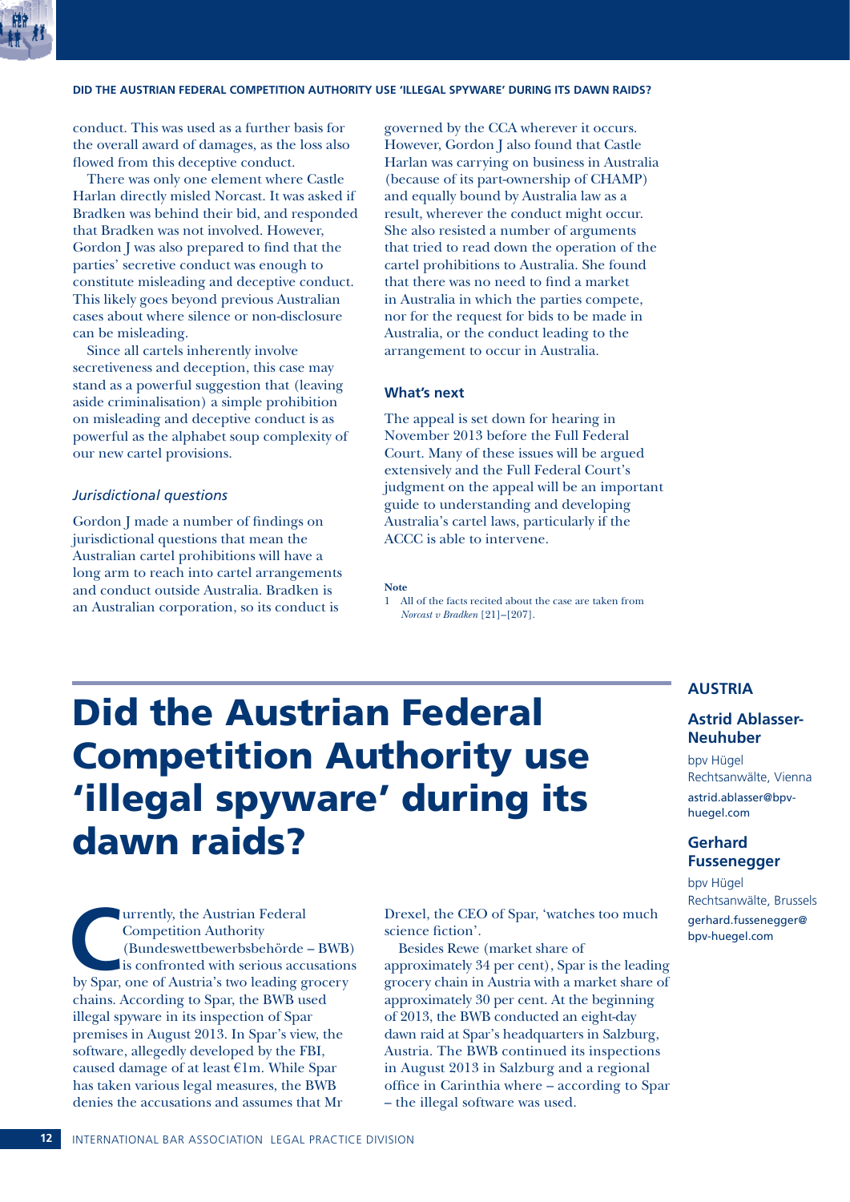conduct. This was used as a further basis for the overall award of damages, as the loss also flowed from this deceptive conduct.

There was only one element where Castle Harlan directly misled Norcast. It was asked if Bradken was behind their bid, and responded that Bradken was not involved. However, Gordon J was also prepared to find that the parties' secretive conduct was enough to constitute misleading and deceptive conduct. This likely goes beyond previous Australian cases about where silence or non-disclosure can be misleading.

Since all cartels inherently involve secretiveness and deception, this case may stand as a powerful suggestion that (leaving aside criminalisation) a simple prohibition on misleading and deceptive conduct is as powerful as the alphabet soup complexity of our new cartel provisions.

### *Jurisdictional questions*

Gordon J made a number of findings on jurisdictional questions that mean the Australian cartel prohibitions will have a long arm to reach into cartel arrangements and conduct outside Australia. Bradken is an Australian corporation, so its conduct is governed by the CCA wherever it occurs. However, Gordon J also found that Castle Harlan was carrying on business in Australia (because of its part-ownership of CHAMP) and equally bound by Australia law as a result, wherever the conduct might occur. She also resisted a number of arguments that tried to read down the operation of the cartel prohibitions to Australia. She found that there was no need to find a market in Australia in which the parties compete, nor for the request for bids to be made in Australia, or the conduct leading to the arrangement to occur in Australia.

### What's next

The appeal is set down for hearing in November 2013 before the Full Federal Court. Many of these issues will be argued extensively and the Full Federal Court's judgment on the appeal will be an important guide to understanding and developing Australia's cartel laws, particularly if the ACCC is able to intervene.

**Note**

1 All of the facts recited about the case are taken from *Norcast v Bradken* [21]–[207].

# Did the Austrian Federal Competition Authority use 'illegal spyware' during its dawn raids?

**AUSTRIA**

**Astrid Ablasser-Neuhuber**
bpv Hügel
Rechtsanwälte, Vienna
astrid.ablasser@bpv-huegel.com

**Gerhard Fussenegger**
bpv Hügel
Rechtsanwälte, Brussels
gerhard.fussenegger@bpv-huegel.com

Currently, the Austrian Federal Competition Authority (Bundeswettbewerbsbehörde – BWB) is confronted with serious accusations by Spar, one of Austria's two leading grocery chains. According to Spar, the BWB used illegal spyware in its inspection of Spar premises in August 2013. In Spar's view, the software, allegedly developed by the FBI, caused damage of at least €1m. While Spar has taken various legal measures, the BWB denies the accusations and assumes that Mr Drexel, the CEO of Spar, 'watches too much science fiction'.

Besides Rewe (market share of approximately 34 per cent), Spar is the leading grocery chain in Austria with a market share of approximately 30 per cent. At the beginning of 2013, the BWB conducted an eight-day dawn raid at Spar's headquarters in Salzburg, Austria. The BWB continued its inspections in August 2013 in Salzburg and a regional office in Carinthia where – according to Spar – the illegal software was used.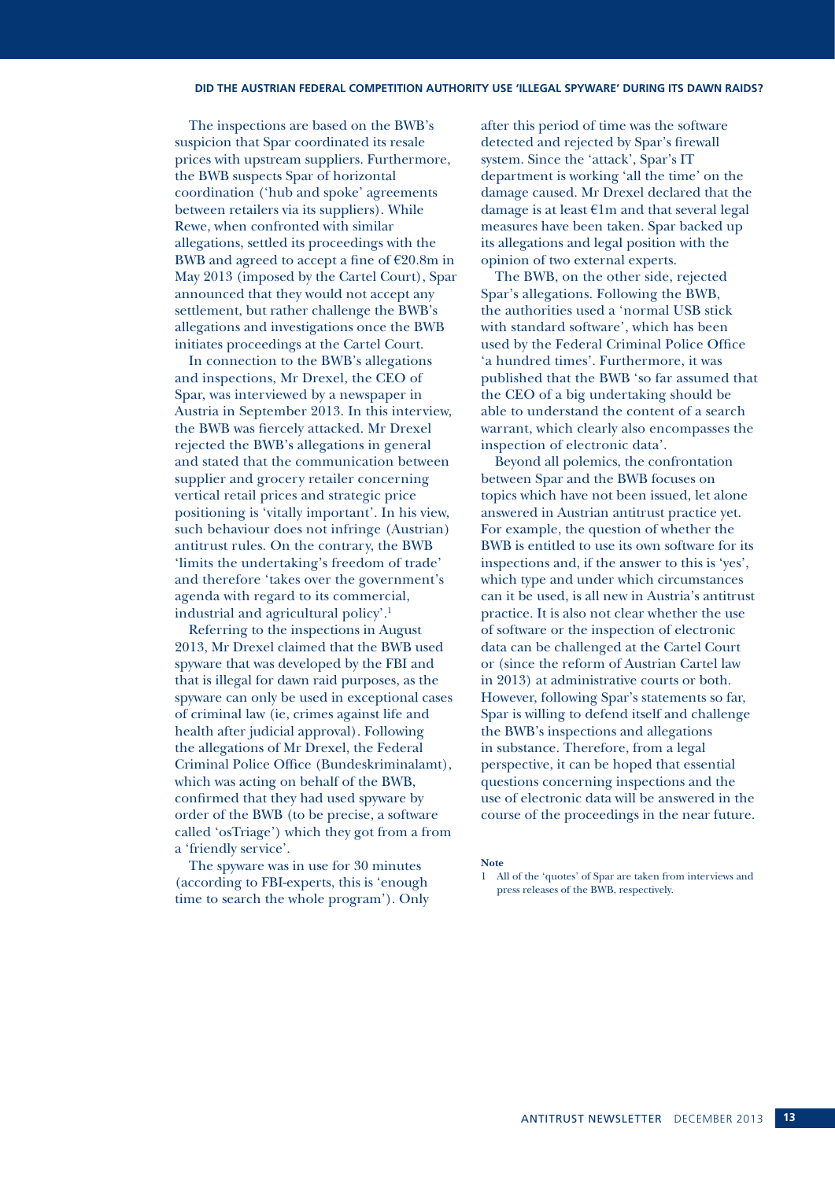The inspections are based on the BWB's suspicion that Spar coordinated its resale prices with upstream suppliers. Furthermore, the BWB suspects Spar of horizontal coordination ('hub and spoke' agreements between retailers via its suppliers). While Rewe, when confronted with similar allegations, settled its proceedings with the BWB and agreed to accept a fine of €20.8m in May 2013 (imposed by the Cartel Court), Spar announced that they would not accept any settlement, but rather challenge the BWB's allegations and investigations once the BWB initiates proceedings at the Cartel Court.

In connection to the BWB's allegations and inspections, Mr Drexel, the CEO of Spar, was interviewed by a newspaper in Austria in September 2013. In this interview, the BWB was fiercely attacked. Mr Drexel rejected the BWB's allegations in general and stated that the communication between supplier and grocery retailer concerning vertical retail prices and strategic price positioning is 'vitally important'. In his view, such behaviour does not infringe (Austrian) antitrust rules. On the contrary, the BWB 'limits the undertaking's freedom of trade' and therefore 'takes over the government's agenda with regard to its commercial, industrial and agricultural policy'.[1]

Referring to the inspections in August 2013, Mr Drexel claimed that the BWB used spyware that was developed by the FBI and that is illegal for dawn raid purposes, as the spyware can only be used in exceptional cases of criminal law (ie, crimes against life and health after judicial approval). Following the allegations of Mr Drexel, the Federal Criminal Police Office (Bundeskriminalamt), which was acting on behalf of the BWB, confirmed that they had used spyware by order of the BWB (to be precise, a software called 'osTriage') which they got from a from a 'friendly service'.

The spyware was in use for 30 minutes (according to FBI-experts, this is 'enough time to search the whole program'). Only after this period of time was the software detected and rejected by Spar's firewall system. Since the 'attack', Spar's IT department is working 'all the time' on the damage caused. Mr Drexel declared that the damage is at least €1m and that several legal measures have been taken. Spar backed up its allegations and legal position with the opinion of two external experts.

The BWB, on the other side, rejected Spar's allegations. Following the BWB, the authorities used a 'normal USB stick with standard software', which has been used by the Federal Criminal Police Office 'a hundred times'. Furthermore, it was published that the BWB 'so far assumed that the CEO of a big undertaking should be able to understand the content of a search warrant, which clearly also encompasses the inspection of electronic data'.

Beyond all polemics, the confrontation between Spar and the BWB focuses on topics which have not been issued, let alone answered in Austrian antitrust practice yet. For example, the question of whether the BWB is entitled to use its own software for its inspections and, if the answer to this is 'yes', which type and under which circumstances can it be used, is all new in Austria's antitrust practice. It is also not clear whether the use of software or the inspection of electronic data can be challenged at the Cartel Court or (since the reform of Austrian Cartel law in 2013) at administrative courts or both. However, following Spar's statements so far, Spar is willing to defend itself and challenge the BWB's inspections and allegations in substance. Therefore, from a legal perspective, it can be hoped that essential questions concerning inspections and the use of electronic data will be answered in the course of the proceedings in the near future.

**Note**

1 All of the 'quotes' of Spar are taken from interviews and press releases of the BWB, respectively.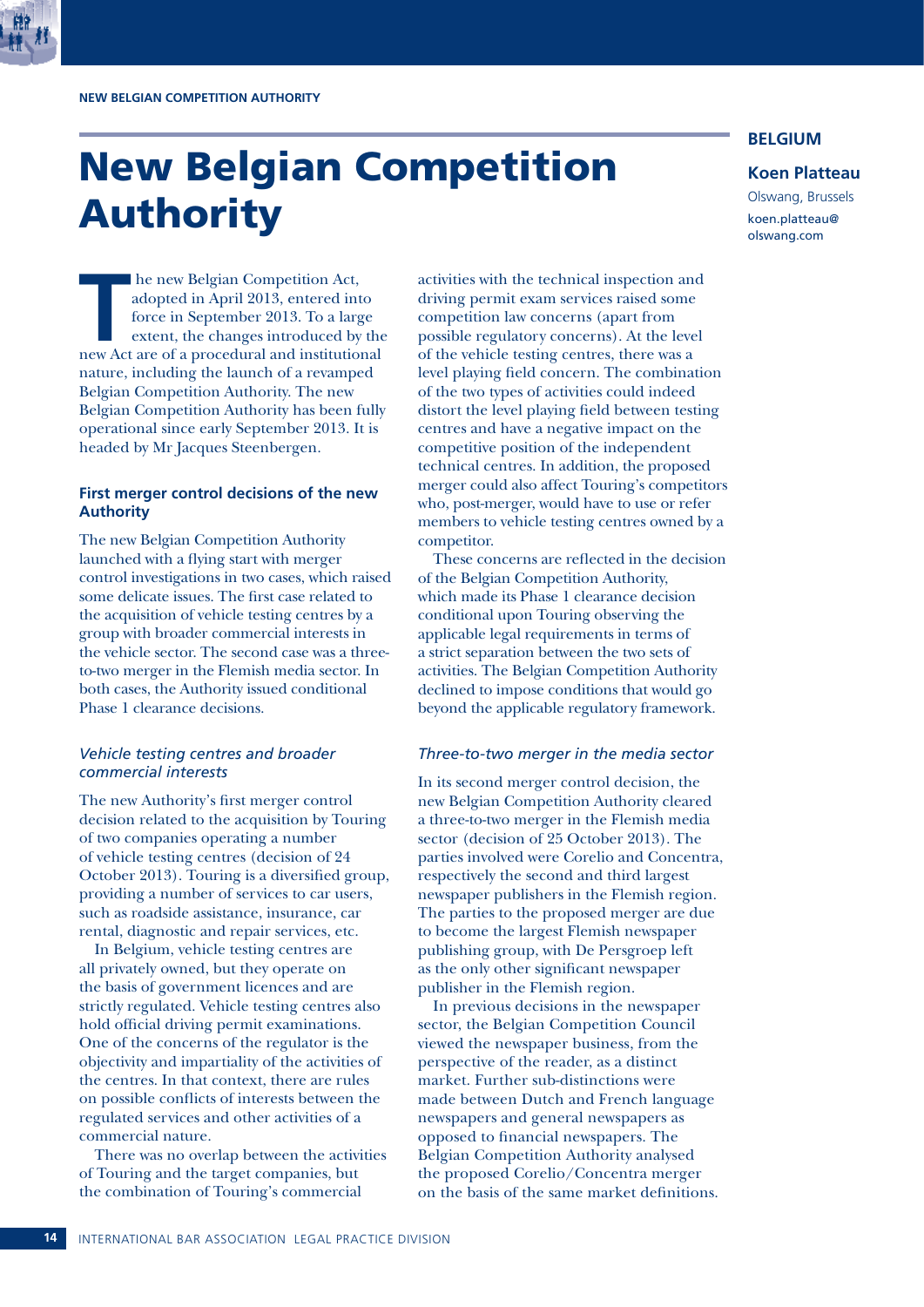# New Belgian Competition Authority

**BELGIUM**

**Koen Platteau**

Olswang, Brussels

koen.platteau@olswang.com

The new Belgian Competition Act, adopted in April 2013, entered into force in September 2013. To a large extent, the changes introduced by the new Act are of a procedural and institutional nature, including the launch of a revamped Belgian Competition Authority. The new Belgian Competition Authority has been fully operational since early September 2013. It is headed by Mr Jacques Steenbergen.

## First merger control decisions of the new Authority

The new Belgian Competition Authority launched with a flying start with merger control investigations in two cases, which raised some delicate issues. The first case related to the acquisition of vehicle testing centres by a group with broader commercial interests in the vehicle sector. The second case was a three-to-two merger in the Flemish media sector. In both cases, the Authority issued conditional Phase 1 clearance decisions.

### *Vehicle testing centres and broader commercial interests*

The new Authority's first merger control decision related to the acquisition by Touring of two companies operating a number of vehicle testing centres (decision of 24 October 2013). Touring is a diversified group, providing a number of services to car users, such as roadside assistance, insurance, car rental, diagnostic and repair services, etc.

In Belgium, vehicle testing centres are all privately owned, but they operate on the basis of government licences and are strictly regulated. Vehicle testing centres also hold official driving permit examinations. One of the concerns of the regulator is the objectivity and impartiality of the activities of the centres. In that context, there are rules on possible conflicts of interests between the regulated services and other activities of a commercial nature.

There was no overlap between the activities of Touring and the target companies, but the combination of Touring's commercial activities with the technical inspection and driving permit exam services raised some competition law concerns (apart from possible regulatory concerns). At the level of the vehicle testing centres, there was a level playing field concern. The combination of the two types of activities could indeed distort the level playing field between testing centres and have a negative impact on the competitive position of the independent technical centres. In addition, the proposed merger could also affect Touring's competitors who, post-merger, would have to use or refer members to vehicle testing centres owned by a competitor.

These concerns are reflected in the decision of the Belgian Competition Authority, which made its Phase 1 clearance decision conditional upon Touring observing the applicable legal requirements in terms of a strict separation between the two sets of activities. The Belgian Competition Authority declined to impose conditions that would go beyond the applicable regulatory framework.

### *Three-to-two merger in the media sector*

In its second merger control decision, the new Belgian Competition Authority cleared a three-to-two merger in the Flemish media sector (decision of 25 October 2013). The parties involved were Corelio and Concentra, respectively the second and third largest newspaper publishers in the Flemish region. The parties to the proposed merger are due to become the largest Flemish newspaper publishing group, with De Persgroep left as the only other significant newspaper publisher in the Flemish region.

In previous decisions in the newspaper sector, the Belgian Competition Council viewed the newspaper business, from the perspective of the reader, as a distinct market. Further sub-distinctions were made between Dutch and French language newspapers and general newspapers as opposed to financial newspapers. The Belgian Competition Authority analysed the proposed Corelio/Concentra merger on the basis of the same market definitions.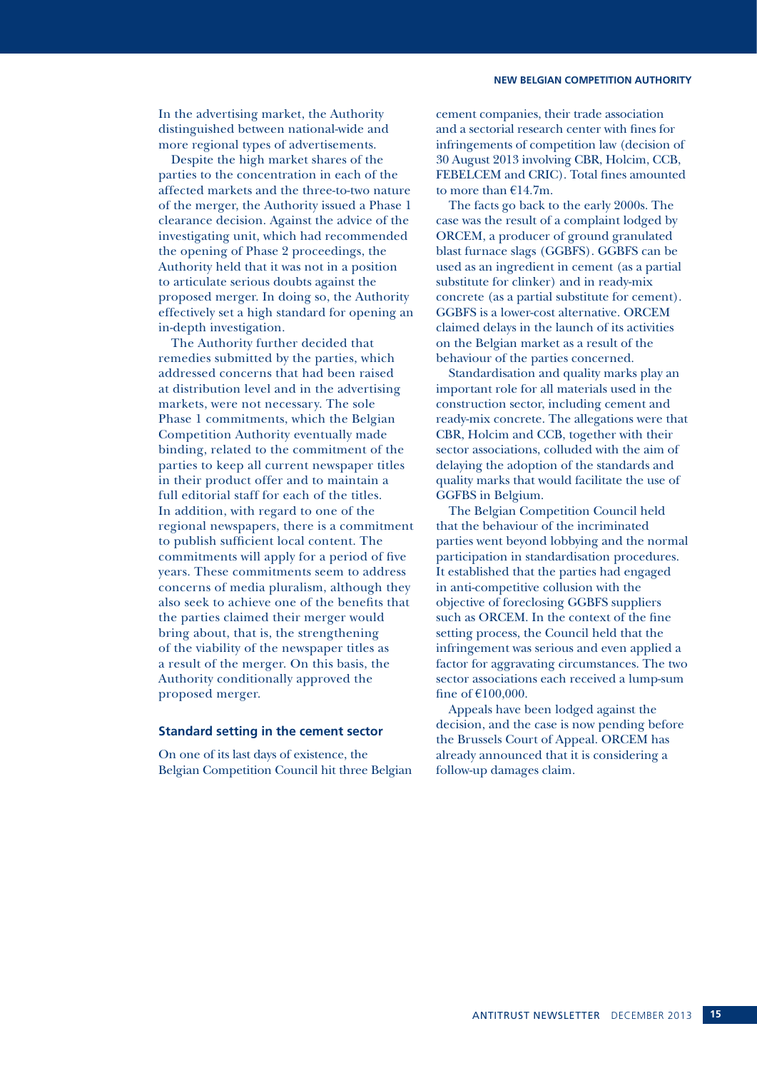In the advertising market, the Authority distinguished between national-wide and more regional types of advertisements.

Despite the high market shares of the parties to the concentration in each of the affected markets and the three-to-two nature of the merger, the Authority issued a Phase 1 clearance decision. Against the advice of the investigating unit, which had recommended the opening of Phase 2 proceedings, the Authority held that it was not in a position to articulate serious doubts against the proposed merger. In doing so, the Authority effectively set a high standard for opening an in-depth investigation.

The Authority further decided that remedies submitted by the parties, which addressed concerns that had been raised at distribution level and in the advertising markets, were not necessary. The sole Phase 1 commitments, which the Belgian Competition Authority eventually made binding, related to the commitment of the parties to keep all current newspaper titles in their product offer and to maintain a full editorial staff for each of the titles. In addition, with regard to one of the regional newspapers, there is a commitment to publish sufficient local content. The commitments will apply for a period of five years. These commitments seem to address concerns of media pluralism, although they also seek to achieve one of the benefits that the parties claimed their merger would bring about, that is, the strengthening of the viability of the newspaper titles as a result of the merger. On this basis, the Authority conditionally approved the proposed merger.

### Standard setting in the cement sector

On one of its last days of existence, the Belgian Competition Council hit three Belgian cement companies, their trade association and a sectorial research center with fines for infringements of competition law (decision of 30 August 2013 involving CBR, Holcim, CCB, FEBELCEM and CRIC). Total fines amounted to more than €14.7m.

The facts go back to the early 2000s. The case was the result of a complaint lodged by ORCEM, a producer of ground granulated blast furnace slags (GGBFS). GGBFS can be used as an ingredient in cement (as a partial substitute for clinker) and in ready-mix concrete (as a partial substitute for cement). GGBFS is a lower-cost alternative. ORCEM claimed delays in the launch of its activities on the Belgian market as a result of the behaviour of the parties concerned.

Standardisation and quality marks play an important role for all materials used in the construction sector, including cement and ready-mix concrete. The allegations were that CBR, Holcim and CCB, together with their sector associations, colluded with the aim of delaying the adoption of the standards and quality marks that would facilitate the use of GGFBS in Belgium.

The Belgian Competition Council held that the behaviour of the incriminated parties went beyond lobbying and the normal participation in standardisation procedures. It established that the parties had engaged in anti-competitive collusion with the objective of foreclosing GGBFS suppliers such as ORCEM. In the context of the fine setting process, the Council held that the infringement was serious and even applied a factor for aggravating circumstances. The two sector associations each received a lump-sum fine of €100,000.

Appeals have been lodged against the decision, and the case is now pending before the Brussels Court of Appeal. ORCEM has already announced that it is considering a follow-up damages claim.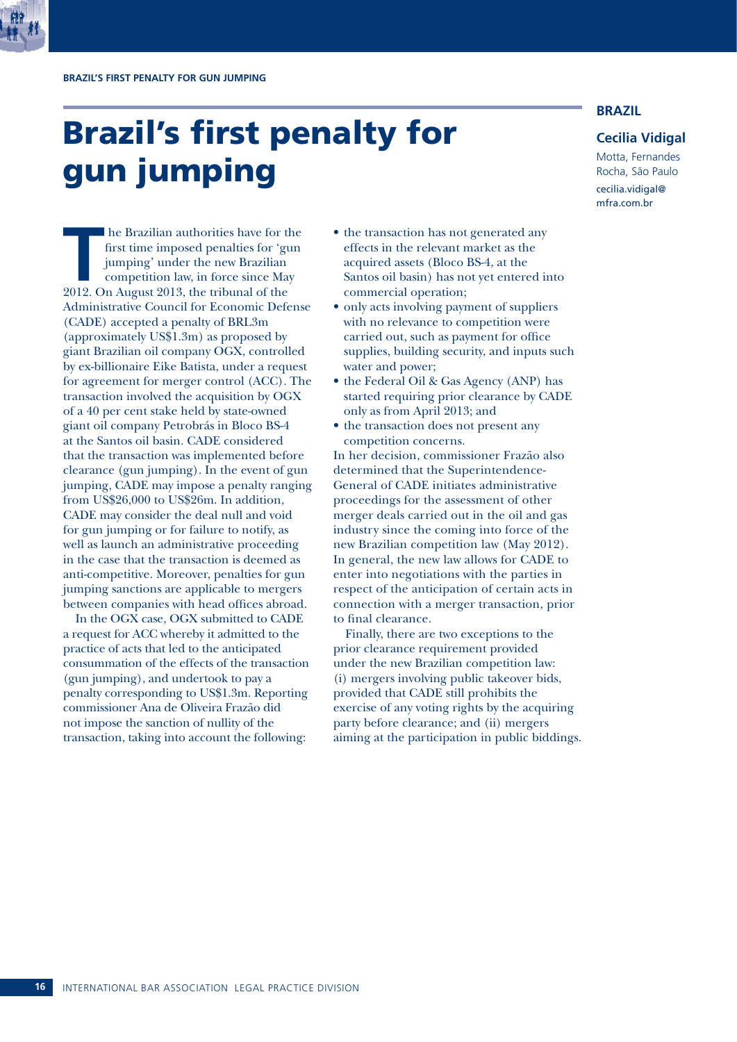# Brazil's first penalty for gun jumping

**BRAZIL**

**Cecilia Vidigal**

Motta, Fernandes Rocha, São Paulo

cecilia.vidigal@mfra.com.br

The Brazilian authorities have for the first time imposed penalties for 'gun jumping' under the new Brazilian competition law, in force since May 2012. On August 2013, the tribunal of the Administrative Council for Economic Defense (CADE) accepted a penalty of BRL3m (approximately US$1.3m) as proposed by giant Brazilian oil company OGX, controlled by ex-billionaire Eike Batista, under a request for agreement for merger control (ACC). The transaction involved the acquisition by OGX of a 40 per cent stake held by state-owned giant oil company Petrobrás in Bloco BS-4 at the Santos oil basin. CADE considered that the transaction was implemented before clearance (gun jumping). In the event of gun jumping, CADE may impose a penalty ranging from US$26,000 to US$26m. In addition, CADE may consider the deal null and void for gun jumping or for failure to notify, as well as launch an administrative proceeding in the case that the transaction is deemed as anti-competitive. Moreover, penalties for gun jumping sanctions are applicable to mergers between companies with head offices abroad.

In the OGX case, OGX submitted to CADE a request for ACC whereby it admitted to the practice of acts that led to the anticipated consummation of the effects of the transaction (gun jumping), and undertook to pay a penalty corresponding to US$1.3m. Reporting commissioner Ana de Oliveira Frazão did not impose the sanction of nullity of the transaction, taking into account the following:

- the transaction has not generated any effects in the relevant market as the acquired assets (Bloco BS-4, at the Santos oil basin) has not yet entered into commercial operation;
- only acts involving payment of suppliers with no relevance to competition were carried out, such as payment for office supplies, building security, and inputs such water and power;
- the Federal Oil & Gas Agency (ANP) has started requiring prior clearance by CADE only as from April 2013; and
- the transaction does not present any competition concerns.

In her decision, commissioner Frazão also determined that the Superintendence-General of CADE initiates administrative proceedings for the assessment of other merger deals carried out in the oil and gas industry since the coming into force of the new Brazilian competition law (May 2012). In general, the new law allows for CADE to enter into negotiations with the parties in respect of the anticipation of certain acts in connection with a merger transaction, prior to final clearance.

Finally, there are two exceptions to the prior clearance requirement provided under the new Brazilian competition law: (i) mergers involving public takeover bids, provided that CADE still prohibits the exercise of any voting rights by the acquiring party before clearance; and (ii) mergers aiming at the participation in public biddings.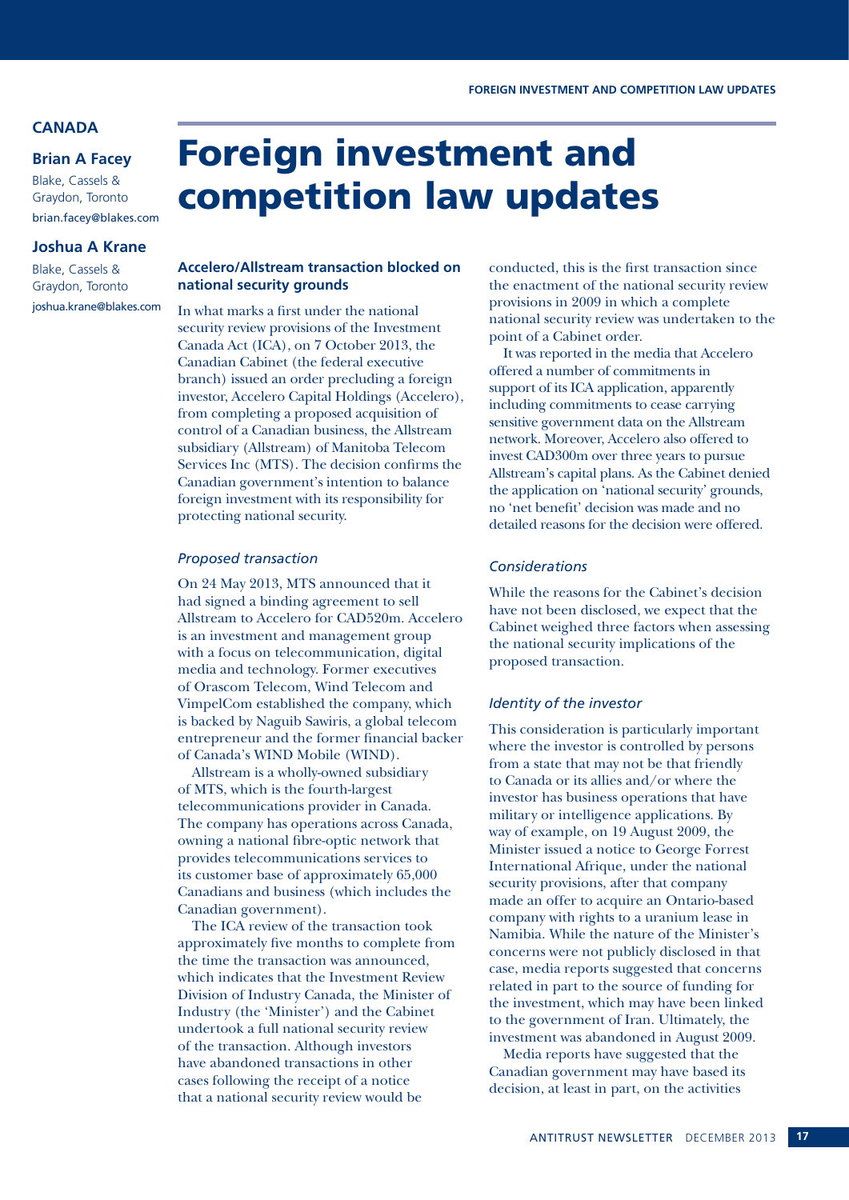## CANADA

**Brian A Facey**
Blake, Cassels & Graydon, Toronto
brian.facey@blakes.com

**Joshua A Krane**
Blake, Cassels & Graydon, Toronto
joshua.krane@blakes.com

# Foreign investment and competition law updates

### Accelero/Allstream transaction blocked on national security grounds

In what marks a first under the national security review provisions of the Investment Canada Act (ICA), on 7 October 2013, the Canadian Cabinet (the federal executive branch) issued an order precluding a foreign investor, Accelero Capital Holdings (Accelero), from completing a proposed acquisition of control of a Canadian business, the Allstream subsidiary (Allstream) of Manitoba Telecom Services Inc (MTS). The decision confirms the Canadian government's intention to balance foreign investment with its responsibility for protecting national security.

#### *Proposed transaction*

On 24 May 2013, MTS announced that it had signed a binding agreement to sell Allstream to Accelero for CAD520m. Accelero is an investment and management group with a focus on telecommunication, digital media and technology. Former executives of Orascom Telecom, Wind Telecom and VimpelCom established the company, which is backed by Naguib Sawiris, a global telecom entrepreneur and the former financial backer of Canada's WIND Mobile (WIND).

Allstream is a wholly-owned subsidiary of MTS, which is the fourth-largest telecommunications provider in Canada. The company has operations across Canada, owning a national fibre-optic network that provides telecommunications services to its customer base of approximately 65,000 Canadians and business (which includes the Canadian government).

The ICA review of the transaction took approximately five months to complete from the time the transaction was announced, which indicates that the Investment Review Division of Industry Canada, the Minister of Industry (the 'Minister') and the Cabinet undertook a full national security review of the transaction. Although investors have abandoned transactions in other cases following the receipt of a notice that a national security review would be conducted, this is the first transaction since the enactment of the national security review provisions in 2009 in which a complete national security review was undertaken to the point of a Cabinet order.

It was reported in the media that Accelero offered a number of commitments in support of its ICA application, apparently including commitments to cease carrying sensitive government data on the Allstream network. Moreover, Accelero also offered to invest CAD300m over three years to pursue Allstream's capital plans. As the Cabinet denied the application on 'national security' grounds, no 'net benefit' decision was made and no detailed reasons for the decision were offered.

#### *Considerations*

While the reasons for the Cabinet's decision have not been disclosed, we expect that the Cabinet weighed three factors when assessing the national security implications of the proposed transaction.

#### *Identity of the investor*

This consideration is particularly important where the investor is controlled by persons from a state that may not be that friendly to Canada or its allies and/or where the investor has business operations that have military or intelligence applications. By way of example, on 19 August 2009, the Minister issued a notice to George Forrest International Afrique, under the national security provisions, after that company made an offer to acquire an Ontario-based company with rights to a uranium lease in Namibia. While the nature of the Minister's concerns were not publicly disclosed in that case, media reports suggested that concerns related in part to the source of funding for the investment, which may have been linked to the government of Iran. Ultimately, the investment was abandoned in August 2009.

Media reports have suggested that the Canadian government may have based its decision, at least in part, on the activities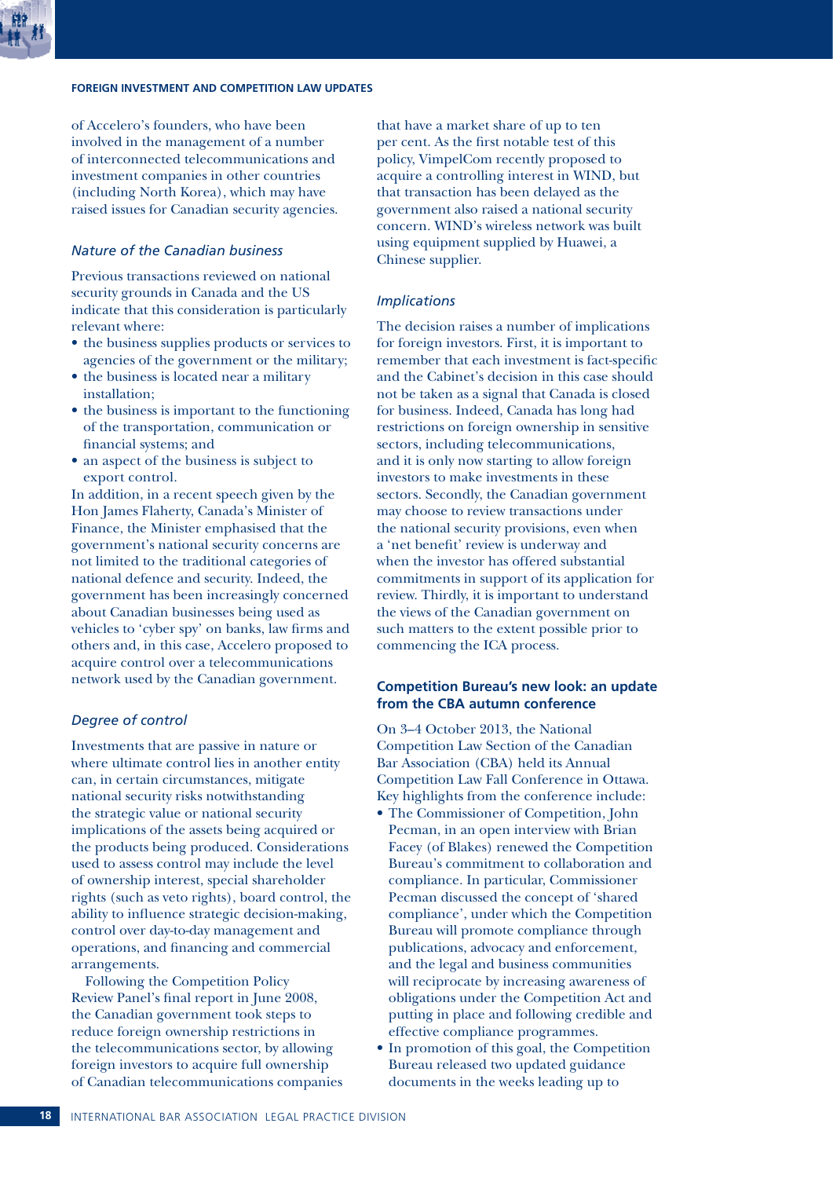of Accelero's founders, who have been involved in the management of a number of interconnected telecommunications and investment companies in other countries (including North Korea), which may have raised issues for Canadian security agencies.

*Nature of the Canadian business*

Previous transactions reviewed on national security grounds in Canada and the US indicate that this consideration is particularly relevant where:

- the business supplies products or services to agencies of the government or the military;
- the business is located near a military installation;
- the business is important to the functioning of the transportation, communication or financial systems; and
- an aspect of the business is subject to export control.

In addition, in a recent speech given by the Hon James Flaherty, Canada's Minister of Finance, the Minister emphasised that the government's national security concerns are not limited to the traditional categories of national defence and security. Indeed, the government has been increasingly concerned about Canadian businesses being used as vehicles to 'cyber spy' on banks, law firms and others and, in this case, Accelero proposed to acquire control over a telecommunications network used by the Canadian government.

*Degree of control*

Investments that are passive in nature or where ultimate control lies in another entity can, in certain circumstances, mitigate national security risks notwithstanding the strategic value or national security implications of the assets being acquired or the products being produced. Considerations used to assess control may include the level of ownership interest, special shareholder rights (such as veto rights), board control, the ability to influence strategic decision-making, control over day-to-day management and operations, and financing and commercial arrangements.

Following the Competition Policy Review Panel's final report in June 2008, the Canadian government took steps to reduce foreign ownership restrictions in the telecommunications sector, by allowing foreign investors to acquire full ownership of Canadian telecommunications companies that have a market share of up to ten per cent. As the first notable test of this policy, VimpelCom recently proposed to acquire a controlling interest in WIND, but that transaction has been delayed as the government also raised a national security concern. WIND's wireless network was built using equipment supplied by Huawei, a Chinese supplier.

*Implications*

The decision raises a number of implications for foreign investors. First, it is important to remember that each investment is fact-specific and the Cabinet's decision in this case should not be taken as a signal that Canada is closed for business. Indeed, Canada has long had restrictions on foreign ownership in sensitive sectors, including telecommunications, and it is only now starting to allow foreign investors to make investments in these sectors. Secondly, the Canadian government may choose to review transactions under the national security provisions, even when a 'net benefit' review is underway and when the investor has offered substantial commitments in support of its application for review. Thirdly, it is important to understand the views of the Canadian government on such matters to the extent possible prior to commencing the ICA process.

### Competition Bureau's new look: an update from the CBA autumn conference

On 3–4 October 2013, the National Competition Law Section of the Canadian Bar Association (CBA) held its Annual Competition Law Fall Conference in Ottawa. Key highlights from the conference include:

- The Commissioner of Competition, John Pecman, in an open interview with Brian Facey (of Blakes) renewed the Competition Bureau's commitment to collaboration and compliance. In particular, Commissioner Pecman discussed the concept of 'shared compliance', under which the Competition Bureau will promote compliance through publications, advocacy and enforcement, and the legal and business communities will reciprocate by increasing awareness of obligations under the Competition Act and putting in place and following credible and effective compliance programmes.
- In promotion of this goal, the Competition Bureau released two updated guidance documents in the weeks leading up to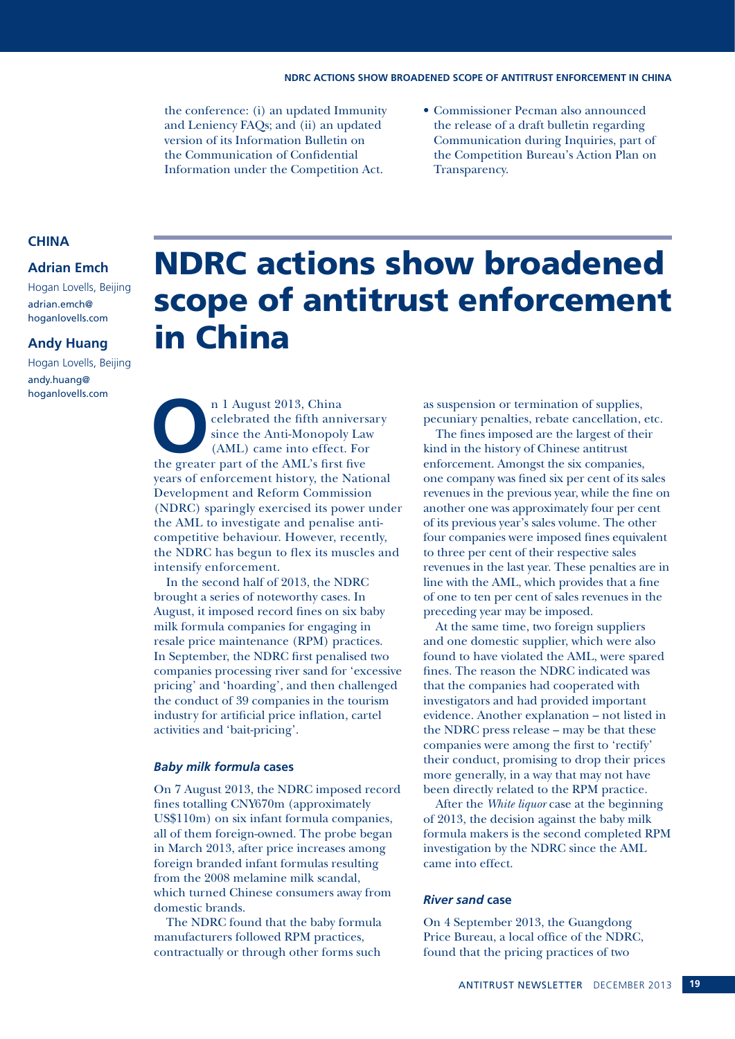the conference: (i) an updated Immunity and Leniency FAQs; and (ii) an updated version of its Information Bulletin on the Communication of Confidential Information under the Competition Act.

- Commissioner Pecman also announced the release of a draft bulletin regarding Communication during Inquiries, part of the Competition Bureau's Action Plan on Transparency.

**CHINA**

**Adrian Emch**
Hogan Lovells, Beijing
adrian.emch@hoganlovells.com

**Andy Huang**
Hogan Lovells, Beijing
andy.huang@hoganlovells.com

# NDRC actions show broadened scope of antitrust enforcement in China

On 1 August 2013, China celebrated the fifth anniversary since the Anti-Monopoly Law (AML) came into effect. For the greater part of the AML's first five years of enforcement history, the National Development and Reform Commission (NDRC) sparingly exercised its power under the AML to investigate and penalise anti-competitive behaviour. However, recently, the NDRC has begun to flex its muscles and intensify enforcement.

In the second half of 2013, the NDRC brought a series of noteworthy cases. In August, it imposed record fines on six baby milk formula companies for engaging in resale price maintenance (RPM) practices. In September, the NDRC first penalised two companies processing river sand for 'excessive pricing' and 'hoarding', and then challenged the conduct of 39 companies in the tourism industry for artificial price inflation, cartel activities and 'bait-pricing'.

### *Baby milk formula* cases

On 7 August 2013, the NDRC imposed record fines totalling CNY670m (approximately US$110m) on six infant formula companies, all of them foreign-owned. The probe began in March 2013, after price increases among foreign branded infant formulas resulting from the 2008 melamine milk scandal, which turned Chinese consumers away from domestic brands.

The NDRC found that the baby formula manufacturers followed RPM practices, contractually or through other forms such as suspension or termination of supplies, pecuniary penalties, rebate cancellation, etc.

The fines imposed are the largest of their kind in the history of Chinese antitrust enforcement. Amongst the six companies, one company was fined six per cent of its sales revenues in the previous year, while the fine on another one was approximately four per cent of its previous year's sales volume. The other four companies were imposed fines equivalent to three per cent of their respective sales revenues in the last year. These penalties are in line with the AML, which provides that a fine of one to ten per cent of sales revenues in the preceding year may be imposed.

At the same time, two foreign suppliers and one domestic supplier, which were also found to have violated the AML, were spared fines. The reason the NDRC indicated was that the companies had cooperated with investigators and had provided important evidence. Another explanation – not listed in the NDRC press release – may be that these companies were among the first to 'rectify' their conduct, promising to drop their prices more generally, in a way that may not have been directly related to the RPM practice.

After the *White liquor* case at the beginning of 2013, the decision against the baby milk formula makers is the second completed RPM investigation by the NDRC since the AML came into effect.

### *River sand* case

On 4 September 2013, the Guangdong Price Bureau, a local office of the NDRC, found that the pricing practices of two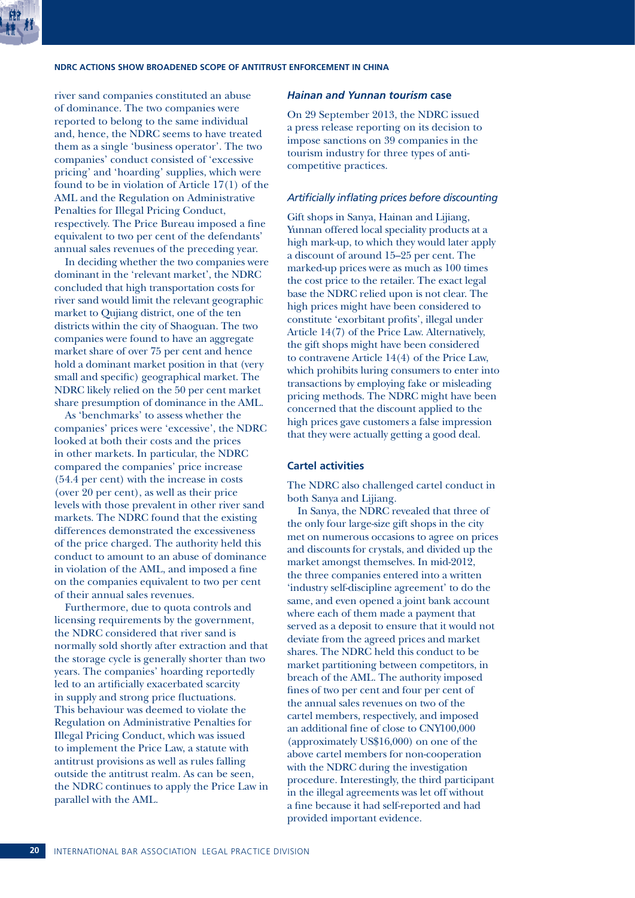river sand companies constituted an abuse of dominance. The two companies were reported to belong to the same individual and, hence, the NDRC seems to have treated them as a single 'business operator'. The two companies' conduct consisted of 'excessive pricing' and 'hoarding' supplies, which were found to be in violation of Article 17(1) of the AML and the Regulation on Administrative Penalties for Illegal Pricing Conduct, respectively. The Price Bureau imposed a fine equivalent to two per cent of the defendants' annual sales revenues of the preceding year.

In deciding whether the two companies were dominant in the 'relevant market', the NDRC concluded that high transportation costs for river sand would limit the relevant geographic market to Qujiang district, one of the ten districts within the city of Shaoguan. The two companies were found to have an aggregate market share of over 75 per cent and hence hold a dominant market position in that (very small and specific) geographical market. The NDRC likely relied on the 50 per cent market share presumption of dominance in the AML.

As 'benchmarks' to assess whether the companies' prices were 'excessive', the NDRC looked at both their costs and the prices in other markets. In particular, the NDRC compared the companies' price increase (54.4 per cent) with the increase in costs (over 20 per cent), as well as their price levels with those prevalent in other river sand markets. The NDRC found that the existing differences demonstrated the excessiveness of the price charged. The authority held this conduct to amount to an abuse of dominance in violation of the AML, and imposed a fine on the companies equivalent to two per cent of their annual sales revenues.

Furthermore, due to quota controls and licensing requirements by the government, the NDRC considered that river sand is normally sold shortly after extraction and that the storage cycle is generally shorter than two years. The companies' hoarding reportedly led to an artificially exacerbated scarcity in supply and strong price fluctuations. This behaviour was deemed to violate the Regulation on Administrative Penalties for Illegal Pricing Conduct, which was issued to implement the Price Law, a statute with antitrust provisions as well as rules falling outside the antitrust realm. As can be seen, the NDRC continues to apply the Price Law in parallel with the AML.

### *Hainan and Yunnan tourism* case

On 29 September 2013, the NDRC issued a press release reporting on its decision to impose sanctions on 39 companies in the tourism industry for three types of anti-competitive practices.

#### *Artificially inflating prices before discounting*

Gift shops in Sanya, Hainan and Lijiang, Yunnan offered local speciality products at a high mark-up, to which they would later apply a discount of around 15–25 per cent. The marked-up prices were as much as 100 times the cost price to the retailer. The exact legal base the NDRC relied upon is not clear. The high prices might have been considered to constitute 'exorbitant profits', illegal under Article 14(7) of the Price Law. Alternatively, the gift shops might have been considered to contravene Article 14(4) of the Price Law, which prohibits luring consumers to enter into transactions by employing fake or misleading pricing methods. The NDRC might have been concerned that the discount applied to the high prices gave customers a false impression that they were actually getting a good deal.

#### Cartel activities

The NDRC also challenged cartel conduct in both Sanya and Lijiang.

In Sanya, the NDRC revealed that three of the only four large-size gift shops in the city met on numerous occasions to agree on prices and discounts for crystals, and divided up the market amongst themselves. In mid-2012, the three companies entered into a written 'industry self-discipline agreement' to do the same, and even opened a joint bank account where each of them made a payment that served as a deposit to ensure that it would not deviate from the agreed prices and market shares. The NDRC held this conduct to be market partitioning between competitors, in breach of the AML. The authority imposed fines of two per cent and four per cent of the annual sales revenues on two of the cartel members, respectively, and imposed an additional fine of close to CNY100,000 (approximately US$16,000) on one of the above cartel members for non-cooperation with the NDRC during the investigation procedure. Interestingly, the third participant in the illegal agreements was let off without a fine because it had self-reported and had provided important evidence.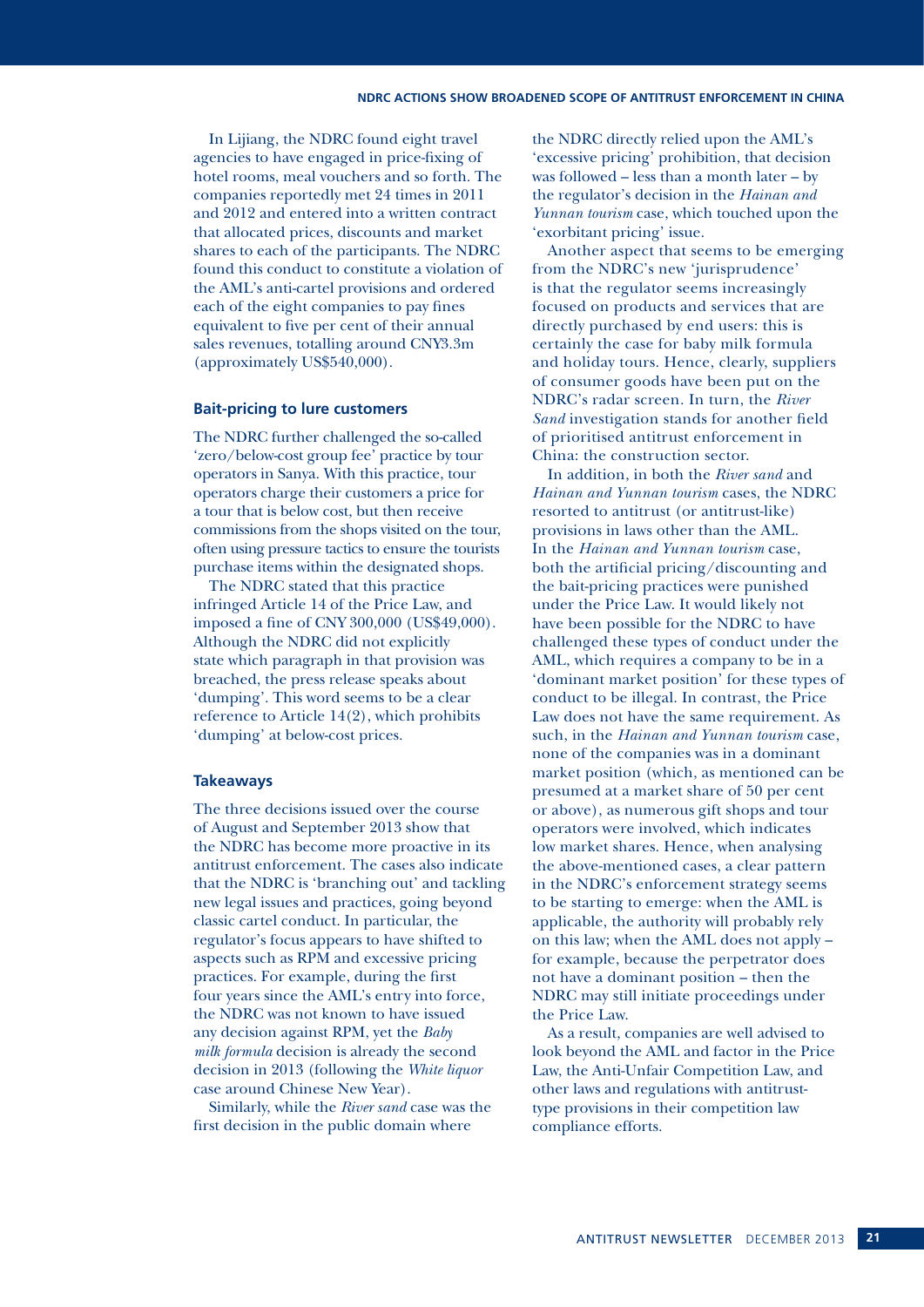In Lijiang, the NDRC found eight travel agencies to have engaged in price-fixing of hotel rooms, meal vouchers and so forth. The companies reportedly met 24 times in 2011 and 2012 and entered into a written contract that allocated prices, discounts and market shares to each of the participants. The NDRC found this conduct to constitute a violation of the AML's anti-cartel provisions and ordered each of the eight companies to pay fines equivalent to five per cent of their annual sales revenues, totalling around CNY3.3m (approximately US$540,000).

### Bait-pricing to lure customers

The NDRC further challenged the so-called 'zero/below-cost group fee' practice by tour operators in Sanya. With this practice, tour operators charge their customers a price for a tour that is below cost, but then receive commissions from the shops visited on the tour, often using pressure tactics to ensure the tourists purchase items within the designated shops.

The NDRC stated that this practice infringed Article 14 of the Price Law, and imposed a fine of CNY 300,000 (US$49,000). Although the NDRC did not explicitly state which paragraph in that provision was breached, the press release speaks about 'dumping'. This word seems to be a clear reference to Article 14(2), which prohibits 'dumping' at below-cost prices.

### Takeaways

The three decisions issued over the course of August and September 2013 show that the NDRC has become more proactive in its antitrust enforcement. The cases also indicate that the NDRC is 'branching out' and tackling new legal issues and practices, going beyond classic cartel conduct. In particular, the regulator's focus appears to have shifted to aspects such as RPM and excessive pricing practices. For example, during the first four years since the AML's entry into force, the NDRC was not known to have issued any decision against RPM, yet the *Baby milk formula* decision is already the second decision in 2013 (following the *White liquor* case around Chinese New Year).

Similarly, while the *River sand* case was the first decision in the public domain where the NDRC directly relied upon the AML's 'excessive pricing' prohibition, that decision was followed – less than a month later – by the regulator's decision in the *Hainan and Yunnan tourism* case, which touched upon the 'exorbitant pricing' issue.

Another aspect that seems to be emerging from the NDRC's new 'jurisprudence' is that the regulator seems increasingly focused on products and services that are directly purchased by end users: this is certainly the case for baby milk formula and holiday tours. Hence, clearly, suppliers of consumer goods have been put on the NDRC's radar screen. In turn, the *River Sand* investigation stands for another field of prioritised antitrust enforcement in China: the construction sector.

In addition, in both the *River sand* and *Hainan and Yunnan tourism* cases, the NDRC resorted to antitrust (or antitrust-like) provisions in laws other than the AML. In the *Hainan and Yunnan tourism* case, both the artificial pricing/discounting and the bait-pricing practices were punished under the Price Law. It would likely not have been possible for the NDRC to have challenged these types of conduct under the AML, which requires a company to be in a 'dominant market position' for these types of conduct to be illegal. In contrast, the Price Law does not have the same requirement. As such, in the *Hainan and Yunnan tourism* case, none of the companies was in a dominant market position (which, as mentioned can be presumed at a market share of 50 per cent or above), as numerous gift shops and tour operators were involved, which indicates low market shares. Hence, when analysing the above-mentioned cases, a clear pattern in the NDRC's enforcement strategy seems to be starting to emerge: when the AML is applicable, the authority will probably rely on this law; when the AML does not apply – for example, because the perpetrator does not have a dominant position – then the NDRC may still initiate proceedings under the Price Law.

As a result, companies are well advised to look beyond the AML and factor in the Price Law, the Anti-Unfair Competition Law, and other laws and regulations with antitrust-type provisions in their competition law compliance efforts.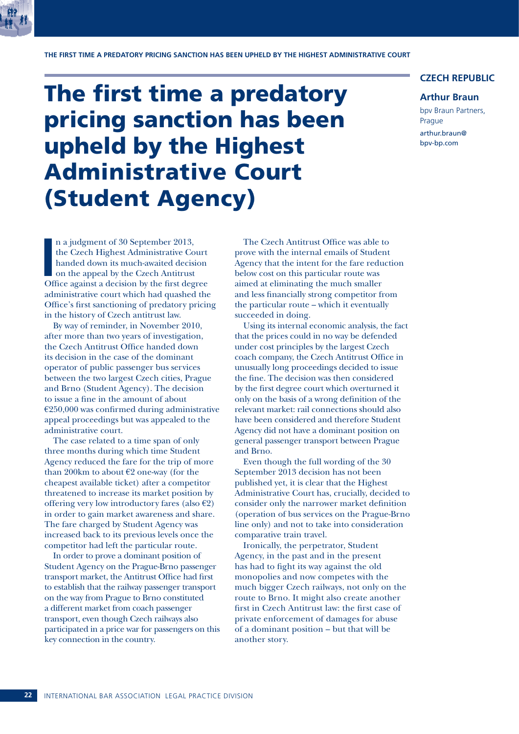# The first time a predatory pricing sanction has been upheld by the Highest Administrative Court (Student Agency)

**CZECH REPUBLIC**

**Arthur Braun**

bpv Braun Partners, Prague

arthur.braun@bpv-bp.com

In a judgment of 30 September 2013, the Czech Highest Administrative Court handed down its much-awaited decision on the appeal by the Czech Antitrust Office against a decision by the first degree administrative court which had quashed the Office's first sanctioning of predatory pricing in the history of Czech antitrust law.

By way of reminder, in November 2010, after more than two years of investigation, the Czech Antitrust Office handed down its decision in the case of the dominant operator of public passenger bus services between the two largest Czech cities, Prague and Brno (Student Agency). The decision to issue a fine in the amount of about €250,000 was confirmed during administrative appeal proceedings but was appealed to the administrative court.

The case related to a time span of only three months during which time Student Agency reduced the fare for the trip of more than 200km to about €2 one-way (for the cheapest available ticket) after a competitor threatened to increase its market position by offering very low introductory fares (also €2) in order to gain market awareness and share. The fare charged by Student Agency was increased back to its previous levels once the competitor had left the particular route.

In order to prove a dominant position of Student Agency on the Prague-Brno passenger transport market, the Antitrust Office had first to establish that the railway passenger transport on the way from Prague to Brno constituted a different market from coach passenger transport, even though Czech railways also participated in a price war for passengers on this key connection in the country.

The Czech Antitrust Office was able to prove with the internal emails of Student Agency that the intent for the fare reduction below cost on this particular route was aimed at eliminating the much smaller and less financially strong competitor from the particular route – which it eventually succeeded in doing.

Using its internal economic analysis, the fact that the prices could in no way be defended under cost principles by the largest Czech coach company, the Czech Antitrust Office in unusually long proceedings decided to issue the fine. The decision was then considered by the first degree court which overturned it only on the basis of a wrong definition of the relevant market: rail connections should also have been considered and therefore Student Agency did not have a dominant position on general passenger transport between Prague and Brno.

Even though the full wording of the 30 September 2013 decision has not been published yet, it is clear that the Highest Administrative Court has, crucially, decided to consider only the narrower market definition (operation of bus services on the Prague-Brno line only) and not to take into consideration comparative train travel.

Ironically, the perpetrator, Student Agency, in the past and in the present has had to fight its way against the old monopolies and now competes with the much bigger Czech railways, not only on the route to Brno. It might also create another first in Czech Antitrust law: the first case of private enforcement of damages for abuse of a dominant position – but that will be another story.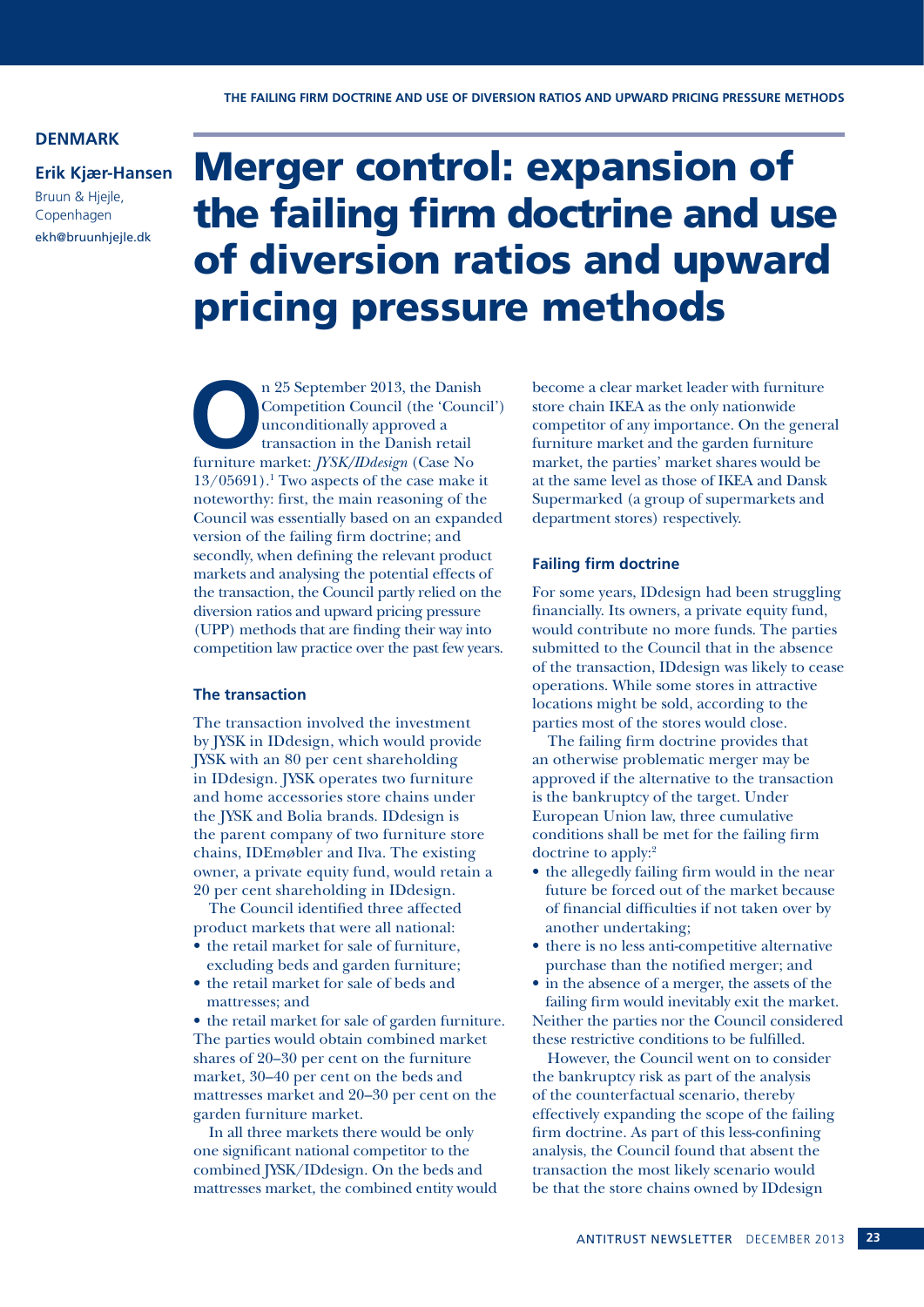**DENMARK**

**Erik Kjær-Hansen**
Bruun & Hjejle, Copenhagen
ekh@bruunhjejle.dk

# Merger control: expansion of the failing firm doctrine and use of diversion ratios and upward pricing pressure methods

On 25 September 2013, the Danish Competition Council (the 'Council') unconditionally approved a transaction in the Danish retail furniture market: *JYSK/IDdesign* (Case No 13/05691).[1] Two aspects of the case make it noteworthy: first, the main reasoning of the Council was essentially based on an expanded version of the failing firm doctrine; and secondly, when defining the relevant product markets and analysing the potential effects of the transaction, the Council partly relied on the diversion ratios and upward pricing pressure (UPP) methods that are finding their way into competition law practice over the past few years.

### The transaction

The transaction involved the investment by JYSK in IDdesign, which would provide JYSK with an 80 per cent shareholding in IDdesign. JYSK operates two furniture and home accessories store chains under the JYSK and Bolia brands. IDdesign is the parent company of two furniture store chains, IDEmøbler and Ilva. The existing owner, a private equity fund, would retain a 20 per cent shareholding in IDdesign.

The Council identified three affected product markets that were all national:

- the retail market for sale of furniture, excluding beds and garden furniture;
- the retail market for sale of beds and mattresses; and
- the retail market for sale of garden furniture.

The parties would obtain combined market shares of 20–30 per cent on the furniture market, 30–40 per cent on the beds and mattresses market and 20–30 per cent on the garden furniture market.

In all three markets there would be only one significant national competitor to the combined JYSK/IDdesign. On the beds and mattresses market, the combined entity would become a clear market leader with furniture store chain IKEA as the only nationwide competitor of any importance. On the general furniture market and the garden furniture market, the parties' market shares would be at the same level as those of IKEA and Dansk Supermarked (a group of supermarkets and department stores) respectively.

### Failing firm doctrine

For some years, IDdesign had been struggling financially. Its owners, a private equity fund, would contribute no more funds. The parties submitted to the Council that in the absence of the transaction, IDdesign was likely to cease operations. While some stores in attractive locations might be sold, according to the parties most of the stores would close.

The failing firm doctrine provides that an otherwise problematic merger may be approved if the alternative to the transaction is the bankruptcy of the target. Under European Union law, three cumulative conditions shall be met for the failing firm doctrine to apply:[2]

- the allegedly failing firm would in the near future be forced out of the market because of financial difficulties if not taken over by another undertaking;
- there is no less anti-competitive alternative purchase than the notified merger; and
- in the absence of a merger, the assets of the failing firm would inevitably exit the market.

Neither the parties nor the Council considered these restrictive conditions to be fulfilled.

However, the Council went on to consider the bankruptcy risk as part of the analysis of the counterfactual scenario, thereby effectively expanding the scope of the failing firm doctrine. As part of this less-confining analysis, the Council found that absent the transaction the most likely scenario would be that the store chains owned by IDdesign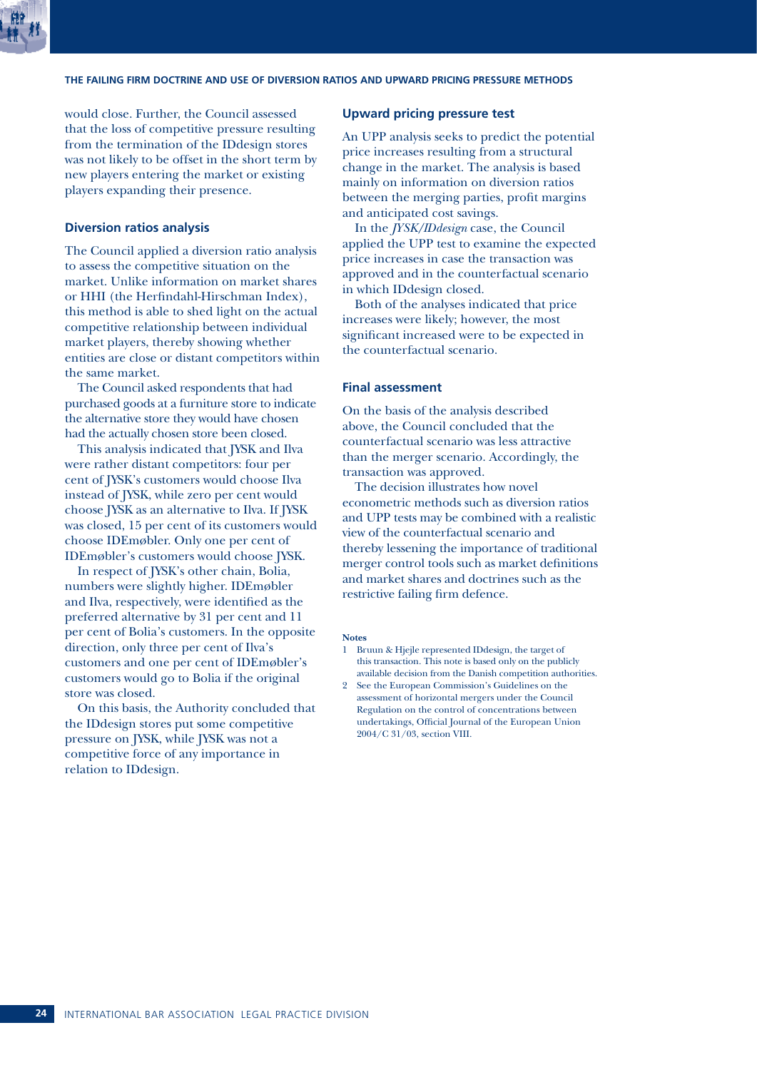would close. Further, the Council assessed that the loss of competitive pressure resulting from the termination of the IDdesign stores was not likely to be offset in the short term by new players entering the market or existing players expanding their presence.

### Diversion ratios analysis

The Council applied a diversion ratio analysis to assess the competitive situation on the market. Unlike information on market shares or HHI (the Herfindahl-Hirschman Index), this method is able to shed light on the actual competitive relationship between individual market players, thereby showing whether entities are close or distant competitors within the same market.

The Council asked respondents that had purchased goods at a furniture store to indicate the alternative store they would have chosen had the actually chosen store been closed.

This analysis indicated that JYSK and Ilva were rather distant competitors: four per cent of JYSK's customers would choose Ilva instead of JYSK, while zero per cent would choose JYSK as an alternative to Ilva. If JYSK was closed, 15 per cent of its customers would choose IDEmøbler. Only one per cent of IDEmøbler's customers would choose JYSK.

In respect of JYSK's other chain, Bolia, numbers were slightly higher. IDEmøbler and Ilva, respectively, were identified as the preferred alternative by 31 per cent and 11 per cent of Bolia's customers. In the opposite direction, only three per cent of Ilva's customers and one per cent of IDEmøbler's customers would go to Bolia if the original store was closed.

On this basis, the Authority concluded that the IDdesign stores put some competitive pressure on JYSK, while JYSK was not a competitive force of any importance in relation to IDdesign.

### Upward pricing pressure test

An UPP analysis seeks to predict the potential price increases resulting from a structural change in the market. The analysis is based mainly on information on diversion ratios between the merging parties, profit margins and anticipated cost savings.

In the *JYSK/IDdesign* case, the Council applied the UPP test to examine the expected price increases in case the transaction was approved and in the counterfactual scenario in which IDdesign closed.

Both of the analyses indicated that price increases were likely; however, the most significant increased were to be expected in the counterfactual scenario.

### Final assessment

On the basis of the analysis described above, the Council concluded that the counterfactual scenario was less attractive than the merger scenario. Accordingly, the transaction was approved.

The decision illustrates how novel econometric methods such as diversion ratios and UPP tests may be combined with a realistic view of the counterfactual scenario and thereby lessening the importance of traditional merger control tools such as market definitions and market shares and doctrines such as the restrictive failing firm defence.

**Notes**

1. Bruun & Hjejle represented IDdesign, the target of this transaction. This note is based only on the publicly available decision from the Danish competition authorities.
2. See the European Commission's Guidelines on the assessment of horizontal mergers under the Council Regulation on the control of concentrations between undertakings, Official Journal of the European Union 2004/C 31/03, section VIII.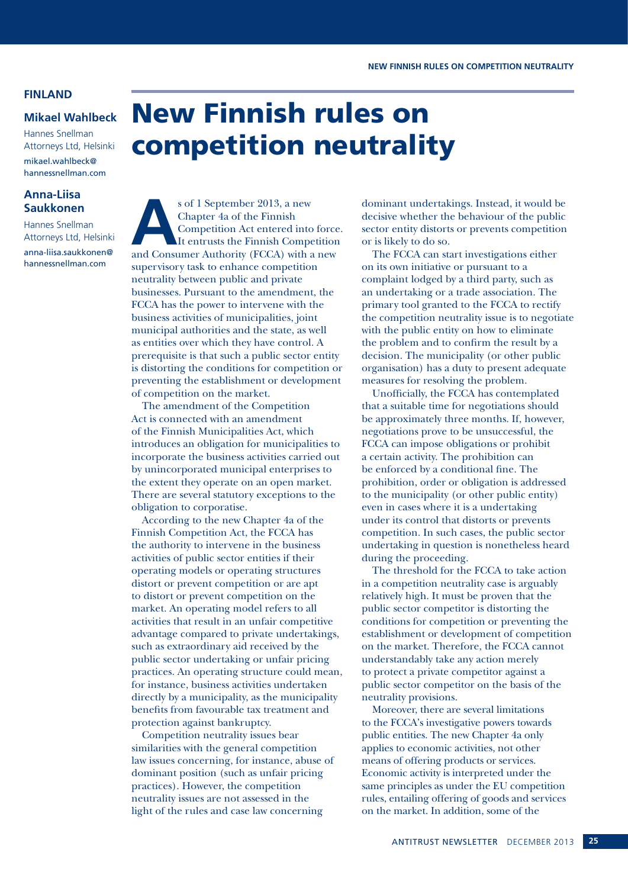**FINLAND**

**Mikael Wahlbeck**

Hannes Snellman Attorneys Ltd, Helsinki

mikael.wahlbeck@hannessnellman.com

**Anna-Liisa Saukkonen**

Hannes Snellman Attorneys Ltd, Helsinki

anna-liisa.saukkonen@hannessnellman.com

# New Finnish rules on competition neutrality

As of 1 September 2013, a new Chapter 4a of the Finnish Competition Act entered into force. It entrusts the Finnish Competition and Consumer Authority (FCCA) with a new supervisory task to enhance competition neutrality between public and private businesses. Pursuant to the amendment, the FCCA has the power to intervene with the business activities of municipalities, joint municipal authorities and the state, as well as entities over which they have control. A prerequisite is that such a public sector entity is distorting the conditions for competition or preventing the establishment or development of competition on the market.

The amendment of the Competition Act is connected with an amendment of the Finnish Municipalities Act, which introduces an obligation for municipalities to incorporate the business activities carried out by unincorporated municipal enterprises to the extent they operate on an open market. There are several statutory exceptions to the obligation to corporatise.

According to the new Chapter 4a of the Finnish Competition Act, the FCCA has the authority to intervene in the business activities of public sector entities if their operating models or operating structures distort or prevent competition or are apt to distort or prevent competition on the market. An operating model refers to all activities that result in an unfair competitive advantage compared to private undertakings, such as extraordinary aid received by the public sector undertaking or unfair pricing practices. An operating structure could mean, for instance, business activities undertaken directly by a municipality, as the municipality benefits from favourable tax treatment and protection against bankruptcy.

Competition neutrality issues bear similarities with the general competition law issues concerning, for instance, abuse of dominant position (such as unfair pricing practices). However, the competition neutrality issues are not assessed in the light of the rules and case law concerning dominant undertakings. Instead, it would be decisive whether the behaviour of the public sector entity distorts or prevents competition or is likely to do so.

The FCCA can start investigations either on its own initiative or pursuant to a complaint lodged by a third party, such as an undertaking or a trade association. The primary tool granted to the FCCA to rectify the competition neutrality issue is to negotiate with the public entity on how to eliminate the problem and to confirm the result by a decision. The municipality (or other public organisation) has a duty to present adequate measures for resolving the problem.

Unofficially, the FCCA has contemplated that a suitable time for negotiations should be approximately three months. If, however, negotiations prove to be unsuccessful, the FCCA can impose obligations or prohibit a certain activity. The prohibition can be enforced by a conditional fine. The prohibition, order or obligation is addressed to the municipality (or other public entity) even in cases where it is a undertaking under its control that distorts or prevents competition. In such cases, the public sector undertaking in question is nonetheless heard during the proceeding.

The threshold for the FCCA to take action in a competition neutrality case is arguably relatively high. It must be proven that the public sector competitor is distorting the conditions for competition or preventing the establishment or development of competition on the market. Therefore, the FCCA cannot understandably take any action merely to protect a private competitor against a public sector competitor on the basis of the neutrality provisions.

Moreover, there are several limitations to the FCCA's investigative powers towards public entities. The new Chapter 4a only applies to economic activities, not other means of offering products or services. Economic activity is interpreted under the same principles as under the EU competition rules, entailing offering of goods and services on the market. In addition, some of the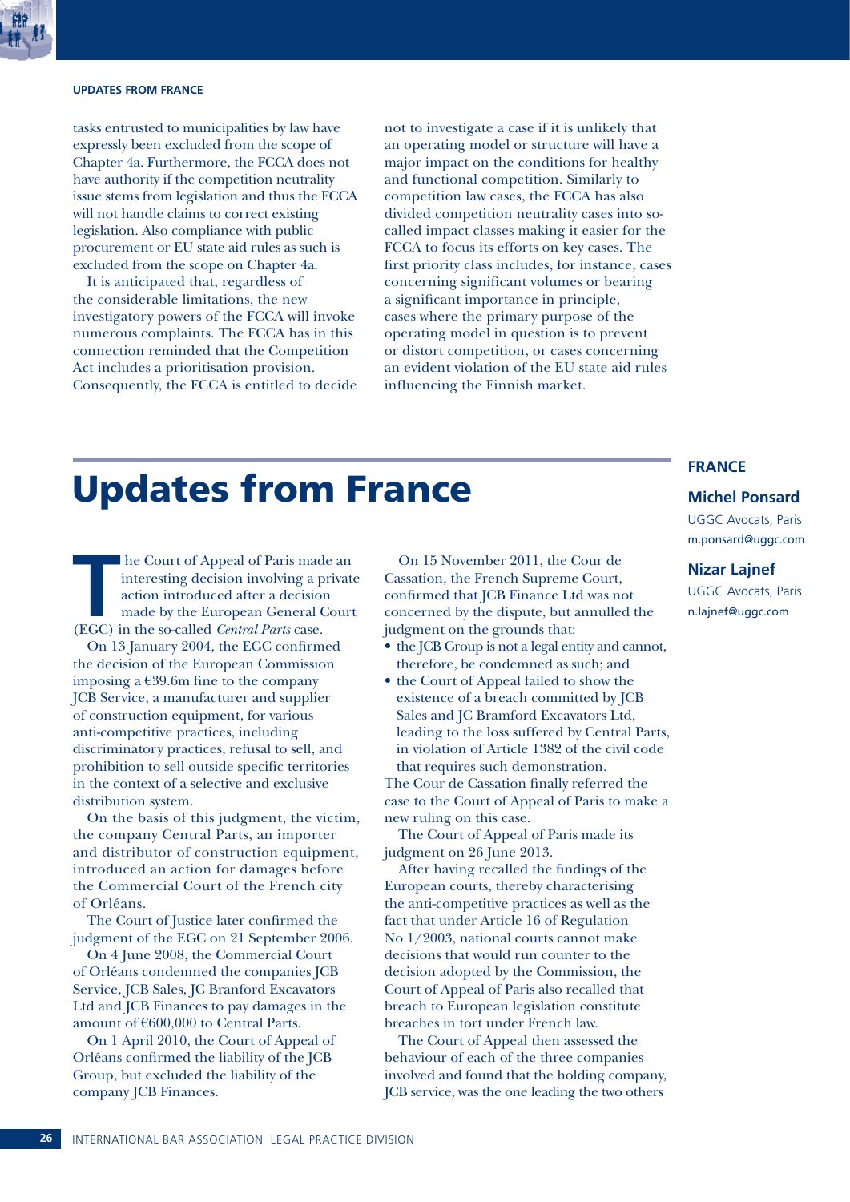tasks entrusted to municipalities by law have expressly been excluded from the scope of Chapter 4a. Furthermore, the FCCA does not have authority if the competition neutrality issue stems from legislation and thus the FCCA will not handle claims to correct existing legislation. Also compliance with public procurement or EU state aid rules as such is excluded from the scope on Chapter 4a.

It is anticipated that, regardless of the considerable limitations, the new investigatory powers of the FCCA will invoke numerous complaints. The FCCA has in this connection reminded that the Competition Act includes a prioritisation provision. Consequently, the FCCA is entitled to decide not to investigate a case if it is unlikely that an operating model or structure will have a major impact on the conditions for healthy and functional competition. Similarly to competition law cases, the FCCA has also divided competition neutrality cases into so-called impact classes making it easier for the FCCA to focus its efforts on key cases. The first priority class includes, for instance, cases concerning significant volumes or bearing a significant importance in principle, cases where the primary purpose of the operating model in question is to prevent or distort competition, or cases concerning an evident violation of the EU state aid rules influencing the Finnish market.

# Updates from France

**FRANCE**

**Michel Ponsard**
UGGC Avocats, Paris
m.ponsard@uggc.com

**Nizar Lajnef**
UGGC Avocats, Paris
n.lajnef@uggc.com

The Court of Appeal of Paris made an interesting decision involving a private action introduced after a decision made by the European General Court (EGC) in the so-called *Central Parts* case.

On 13 January 2004, the EGC confirmed the decision of the European Commission imposing a €39.6m fine to the company JCB Service, a manufacturer and supplier of construction equipment, for various anti-competitive practices, including discriminatory practices, refusal to sell, and prohibition to sell outside specific territories in the context of a selective and exclusive distribution system.

On the basis of this judgment, the victim, the company Central Parts, an importer and distributor of construction equipment, introduced an action for damages before the Commercial Court of the French city of Orléans.

The Court of Justice later confirmed the judgment of the EGC on 21 September 2006.

On 4 June 2008, the Commercial Court of Orléans condemned the companies JCB Service, JCB Sales, JC Branford Excavators Ltd and JCB Finances to pay damages in the amount of €600,000 to Central Parts.

On 1 April 2010, the Court of Appeal of Orléans confirmed the liability of the JCB Group, but excluded the liability of the company JCB Finances.

On 15 November 2011, the Cour de Cassation, the French Supreme Court, confirmed that JCB Finance Ltd was not concerned by the dispute, but annulled the judgment on the grounds that:

- the JCB Group is not a legal entity and cannot, therefore, be condemned as such; and
- the Court of Appeal failed to show the existence of a breach committed by JCB Sales and JC Bramford Excavators Ltd, leading to the loss suffered by Central Parts, in violation of Article 1382 of the civil code that requires such demonstration.

The Cour de Cassation finally referred the case to the Court of Appeal of Paris to make a new ruling on this case.

The Court of Appeal of Paris made its judgment on 26 June 2013.

After having recalled the findings of the European courts, thereby characterising the anti-competitive practices as well as the fact that under Article 16 of Regulation No 1/2003, national courts cannot make decisions that would run counter to the decision adopted by the Commission, the Court of Appeal of Paris also recalled that breach to European legislation constitute breaches in tort under French law.

The Court of Appeal then assessed the behaviour of each of the three companies involved and found that the holding company, JCB service, was the one leading the two others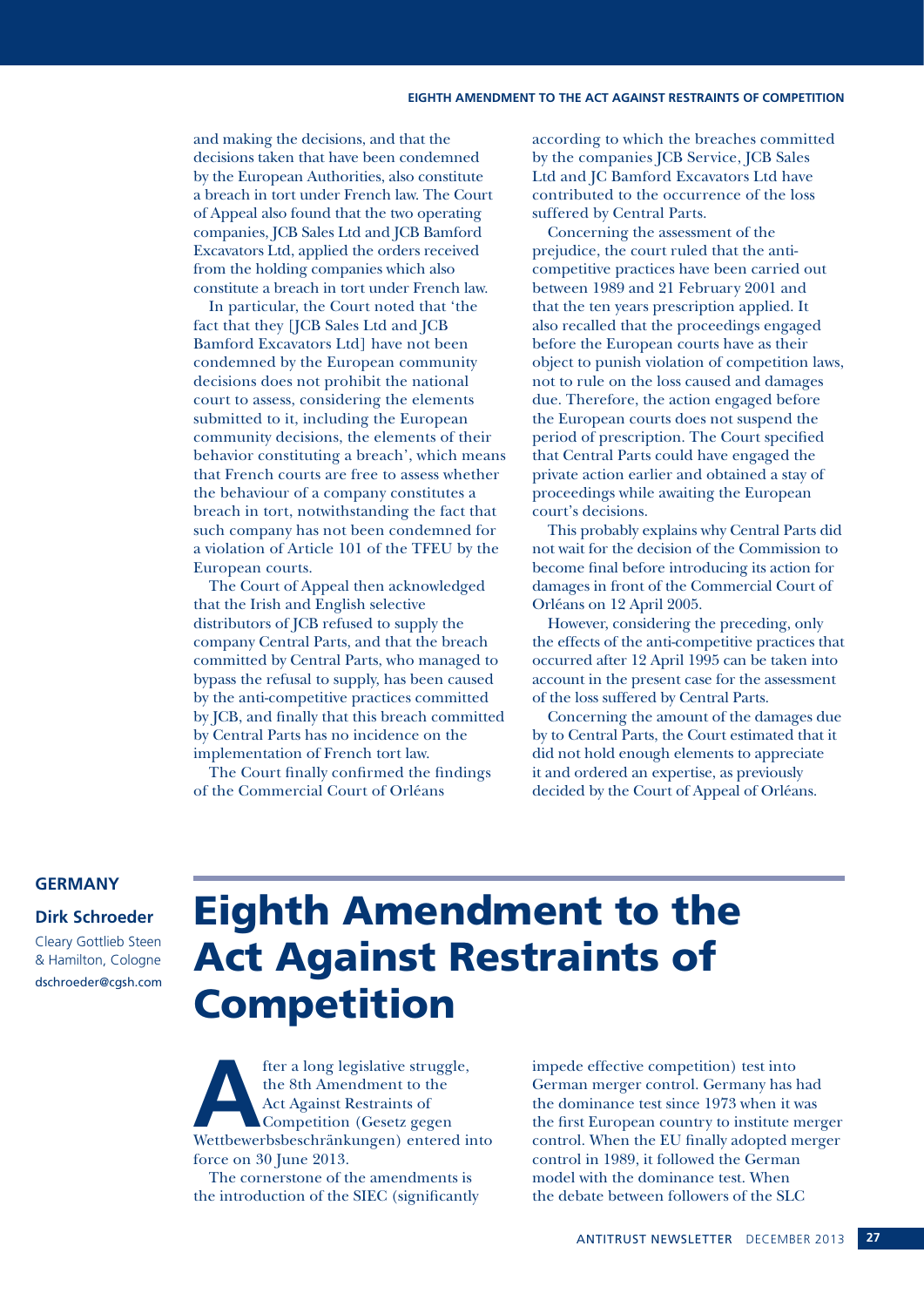and making the decisions, and that the decisions taken that have been condemned by the European Authorities, also constitute a breach in tort under French law. The Court of Appeal also found that the two operating companies, JCB Sales Ltd and JCB Bamford Excavators Ltd, applied the orders received from the holding companies which also constitute a breach in tort under French law.

In particular, the Court noted that 'the fact that they [JCB Sales Ltd and JCB Bamford Excavators Ltd] have not been condemned by the European community decisions does not prohibit the national court to assess, considering the elements submitted to it, including the European community decisions, the elements of their behavior constituting a breach', which means that French courts are free to assess whether the behaviour of a company constitutes a breach in tort, notwithstanding the fact that such company has not been condemned for a violation of Article 101 of the TFEU by the European courts.

The Court of Appeal then acknowledged that the Irish and English selective distributors of JCB refused to supply the company Central Parts, and that the breach committed by Central Parts, who managed to bypass the refusal to supply, has been caused by the anti-competitive practices committed by JCB, and finally that this breach committed by Central Parts has no incidence on the implementation of French tort law.

The Court finally confirmed the findings of the Commercial Court of Orléans according to which the breaches committed by the companies JCB Service, JCB Sales Ltd and JC Bamford Excavators Ltd have contributed to the occurrence of the loss suffered by Central Parts.

Concerning the assessment of the prejudice, the court ruled that the anti-competitive practices have been carried out between 1989 and 21 February 2001 and that the ten years prescription applied. It also recalled that the proceedings engaged before the European courts have as their object to punish violation of competition laws, not to rule on the loss caused and damages due. Therefore, the action engaged before the European courts does not suspend the period of prescription. The Court specified that Central Parts could have engaged the private action earlier and obtained a stay of proceedings while awaiting the European court's decisions.

This probably explains why Central Parts did not wait for the decision of the Commission to become final before introducing its action for damages in front of the Commercial Court of Orléans on 12 April 2005.

However, considering the preceding, only the effects of the anti-competitive practices that occurred after 12 April 1995 can be taken into account in the present case for the assessment of the loss suffered by Central Parts.

Concerning the amount of the damages due by to Central Parts, the Court estimated that it did not hold enough elements to appreciate it and ordered an expertise, as previously decided by the Court of Appeal of Orléans.

**GERMANY**

**Dirk Schroeder**

Cleary Gottlieb Steen & Hamilton, Cologne
dschroeder@cgsh.com

# Eighth Amendment to the Act Against Restraints of Competition

After a long legislative struggle, the 8th Amendment to the Act Against Restraints of Competition (Gesetz gegen Wettbewerbsbeschränkungen) entered into force on 30 June 2013.

The cornerstone of the amendments is the introduction of the SIEC (significantly impede effective competition) test into German merger control. Germany has had the dominance test since 1973 when it was the first European country to institute merger control. When the EU finally adopted merger control in 1989, it followed the German model with the dominance test. When the debate between followers of the SLC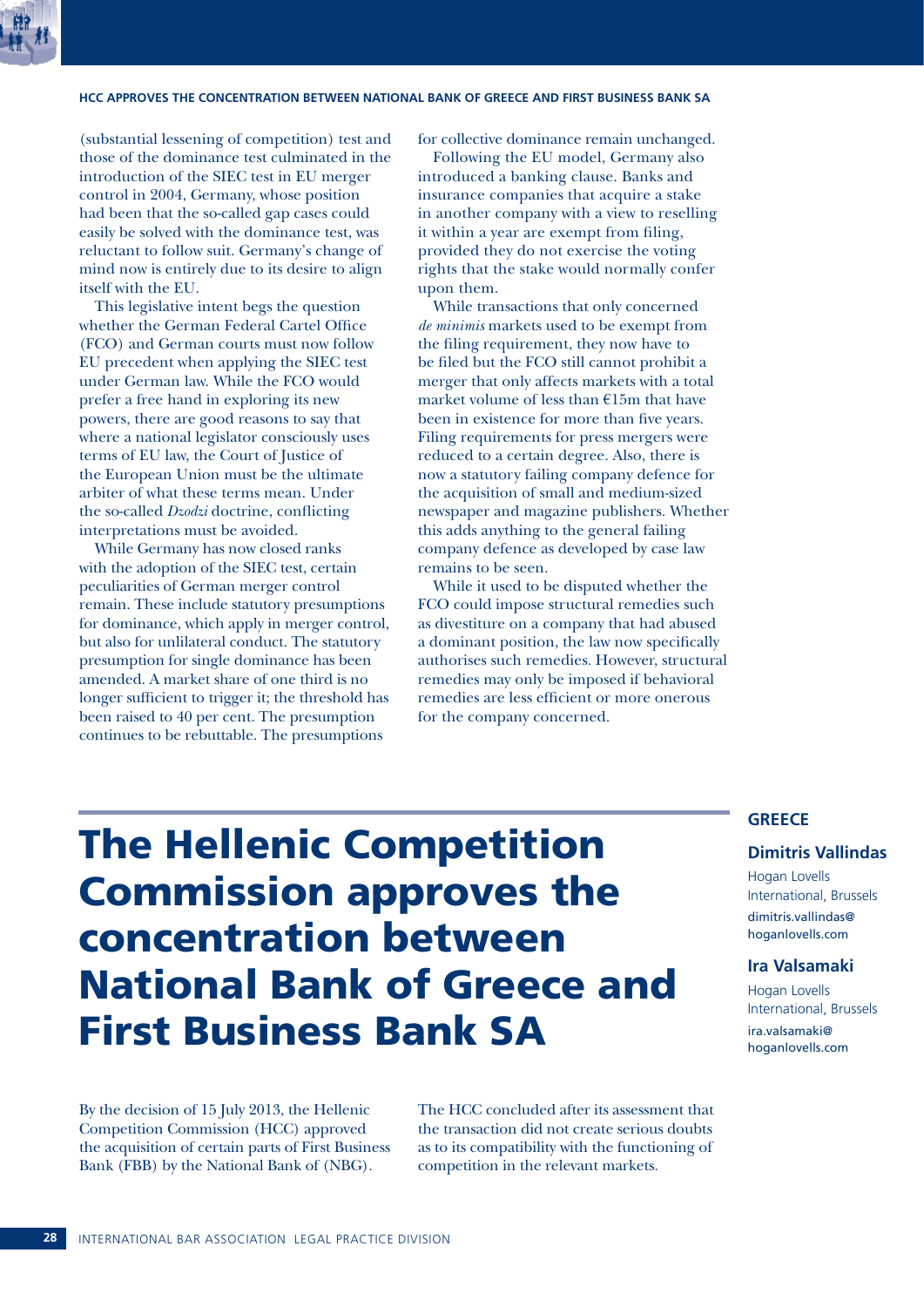(substantial lessening of competition) test and those of the dominance test culminated in the introduction of the SIEC test in EU merger control in 2004, Germany, whose position had been that the so-called gap cases could easily be solved with the dominance test, was reluctant to follow suit. Germany's change of mind now is entirely due to its desire to align itself with the EU.

This legislative intent begs the question whether the German Federal Cartel Office (FCO) and German courts must now follow EU precedent when applying the SIEC test under German law. While the FCO would prefer a free hand in exploring its new powers, there are good reasons to say that where a national legislator consciously uses terms of EU law, the Court of Justice of the European Union must be the ultimate arbiter of what these terms mean. Under the so-called *Dzodzi* doctrine, conflicting interpretations must be avoided.

While Germany has now closed ranks with the adoption of the SIEC test, certain peculiarities of German merger control remain. These include statutory presumptions for dominance, which apply in merger control, but also for unlilateral conduct. The statutory presumption for single dominance has been amended. A market share of one third is no longer sufficient to trigger it; the threshold has been raised to 40 per cent. The presumption continues to be rebuttable. The presumptions for collective dominance remain unchanged.

Following the EU model, Germany also introduced a banking clause. Banks and insurance companies that acquire a stake in another company with a view to reselling it within a year are exempt from filing, provided they do not exercise the voting rights that the stake would normally confer upon them.

While transactions that only concerned *de minimis* markets used to be exempt from the filing requirement, they now have to be filed but the FCO still cannot prohibit a merger that only affects markets with a total market volume of less than €15m that have been in existence for more than five years. Filing requirements for press mergers were reduced to a certain degree. Also, there is now a statutory failing company defence for the acquisition of small and medium-sized newspaper and magazine publishers. Whether this adds anything to the general failing company defence as developed by case law remains to be seen.

While it used to be disputed whether the FCO could impose structural remedies such as divestiture on a company that had abused a dominant position, the law now specifically authorises such remedies. However, structural remedies may only be imposed if behavioral remedies are less efficient or more onerous for the company concerned.

# The Hellenic Competition Commission approves the concentration between National Bank of Greece and First Business Bank SA

**GREECE**

**Dimitris Vallindas**
Hogan Lovells International, Brussels
dimitris.vallindas@hoganlovells.com

**Ira Valsamaki**
Hogan Lovells International, Brussels
ira.valsamaki@hoganlovells.com

By the decision of 15 July 2013, the Hellenic Competition Commission (HCC) approved the acquisition of certain parts of First Business Bank (FBB) by the National Bank of (NBG).

The HCC concluded after its assessment that the transaction did not create serious doubts as to its compatibility with the functioning of competition in the relevant markets.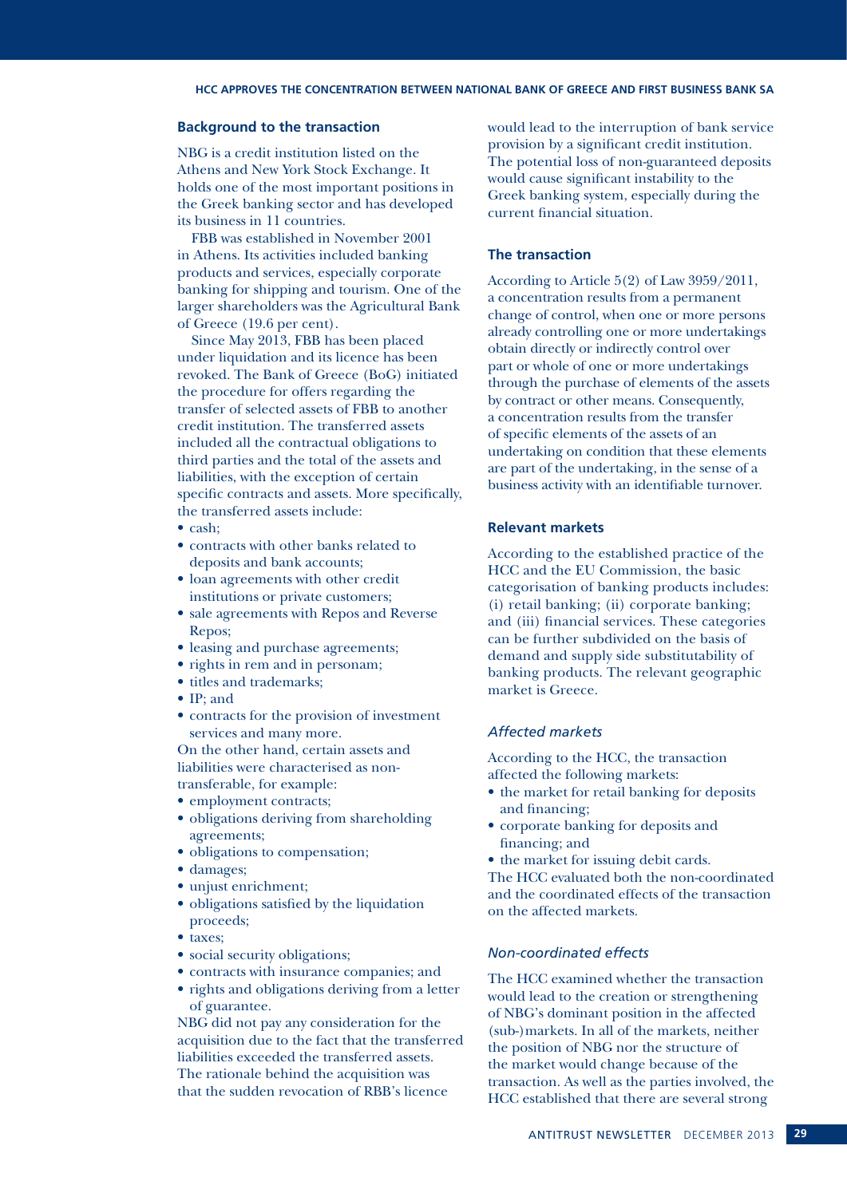### Background to the transaction

NBG is a credit institution listed on the Athens and New York Stock Exchange. It holds one of the most important positions in the Greek banking sector and has developed its business in 11 countries.

FBB was established in November 2001 in Athens. Its activities included banking products and services, especially corporate banking for shipping and tourism. One of the larger shareholders was the Agricultural Bank of Greece (19.6 per cent).

Since May 2013, FBB has been placed under liquidation and its licence has been revoked. The Bank of Greece (BoG) initiated the procedure for offers regarding the transfer of selected assets of FBB to another credit institution. The transferred assets included all the contractual obligations to third parties and the total of the assets and liabilities, with the exception of certain specific contracts and assets. More specifically, the transferred assets include:

- cash;
- contracts with other banks related to deposits and bank accounts;
- loan agreements with other credit institutions or private customers;
- sale agreements with Repos and Reverse Repos;
- leasing and purchase agreements;
- rights in rem and in personam;
- titles and trademarks;
- IP; and
- contracts for the provision of investment services and many more.

On the other hand, certain assets and liabilities were characterised as non-transferable, for example:

- employment contracts;
- obligations deriving from shareholding agreements;
- obligations to compensation;
- damages;
- unjust enrichment;
- obligations satisfied by the liquidation proceeds;
- taxes;
- social security obligations;
- contracts with insurance companies; and
- rights and obligations deriving from a letter of guarantee.

NBG did not pay any consideration for the acquisition due to the fact that the transferred liabilities exceeded the transferred assets. The rationale behind the acquisition was that the sudden revocation of RBB's licence would lead to the interruption of bank service provision by a significant credit institution. The potential loss of non-guaranteed deposits would cause significant instability to the Greek banking system, especially during the current financial situation.

### The transaction

According to Article 5(2) of Law 3959/2011, a concentration results from a permanent change of control, when one or more persons already controlling one or more undertakings obtain directly or indirectly control over part or whole of one or more undertakings through the purchase of elements of the assets by contract or other means. Consequently, a concentration results from the transfer of specific elements of the assets of an undertaking on condition that these elements are part of the undertaking, in the sense of a business activity with an identifiable turnover.

### Relevant markets

According to the established practice of the HCC and the EU Commission, the basic categorisation of banking products includes: (i) retail banking; (ii) corporate banking; and (iii) financial services. These categories can be further subdivided on the basis of demand and supply side substitutability of banking products. The relevant geographic market is Greece.

#### *Affected markets*

According to the HCC, the transaction affected the following markets:

- the market for retail banking for deposits and financing;
- corporate banking for deposits and financing; and
- the market for issuing debit cards.

The HCC evaluated both the non-coordinated and the coordinated effects of the transaction on the affected markets.

#### *Non-coordinated effects*

The HCC examined whether the transaction would lead to the creation or strengthening of NBG's dominant position in the affected (sub-)markets. In all of the markets, neither the position of NBG nor the structure of the market would change because of the transaction. As well as the parties involved, the HCC established that there are several strong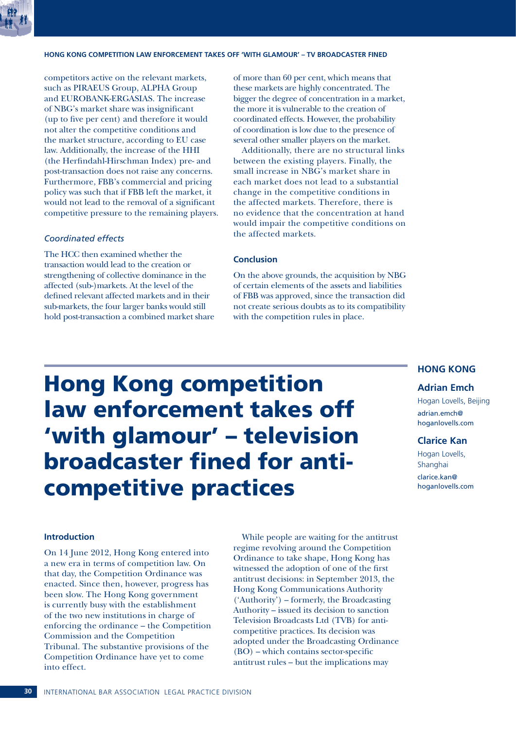competitors active on the relevant markets, such as PIRAEUS Group, ALPHA Group and EUROBANK-ERGASIAS. The increase of NBG's market share was insignificant (up to five per cent) and therefore it would not alter the competitive conditions and the market structure, according to EU case law. Additionally, the increase of the HHI (the Herfindahl-Hirschman Index) pre- and post-transaction does not raise any concerns. Furthermore, FBB's commercial and pricing policy was such that if FBB left the market, it would not lead to the removal of a significant competitive pressure to the remaining players.

### *Coordinated effects*

The HCC then examined whether the transaction would lead to the creation or strengthening of collective dominance in the affected (sub-)markets. At the level of the defined relevant affected markets and in their sub-markets, the four larger banks would still hold post-transaction a combined market share of more than 60 per cent, which means that these markets are highly concentrated. The bigger the degree of concentration in a market, the more it is vulnerable to the creation of coordinated effects. However, the probability of coordination is low due to the presence of several other smaller players on the market.

Additionally, there are no structural links between the existing players. Finally, the small increase in NBG's market share in each market does not lead to a substantial change in the competitive conditions in the affected markets. Therefore, there is no evidence that the concentration at hand would impair the competitive conditions on the affected markets.

### Conclusion

On the above grounds, the acquisition by NBG of certain elements of the assets and liabilities of FBB was approved, since the transaction did not create serious doubts as to its compatibility with the competition rules in place.

# Hong Kong competition law enforcement takes off 'with glamour' – television broadcaster fined for anti-competitive practices

**HONG KONG**

**Adrian Emch**
Hogan Lovells, Beijing
adrian.emch@hoganlovells.com

**Clarice Kan**
Hogan Lovells, Shanghai
clarice.kan@hoganlovells.com

### Introduction

On 14 June 2012, Hong Kong entered into a new era in terms of competition law. On that day, the Competition Ordinance was enacted. Since then, however, progress has been slow. The Hong Kong government is currently busy with the establishment of the two new institutions in charge of enforcing the ordinance – the Competition Commission and the Competition Tribunal. The substantive provisions of the Competition Ordinance have yet to come into effect.

While people are waiting for the antitrust regime revolving around the Competition Ordinance to take shape, Hong Kong has witnessed the adoption of one of the first antitrust decisions: in September 2013, the Hong Kong Communications Authority ('Authority') – formerly, the Broadcasting Authority – issued its decision to sanction Television Broadcasts Ltd (TVB) for anti-competitive practices. Its decision was adopted under the Broadcasting Ordinance (BO) – which contains sector-specific antitrust rules – but the implications may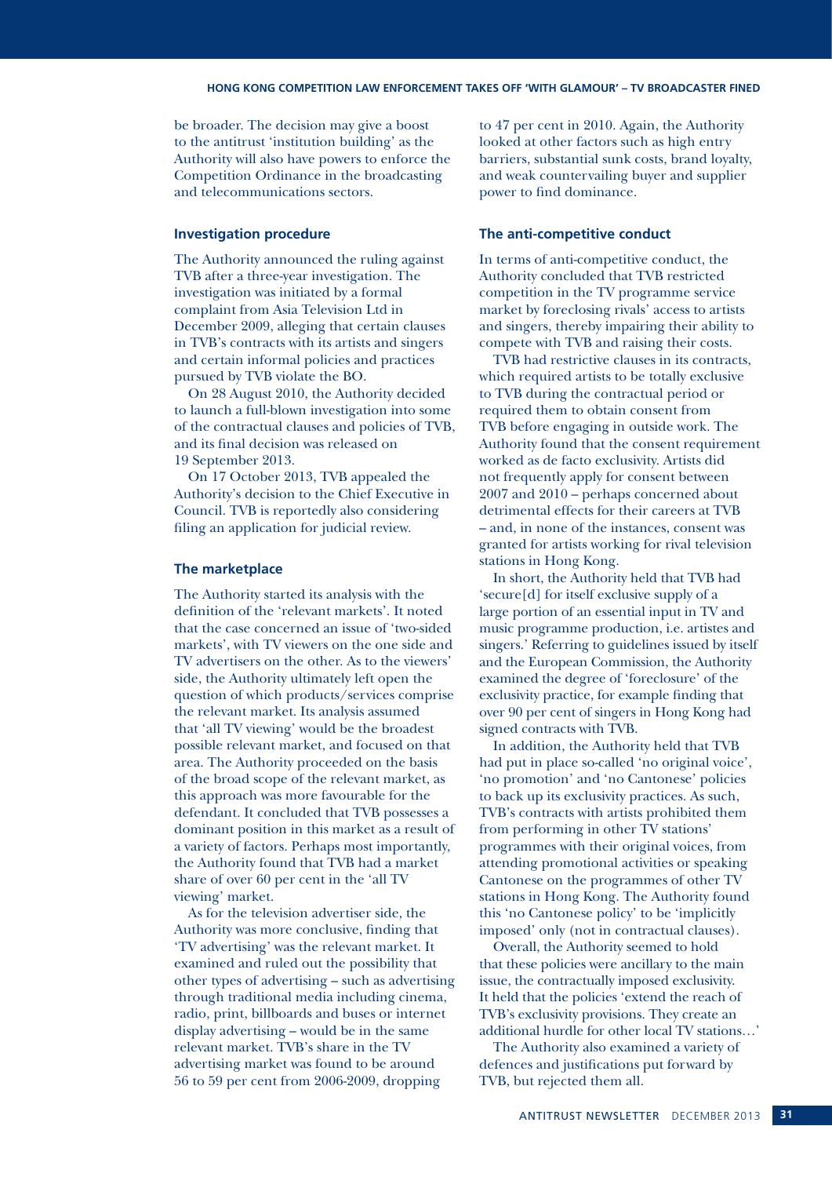be broader. The decision may give a boost to the antitrust 'institution building' as the Authority will also have powers to enforce the Competition Ordinance in the broadcasting and telecommunications sectors.

### Investigation procedure

The Authority announced the ruling against TVB after a three-year investigation. The investigation was initiated by a formal complaint from Asia Television Ltd in December 2009, alleging that certain clauses in TVB's contracts with its artists and singers and certain informal policies and practices pursued by TVB violate the BO.

On 28 August 2010, the Authority decided to launch a full-blown investigation into some of the contractual clauses and policies of TVB, and its final decision was released on 19 September 2013.

On 17 October 2013, TVB appealed the Authority's decision to the Chief Executive in Council. TVB is reportedly also considering filing an application for judicial review.

### The marketplace

The Authority started its analysis with the definition of the 'relevant markets'. It noted that the case concerned an issue of 'two-sided markets', with TV viewers on the one side and TV advertisers on the other. As to the viewers' side, the Authority ultimately left open the question of which products/services comprise the relevant market. Its analysis assumed that 'all TV viewing' would be the broadest possible relevant market, and focused on that area. The Authority proceeded on the basis of the broad scope of the relevant market, as this approach was more favourable for the defendant. It concluded that TVB possesses a dominant position in this market as a result of a variety of factors. Perhaps most importantly, the Authority found that TVB had a market share of over 60 per cent in the 'all TV viewing' market.

As for the television advertiser side, the Authority was more conclusive, finding that 'TV advertising' was the relevant market. It examined and ruled out the possibility that other types of advertising – such as advertising through traditional media including cinema, radio, print, billboards and buses or internet display advertising – would be in the same relevant market. TVB's share in the TV advertising market was found to be around 56 to 59 per cent from 2006-2009, dropping to 47 per cent in 2010. Again, the Authority looked at other factors such as high entry barriers, substantial sunk costs, brand loyalty, and weak countervailing buyer and supplier power to find dominance.

### The anti-competitive conduct

In terms of anti-competitive conduct, the Authority concluded that TVB restricted competition in the TV programme service market by foreclosing rivals' access to artists and singers, thereby impairing their ability to compete with TVB and raising their costs.

TVB had restrictive clauses in its contracts, which required artists to be totally exclusive to TVB during the contractual period or required them to obtain consent from TVB before engaging in outside work. The Authority found that the consent requirement worked as de facto exclusivity. Artists did not frequently apply for consent between 2007 and 2010 – perhaps concerned about detrimental effects for their careers at TVB – and, in none of the instances, consent was granted for artists working for rival television stations in Hong Kong.

In short, the Authority held that TVB had 'secure[d] for itself exclusive supply of a large portion of an essential input in TV and music programme production, i.e. artistes and singers.' Referring to guidelines issued by itself and the European Commission, the Authority examined the degree of 'foreclosure' of the exclusivity practice, for example finding that over 90 per cent of singers in Hong Kong had signed contracts with TVB.

In addition, the Authority held that TVB had put in place so-called 'no original voice', 'no promotion' and 'no Cantonese' policies to back up its exclusivity practices. As such, TVB's contracts with artists prohibited them from performing in other TV stations' programmes with their original voices, from attending promotional activities or speaking Cantonese on the programmes of other TV stations in Hong Kong. The Authority found this 'no Cantonese policy' to be 'implicitly imposed' only (not in contractual clauses).

Overall, the Authority seemed to hold that these policies were ancillary to the main issue, the contractually imposed exclusivity. It held that the policies 'extend the reach of TVB's exclusivity provisions. They create an additional hurdle for other local TV stations…'

The Authority also examined a variety of defences and justifications put forward by TVB, but rejected them all.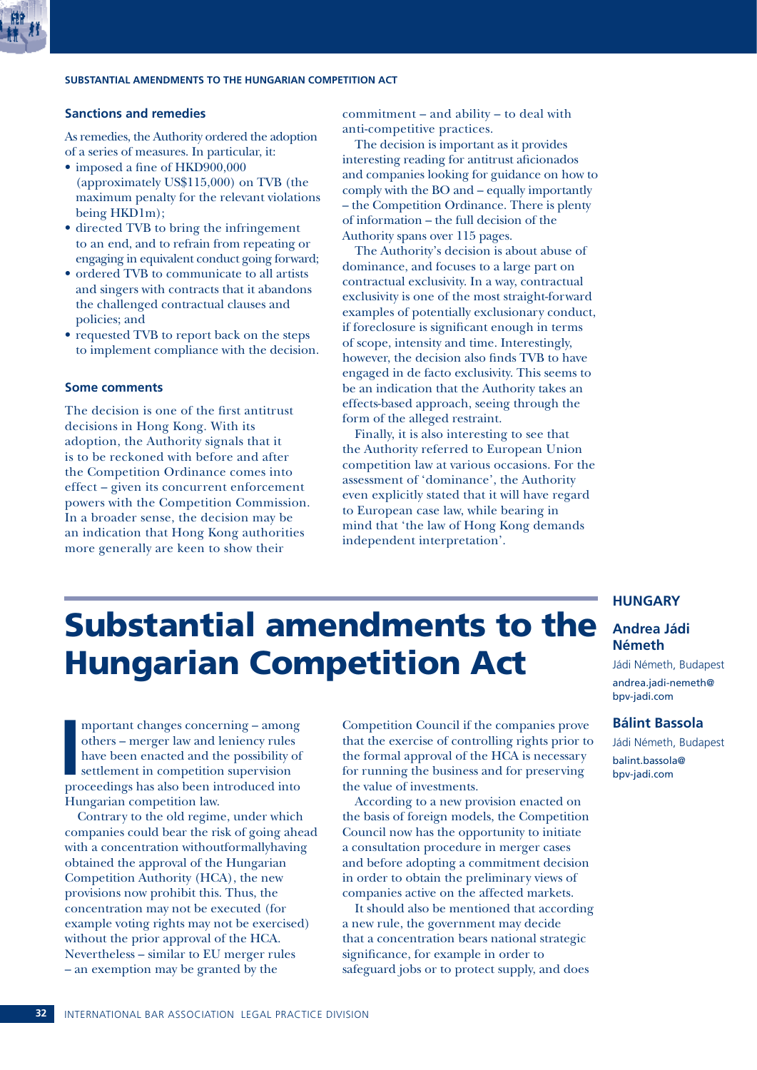## Sanctions and remedies

As remedies, the Authority ordered the adoption of a series of measures. In particular, it:

- imposed a fine of HKD900,000 (approximately US$115,000) on TVB (the maximum penalty for the relevant violations being HKD1m);
- directed TVB to bring the infringement to an end, and to refrain from repeating or engaging in equivalent conduct going forward;
- ordered TVB to communicate to all artists and singers with contracts that it abandons the challenged contractual clauses and policies; and
- requested TVB to report back on the steps to implement compliance with the decision.

## Some comments

The decision is one of the first antitrust decisions in Hong Kong. With its adoption, the Authority signals that it is to be reckoned with before and after the Competition Ordinance comes into effect – given its concurrent enforcement powers with the Competition Commission. In a broader sense, the decision may be an indication that Hong Kong authorities more generally are keen to show their commitment – and ability – to deal with anti-competitive practices.

The decision is important as it provides interesting reading for antitrust aficionados and companies looking for guidance on how to comply with the BO and – equally importantly – the Competition Ordinance. There is plenty of information – the full decision of the Authority spans over 115 pages.

The Authority's decision is about abuse of dominance, and focuses to a large part on contractual exclusivity. In a way, contractual exclusivity is one of the most straight-forward examples of potentially exclusionary conduct, if foreclosure is significant enough in terms of scope, intensity and time. Interestingly, however, the decision also finds TVB to have engaged in de facto exclusivity. This seems to be an indication that the Authority takes an effects-based approach, seeing through the form of the alleged restraint.

Finally, it is also interesting to see that the Authority referred to European Union competition law at various occasions. For the assessment of 'dominance', the Authority even explicitly stated that it will have regard to European case law, while bearing in mind that 'the law of Hong Kong demands independent interpretation'.

# Substantial amendments to the Hungarian Competition Act

**HUNGARY**

**Andrea Jádi Németh**
Jádi Németh, Budapest
andrea.jadi-nemeth@bpv-jadi.com

**Bálint Bassola**
Jádi Németh, Budapest
balint.bassola@bpv-jadi.com

Important changes concerning – among others – merger law and leniency rules have been enacted and the possibility of settlement in competition supervision proceedings has also been introduced into Hungarian competition law.

Contrary to the old regime, under which companies could bear the risk of going ahead with a concentration withoutformallyhaving obtained the approval of the Hungarian Competition Authority (HCA), the new provisions now prohibit this. Thus, the concentration may not be executed (for example voting rights may not be exercised) without the prior approval of the HCA. Nevertheless – similar to EU merger rules – an exemption may be granted by the Competition Council if the companies prove that the exercise of controlling rights prior to the formal approval of the HCA is necessary for running the business and for preserving the value of investments.

According to a new provision enacted on the basis of foreign models, the Competition Council now has the opportunity to initiate a consultation procedure in merger cases and before adopting a commitment decision in order to obtain the preliminary views of companies active on the affected markets.

It should also be mentioned that according a new rule, the government may decide that a concentration bears national strategic significance, for example in order to safeguard jobs or to protect supply, and does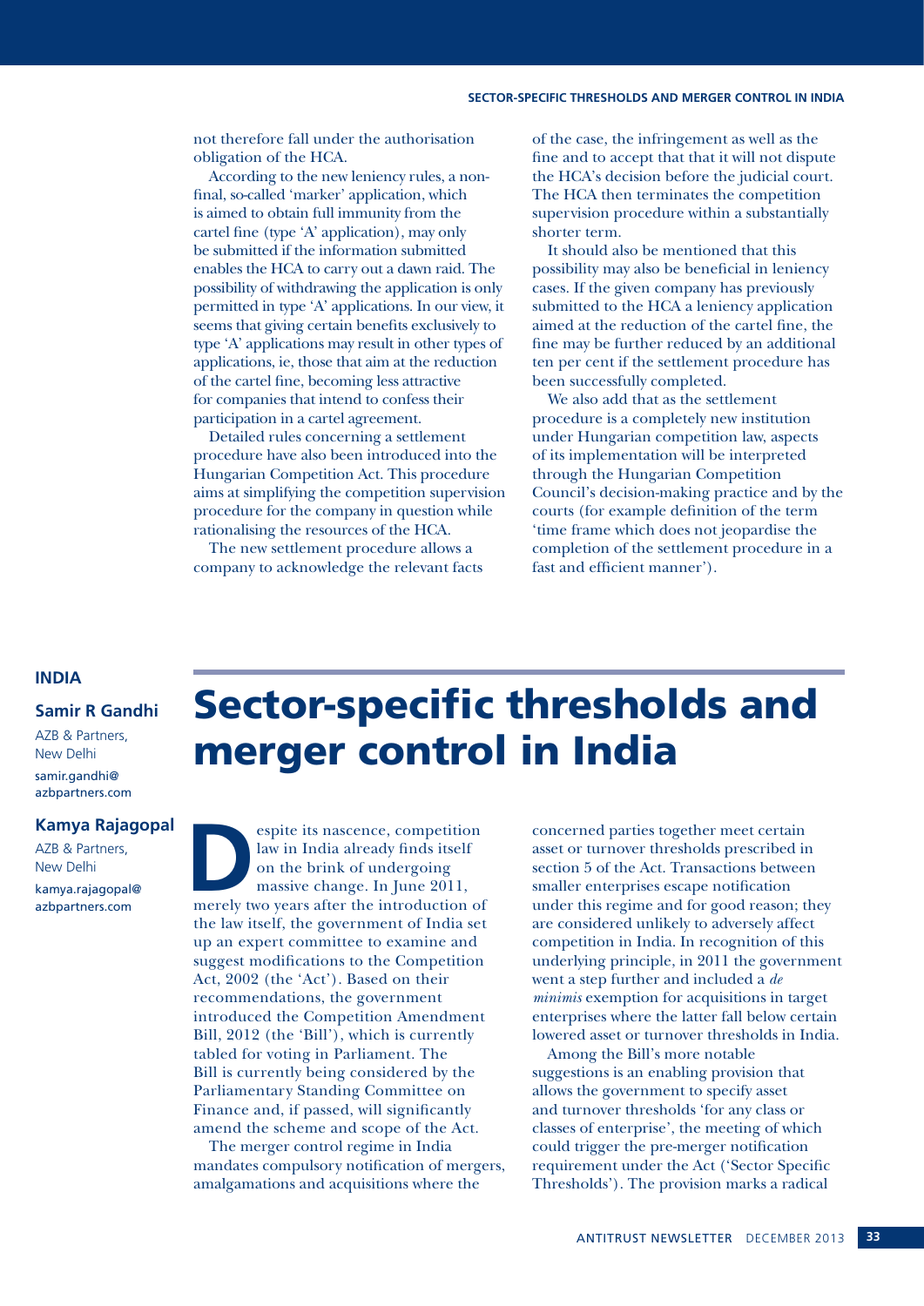not therefore fall under the authorisation obligation of the HCA.

According to the new leniency rules, a non-final, so-called 'marker' application, which is aimed to obtain full immunity from the cartel fine (type 'A' application), may only be submitted if the information submitted enables the HCA to carry out a dawn raid. The possibility of withdrawing the application is only permitted in type 'A' applications. In our view, it seems that giving certain benefits exclusively to type 'A' applications may result in other types of applications, ie, those that aim at the reduction of the cartel fine, becoming less attractive for companies that intend to confess their participation in a cartel agreement.

Detailed rules concerning a settlement procedure have also been introduced into the Hungarian Competition Act. This procedure aims at simplifying the competition supervision procedure for the company in question while rationalising the resources of the HCA.

The new settlement procedure allows a company to acknowledge the relevant facts of the case, the infringement as well as the fine and to accept that that it will not dispute the HCA's decision before the judicial court. The HCA then terminates the competition supervision procedure within a substantially shorter term.

It should also be mentioned that this possibility may also be beneficial in leniency cases. If the given company has previously submitted to the HCA a leniency application aimed at the reduction of the cartel fine, the fine may be further reduced by an additional ten per cent if the settlement procedure has been successfully completed.

We also add that as the settlement procedure is a completely new institution under Hungarian competition law, aspects of its implementation will be interpreted through the Hungarian Competition Council's decision-making practice and by the courts (for example definition of the term 'time frame which does not jeopardise the completion of the settlement procedure in a fast and efficient manner').

**INDIA**

**Samir R Gandhi**
AZB & Partners, New Delhi
samir.gandhi@azbpartners.com

**Kamya Rajagopal**
AZB & Partners, New Delhi
kamya.rajagopal@azbpartners.com

# Sector-specific thresholds and merger control in India

Despite its nascence, competition law in India already finds itself on the brink of undergoing massive change. In June 2011, merely two years after the introduction of the law itself, the government of India set up an expert committee to examine and suggest modifications to the Competition Act, 2002 (the 'Act'). Based on their recommendations, the government introduced the Competition Amendment Bill, 2012 (the 'Bill'), which is currently tabled for voting in Parliament. The Bill is currently being considered by the Parliamentary Standing Committee on Finance and, if passed, will significantly amend the scheme and scope of the Act.

The merger control regime in India mandates compulsory notification of mergers, amalgamations and acquisitions where the concerned parties together meet certain asset or turnover thresholds prescribed in section 5 of the Act. Transactions between smaller enterprises escape notification under this regime and for good reason; they are considered unlikely to adversely affect competition in India. In recognition of this underlying principle, in 2011 the government went a step further and included a *de minimis* exemption for acquisitions in target enterprises where the latter fall below certain lowered asset or turnover thresholds in India.

Among the Bill's more notable suggestions is an enabling provision that allows the government to specify asset and turnover thresholds 'for any class or classes of enterprise', the meeting of which could trigger the pre-merger notification requirement under the Act ('Sector Specific Thresholds'). The provision marks a radical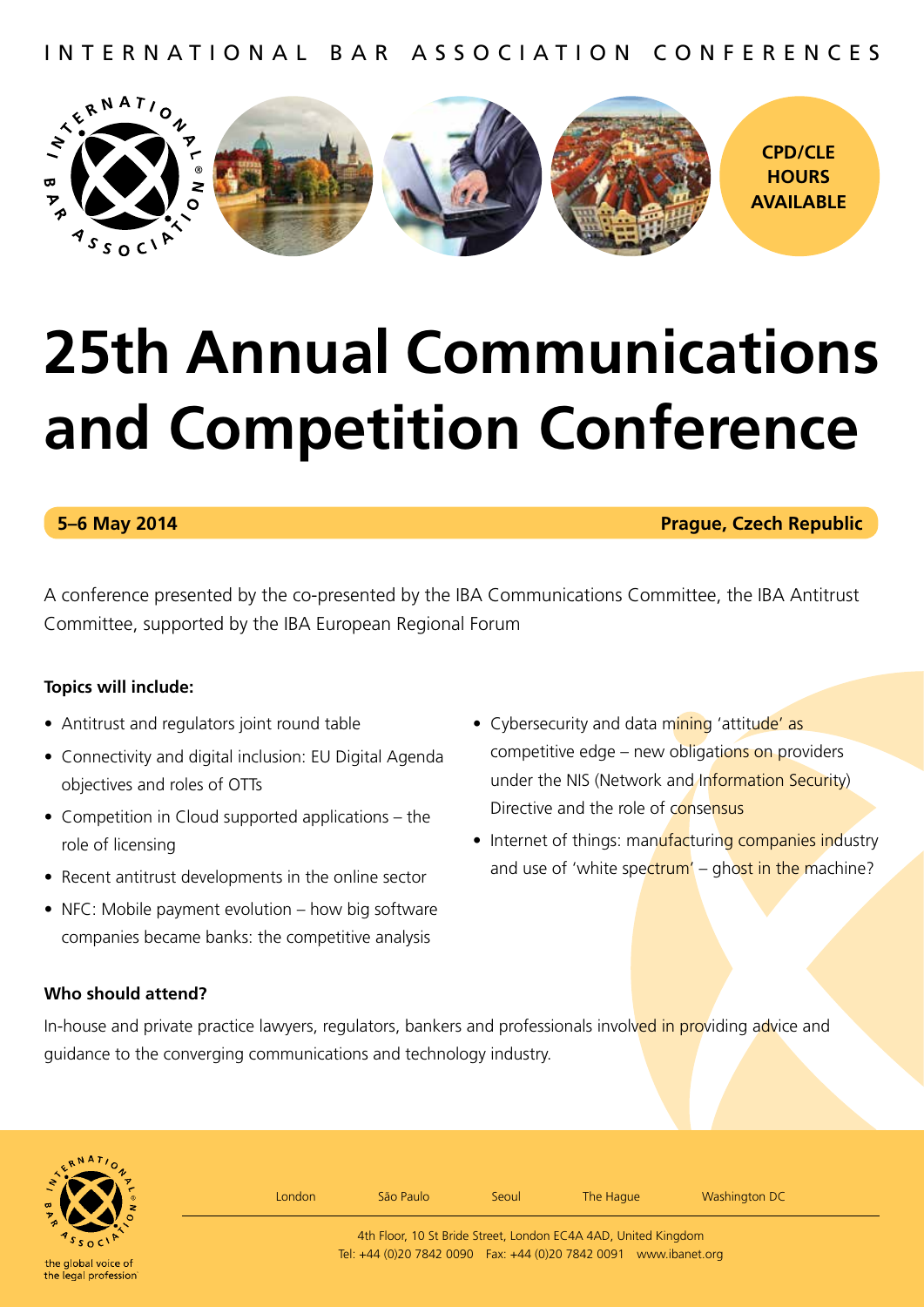INTERNATIONAL BAR ASSOCIATION CONFERENCES

CPD/CLE HOURS AVAILABLE

# 25th Annual Communications and Competition Conference

**5–6 May 2014** **Prague, Czech Republic**

A conference presented by the co-presented by the IBA Communications Committee, the IBA Antitrust Committee, supported by the IBA European Regional Forum

**Topics will include:**

- Antitrust and regulators joint round table
- Connectivity and digital inclusion: EU Digital Agenda objectives and roles of OTTs
- Competition in Cloud supported applications – the role of licensing
- Recent antitrust developments in the online sector
- NFC: Mobile payment evolution – how big software companies became banks: the competitive analysis
- Cybersecurity and data mining 'attitude' as competitive edge – new obligations on providers under the NIS (Network and Information Security) Directive and the role of consensus
- Internet of things: manufacturing companies industry and use of 'white spectrum' – ghost in the machine?

**Who should attend?**

In-house and private practice lawyers, regulators, bankers and professionals involved in providing advice and guidance to the converging communications and technology industry.

the global voice of the legal profession

London São Paulo Seoul The Hague Washington DC

4th Floor, 10 St Bride Street, London EC4A 4AD, United Kingdom
Tel: +44 (0)20 7842 0090 Fax: +44 (0)20 7842 0091 www.ibanet.org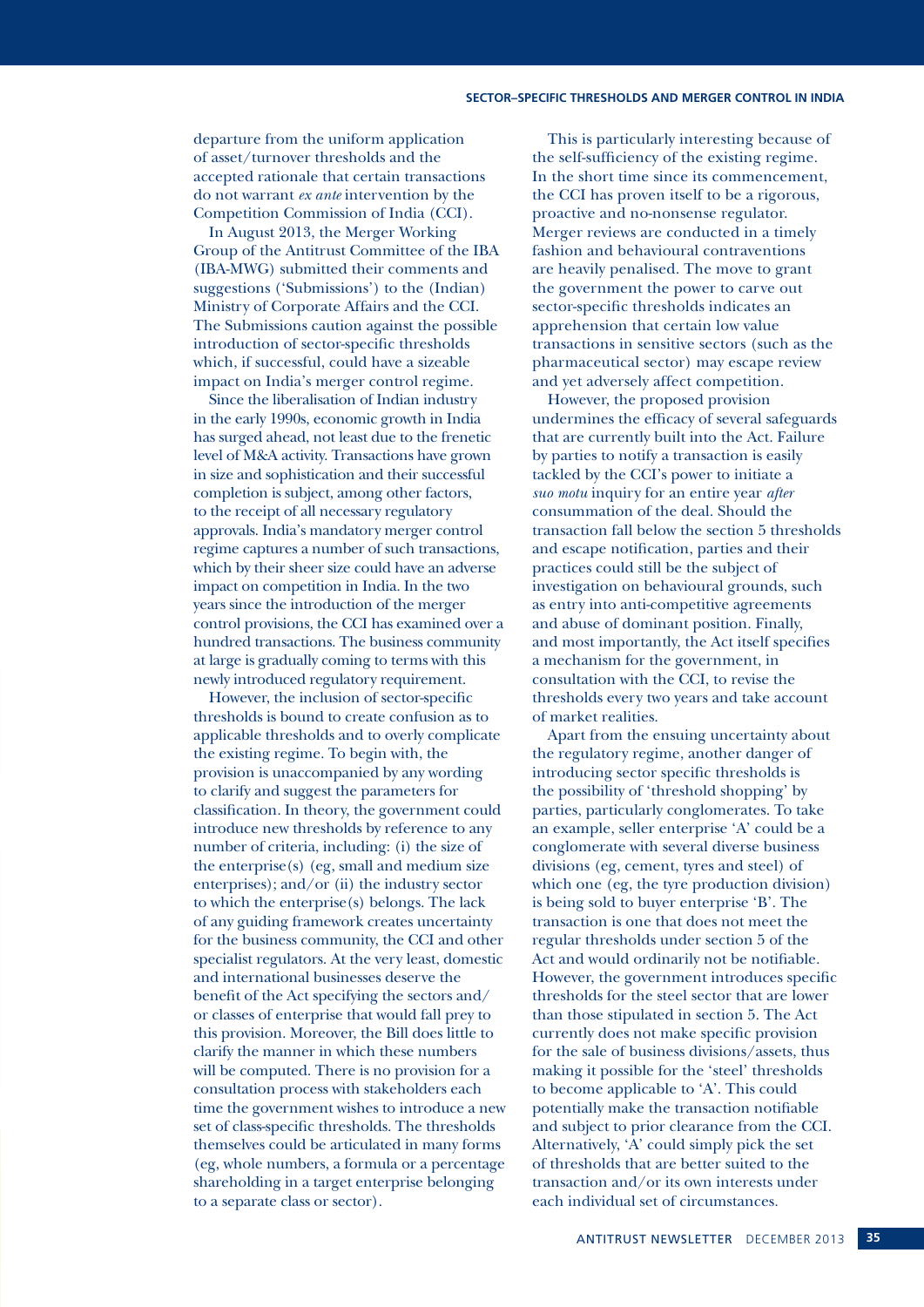departure from the uniform application of asset/turnover thresholds and the accepted rationale that certain transactions do not warrant *ex ante* intervention by the Competition Commission of India (CCI).

In August 2013, the Merger Working Group of the Antitrust Committee of the IBA (IBA-MWG) submitted their comments and suggestions ('Submissions') to the (Indian) Ministry of Corporate Affairs and the CCI. The Submissions caution against the possible introduction of sector-specific thresholds which, if successful, could have a sizeable impact on India's merger control regime.

Since the liberalisation of Indian industry in the early 1990s, economic growth in India has surged ahead, not least due to the frenetic level of M&A activity. Transactions have grown in size and sophistication and their successful completion is subject, among other factors, to the receipt of all necessary regulatory approvals. India's mandatory merger control regime captures a number of such transactions, which by their sheer size could have an adverse impact on competition in India. In the two years since the introduction of the merger control provisions, the CCI has examined over a hundred transactions. The business community at large is gradually coming to terms with this newly introduced regulatory requirement.

However, the inclusion of sector-specific thresholds is bound to create confusion as to applicable thresholds and to overly complicate the existing regime. To begin with, the provision is unaccompanied by any wording to clarify and suggest the parameters for classification. In theory, the government could introduce new thresholds by reference to any number of criteria, including: (i) the size of the enterprise(s) (eg, small and medium size enterprises); and/or (ii) the industry sector to which the enterprise(s) belongs. The lack of any guiding framework creates uncertainty for the business community, the CCI and other specialist regulators. At the very least, domestic and international businesses deserve the benefit of the Act specifying the sectors and/or classes of enterprise that would fall prey to this provision. Moreover, the Bill does little to clarify the manner in which these numbers will be computed. There is no provision for a consultation process with stakeholders each time the government wishes to introduce a new set of class-specific thresholds. The thresholds themselves could be articulated in many forms (eg, whole numbers, a formula or a percentage shareholding in a target enterprise belonging to a separate class or sector).

This is particularly interesting because of the self-sufficiency of the existing regime. In the short time since its commencement, the CCI has proven itself to be a rigorous, proactive and no-nonsense regulator. Merger reviews are conducted in a timely fashion and behavioural contraventions are heavily penalised. The move to grant the government the power to carve out sector-specific thresholds indicates an apprehension that certain low value transactions in sensitive sectors (such as the pharmaceutical sector) may escape review and yet adversely affect competition.

However, the proposed provision undermines the efficacy of several safeguards that are currently built into the Act. Failure by parties to notify a transaction is easily tackled by the CCI's power to initiate a *suo motu* inquiry for an entire year *after* consummation of the deal. Should the transaction fall below the section 5 thresholds and escape notification, parties and their practices could still be the subject of investigation on behavioural grounds, such as entry into anti-competitive agreements and abuse of dominant position. Finally, and most importantly, the Act itself specifies a mechanism for the government, in consultation with the CCI, to revise the thresholds every two years and take account of market realities.

Apart from the ensuing uncertainty about the regulatory regime, another danger of introducing sector specific thresholds is the possibility of 'threshold shopping' by parties, particularly conglomerates. To take an example, seller enterprise 'A' could be a conglomerate with several diverse business divisions (eg, cement, tyres and steel) of which one (eg, the tyre production division) is being sold to buyer enterprise 'B'. The transaction is one that does not meet the regular thresholds under section 5 of the Act and would ordinarily not be notifiable. However, the government introduces specific thresholds for the steel sector that are lower than those stipulated in section 5. The Act currently does not make specific provision for the sale of business divisions/assets, thus making it possible for the 'steel' thresholds to become applicable to 'A'. This could potentially make the transaction notifiable and subject to prior clearance from the CCI. Alternatively, 'A' could simply pick the set of thresholds that are better suited to the transaction and/or its own interests under each individual set of circumstances.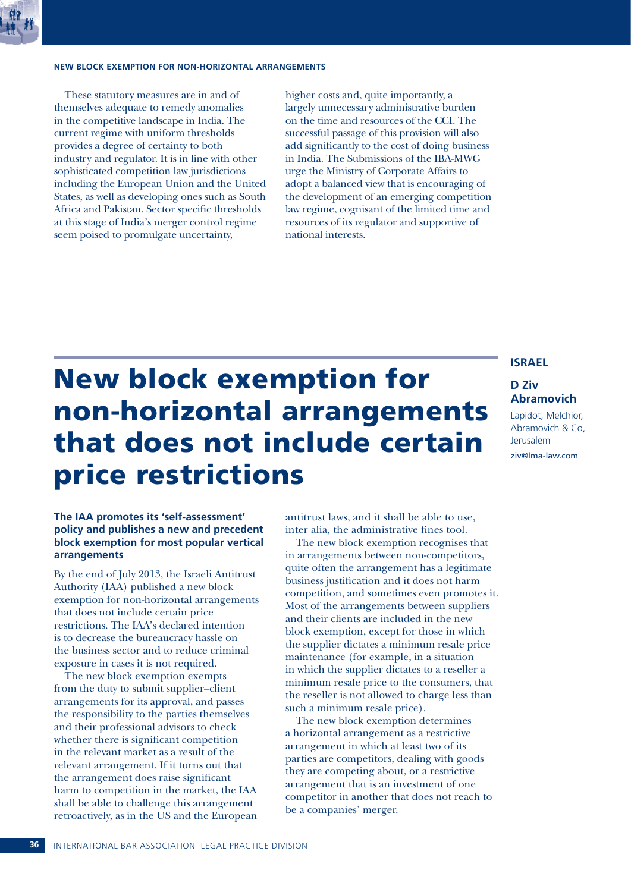These statutory measures are in and of themselves adequate to remedy anomalies in the competitive landscape in India. The current regime with uniform thresholds provides a degree of certainty to both industry and regulator. It is in line with other sophisticated competition law jurisdictions including the European Union and the United States, as well as developing ones such as South Africa and Pakistan. Sector specific thresholds at this stage of India's merger control regime seem poised to promulgate uncertainty, higher costs and, quite importantly, a largely unnecessary administrative burden on the time and resources of the CCI. The successful passage of this provision will also add significantly to the cost of doing business in India. The Submissions of the IBA-MWG urge the Ministry of Corporate Affairs to adopt a balanced view that is encouraging of the development of an emerging competition law regime, cognisant of the limited time and resources of its regulator and supportive of national interests.

# New block exemption for non-horizontal arrangements that does not include certain price restrictions

**ISRAEL**

**D Ziv Abramovich**

Lapidot, Melchior, Abramovich & Co, Jerusalem

ziv@lma-law.com

**The IAA promotes its 'self-assessment' policy and publishes a new and precedent block exemption for most popular vertical arrangements**

By the end of July 2013, the Israeli Antitrust Authority (IAA) published a new block exemption for non-horizontal arrangements that does not include certain price restrictions. The IAA's declared intention is to decrease the bureaucracy hassle on the business sector and to reduce criminal exposure in cases it is not required.

The new block exemption exempts from the duty to submit supplier–client arrangements for its approval, and passes the responsibility to the parties themselves and their professional advisors to check whether there is significant competition in the relevant market as a result of the relevant arrangement. If it turns out that the arrangement does raise significant harm to competition in the market, the IAA shall be able to challenge this arrangement retroactively, as in the US and the European antitrust laws, and it shall be able to use, inter alia, the administrative fines tool.

The new block exemption recognises that in arrangements between non-competitors, quite often the arrangement has a legitimate business justification and it does not harm competition, and sometimes even promotes it. Most of the arrangements between suppliers and their clients are included in the new block exemption, except for those in which the supplier dictates a minimum resale price maintenance (for example, in a situation in which the supplier dictates to a reseller a minimum resale price to the consumers, that the reseller is not allowed to charge less than such a minimum resale price).

The new block exemption determines a horizontal arrangement as a restrictive arrangement in which at least two of its parties are competitors, dealing with goods they are competing about, or a restrictive arrangement that is an investment of one competitor in another that does not reach to be a companies' merger.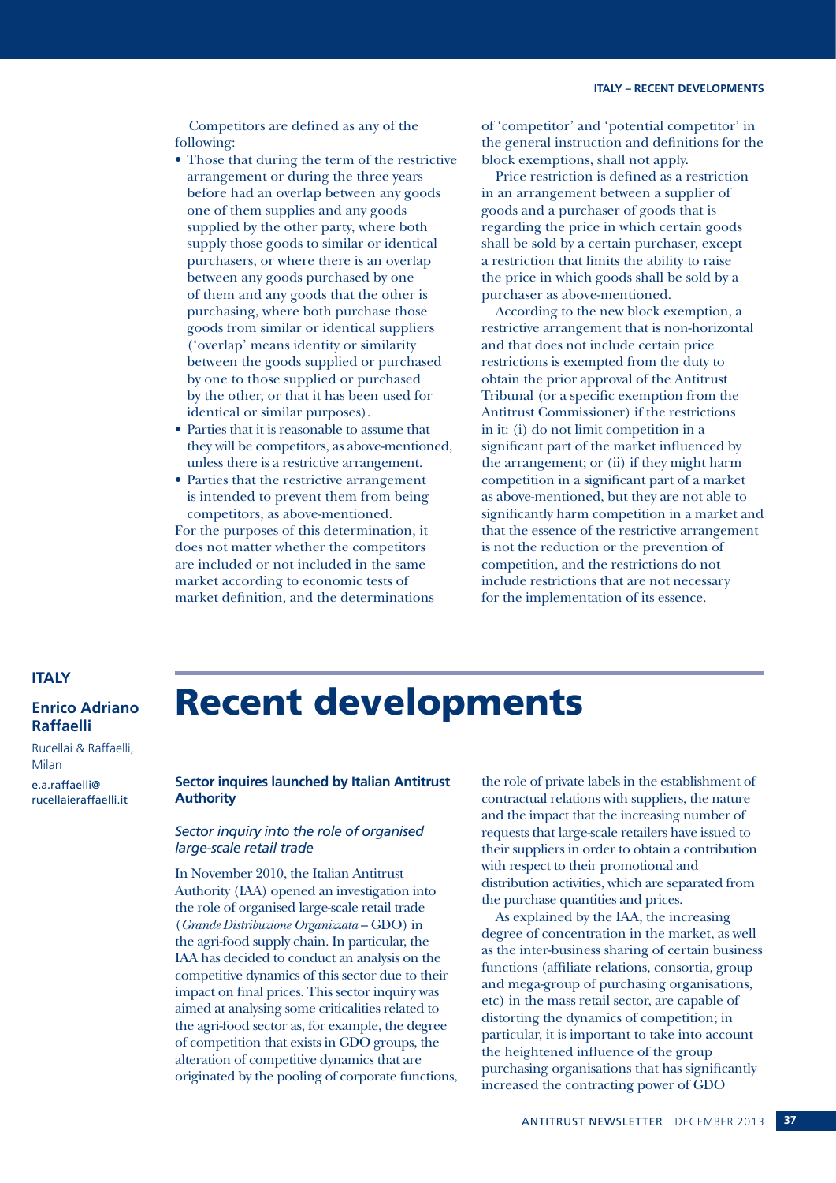Competitors are defined as any of the following:

- Those that during the term of the restrictive arrangement or during the three years before had an overlap between any goods one of them supplies and any goods supplied by the other party, where both supply those goods to similar or identical purchasers, or where there is an overlap between any goods purchased by one of them and any goods that the other is purchasing, where both purchase those goods from similar or identical suppliers ('overlap' means identity or similarity between the goods supplied or purchased by one to those supplied or purchased by the other, or that it has been used for identical or similar purposes).
- Parties that it is reasonable to assume that they will be competitors, as above-mentioned, unless there is a restrictive arrangement.
- Parties that the restrictive arrangement is intended to prevent them from being competitors, as above-mentioned.

For the purposes of this determination, it does not matter whether the competitors are included or not included in the same market according to economic tests of market definition, and the determinations of 'competitor' and 'potential competitor' in the general instruction and definitions for the block exemptions, shall not apply.

Price restriction is defined as a restriction in an arrangement between a supplier of goods and a purchaser of goods that is regarding the price in which certain goods shall be sold by a certain purchaser, except a restriction that limits the ability to raise the price in which goods shall be sold by a purchaser as above-mentioned.

According to the new block exemption, a restrictive arrangement that is non-horizontal and that does not include certain price restrictions is exempted from the duty to obtain the prior approval of the Antitrust Tribunal (or a specific exemption from the Antitrust Commissioner) if the restrictions in it: (i) do not limit competition in a significant part of the market influenced by the arrangement; or (ii) if they might harm competition in a significant part of a market as above-mentioned, but they are not able to significantly harm competition in a market and that the essence of the restrictive arrangement is not the reduction or the prevention of competition, and the restrictions do not include restrictions that are not necessary for the implementation of its essence.

**ITALY**

**Enrico Adriano Raffaelli**

Rucellai & Raffaelli, Milan

e.a.raffaelli@rucellaieraffaelli.it

# Recent developments

## Sector inquires launched by Italian Antitrust Authority

### *Sector inquiry into the role of organised large-scale retail trade*

In November 2010, the Italian Antitrust Authority (IAA) opened an investigation into the role of organised large-scale retail trade (*Grande Distribuzione Organizzata* – GDO) in the agri-food supply chain. In particular, the IAA has decided to conduct an analysis on the competitive dynamics of this sector due to their impact on final prices. This sector inquiry was aimed at analysing some criticalities related to the agri-food sector as, for example, the degree of competition that exists in GDO groups, the alteration of competitive dynamics that are originated by the pooling of corporate functions, the role of private labels in the establishment of contractual relations with suppliers, the nature and the impact that the increasing number of requests that large-scale retailers have issued to their suppliers in order to obtain a contribution with respect to their promotional and distribution activities, which are separated from the purchase quantities and prices.

As explained by the IAA, the increasing degree of concentration in the market, as well as the inter-business sharing of certain business functions (affiliate relations, consortia, group and mega-group of purchasing organisations, etc) in the mass retail sector, are capable of distorting the dynamics of competition; in particular, it is important to take into account the heightened influence of the group purchasing organisations that has significantly increased the contracting power of GDO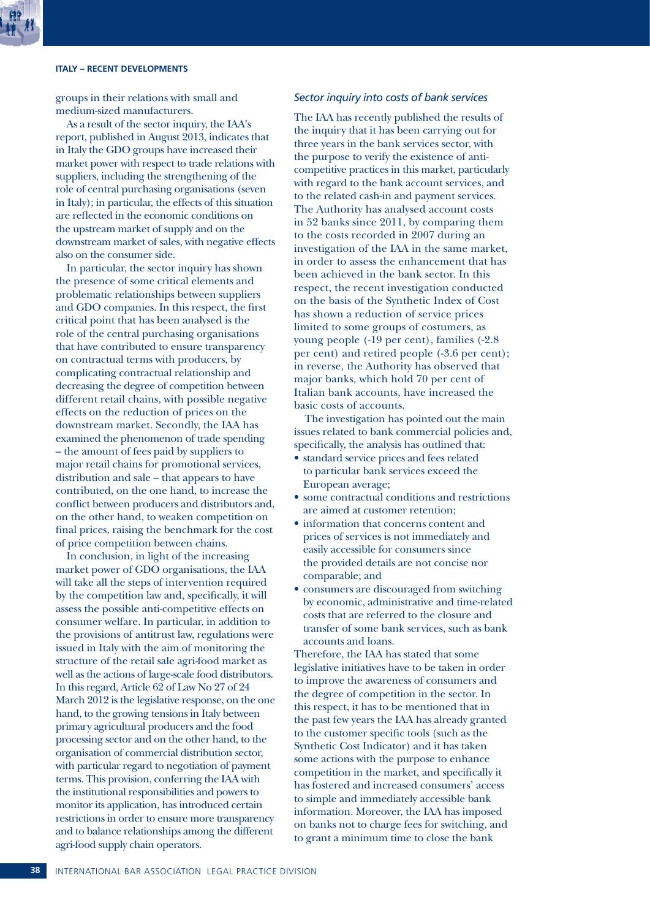groups in their relations with small and medium-sized manufacturers.

As a result of the sector inquiry, the IAA's report, published in August 2013, indicates that in Italy the GDO groups have increased their market power with respect to trade relations with suppliers, including the strengthening of the role of central purchasing organisations (seven in Italy); in particular, the effects of this situation are reflected in the economic conditions on the upstream market of supply and on the downstream market of sales, with negative effects also on the consumer side.

In particular, the sector inquiry has shown the presence of some critical elements and problematic relationships between suppliers and GDO companies. In this respect, the first critical point that has been analysed is the role of the central purchasing organisations that have contributed to ensure transparency on contractual terms with producers, by complicating contractual relationship and decreasing the degree of competition between different retail chains, with possible negative effects on the reduction of prices on the downstream market. Secondly, the IAA has examined the phenomenon of trade spending – the amount of fees paid by suppliers to major retail chains for promotional services, distribution and sale – that appears to have contributed, on the one hand, to increase the conflict between producers and distributors and, on the other hand, to weaken competition on final prices, raising the benchmark for the cost of price competition between chains.

In conclusion, in light of the increasing market power of GDO organisations, the IAA will take all the steps of intervention required by the competition law and, specifically, it will assess the possible anti-competitive effects on consumer welfare. In particular, in addition to the provisions of antitrust law, regulations were issued in Italy with the aim of monitoring the structure of the retail sale agri-food market as well as the actions of large-scale food distributors. In this regard, Article 62 of Law No 27 of 24 March 2012 is the legislative response, on the one hand, to the growing tensions in Italy between primary agricultural producers and the food processing sector and on the other hand, to the organisation of commercial distribution sector, with particular regard to negotiation of payment terms. This provision, conferring the IAA with the institutional responsibilities and powers to monitor its application, has introduced certain restrictions in order to ensure more transparency and to balance relationships among the different agri-food supply chain operators.

### *Sector inquiry into costs of bank services*

The IAA has recently published the results of the inquiry that it has been carrying out for three years in the bank services sector, with the purpose to verify the existence of anti-competitive practices in this market, particularly with regard to the bank account services, and to the related cash-in and payment services. The Authority has analysed account costs in 52 banks since 2011, by comparing them to the costs recorded in 2007 during an investigation of the IAA in the same market, in order to assess the enhancement that has been achieved in the bank sector. In this respect, the recent investigation conducted on the basis of the Synthetic Index of Cost has shown a reduction of service prices limited to some groups of costumers, as young people (-19 per cent), families (-2.8 per cent) and retired people (-3.6 per cent); in reverse, the Authority has observed that major banks, which hold 70 per cent of Italian bank accounts, have increased the basic costs of accounts.

The investigation has pointed out the main issues related to bank commercial policies and, specifically, the analysis has outlined that:

- standard service prices and fees related to particular bank services exceed the European average;
- some contractual conditions and restrictions are aimed at customer retention;
- information that concerns content and prices of services is not immediately and easily accessible for consumers since the provided details are not concise nor comparable; and
- consumers are discouraged from switching by economic, administrative and time-related costs that are referred to the closure and transfer of some bank services, such as bank accounts and loans.

Therefore, the IAA has stated that some legislative initiatives have to be taken in order to improve the awareness of consumers and the degree of competition in the sector. In this respect, it has to be mentioned that in the past few years the IAA has already granted to the customer specific tools (such as the Synthetic Cost Indicator) and it has taken some actions with the purpose to enhance competition in the market, and specifically it has fostered and increased consumers' access to simple and immediately accessible bank information. Moreover, the IAA has imposed on banks not to charge fees for switching, and to grant a minimum time to close the bank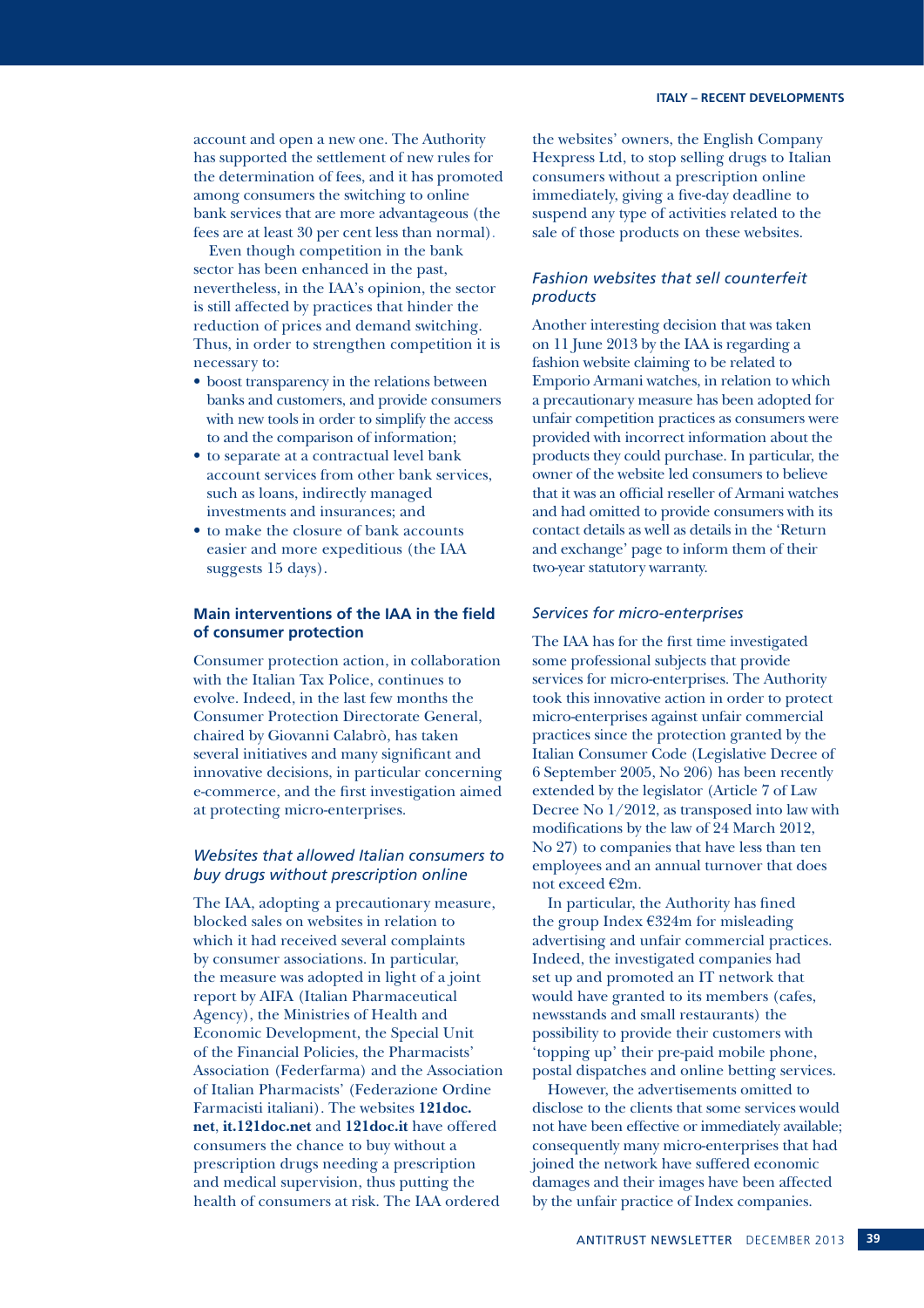account and open a new one. The Authority has supported the settlement of new rules for the determination of fees, and it has promoted among consumers the switching to online bank services that are more advantageous (the fees are at least 30 per cent less than normal).

Even though competition in the bank sector has been enhanced in the past, nevertheless, in the IAA's opinion, the sector is still affected by practices that hinder the reduction of prices and demand switching. Thus, in order to strengthen competition it is necessary to:

- boost transparency in the relations between banks and customers, and provide consumers with new tools in order to simplify the access to and the comparison of information;
- to separate at a contractual level bank account services from other bank services, such as loans, indirectly managed investments and insurances; and
- to make the closure of bank accounts easier and more expeditious (the IAA suggests 15 days).

### Main interventions of the IAA in the field of consumer protection

Consumer protection action, in collaboration with the Italian Tax Police, continues to evolve. Indeed, in the last few months the Consumer Protection Directorate General, chaired by Giovanni Calabrò, has taken several initiatives and many significant and innovative decisions, in particular concerning e-commerce, and the first investigation aimed at protecting micro-enterprises.

#### *Websites that allowed Italian consumers to buy drugs without prescription online*

The IAA, adopting a precautionary measure, blocked sales on websites in relation to which it had received several complaints by consumer associations. In particular, the measure was adopted in light of a joint report by AIFA (Italian Pharmaceutical Agency), the Ministries of Health and Economic Development, the Special Unit of the Financial Policies, the Pharmacists' Association (Federfarma) and the Association of Italian Pharmacists' (Federazione Ordine Farmacisti italiani). The websites **121doc.net**, **it.121doc.net** and **121doc.it** have offered consumers the chance to buy without a prescription drugs needing a prescription and medical supervision, thus putting the health of consumers at risk. The IAA ordered the websites' owners, the English Company Hexpress Ltd, to stop selling drugs to Italian consumers without a prescription online immediately, giving a five-day deadline to suspend any type of activities related to the sale of those products on these websites.

#### *Fashion websites that sell counterfeit products*

Another interesting decision that was taken on 11 June 2013 by the IAA is regarding a fashion website claiming to be related to Emporio Armani watches, in relation to which a precautionary measure has been adopted for unfair competition practices as consumers were provided with incorrect information about the products they could purchase. In particular, the owner of the website led consumers to believe that it was an official reseller of Armani watches and had omitted to provide consumers with its contact details as well as details in the 'Return and exchange' page to inform them of their two-year statutory warranty.

#### *Services for micro-enterprises*

The IAA has for the first time investigated some professional subjects that provide services for micro-enterprises. The Authority took this innovative action in order to protect micro-enterprises against unfair commercial practices since the protection granted by the Italian Consumer Code (Legislative Decree of 6 September 2005, No 206) has been recently extended by the legislator (Article 7 of Law Decree No 1/2012, as transposed into law with modifications by the law of 24 March 2012, No 27) to companies that have less than ten employees and an annual turnover that does not exceed €2m.

In particular, the Authority has fined the group Index €324m for misleading advertising and unfair commercial practices. Indeed, the investigated companies had set up and promoted an IT network that would have granted to its members (cafes, newsstands and small restaurants) the possibility to provide their customers with 'topping up' their pre-paid mobile phone, postal dispatches and online betting services.

However, the advertisements omitted to disclose to the clients that some services would not have been effective or immediately available; consequently many micro-enterprises that had joined the network have suffered economic damages and their images have been affected by the unfair practice of Index companies.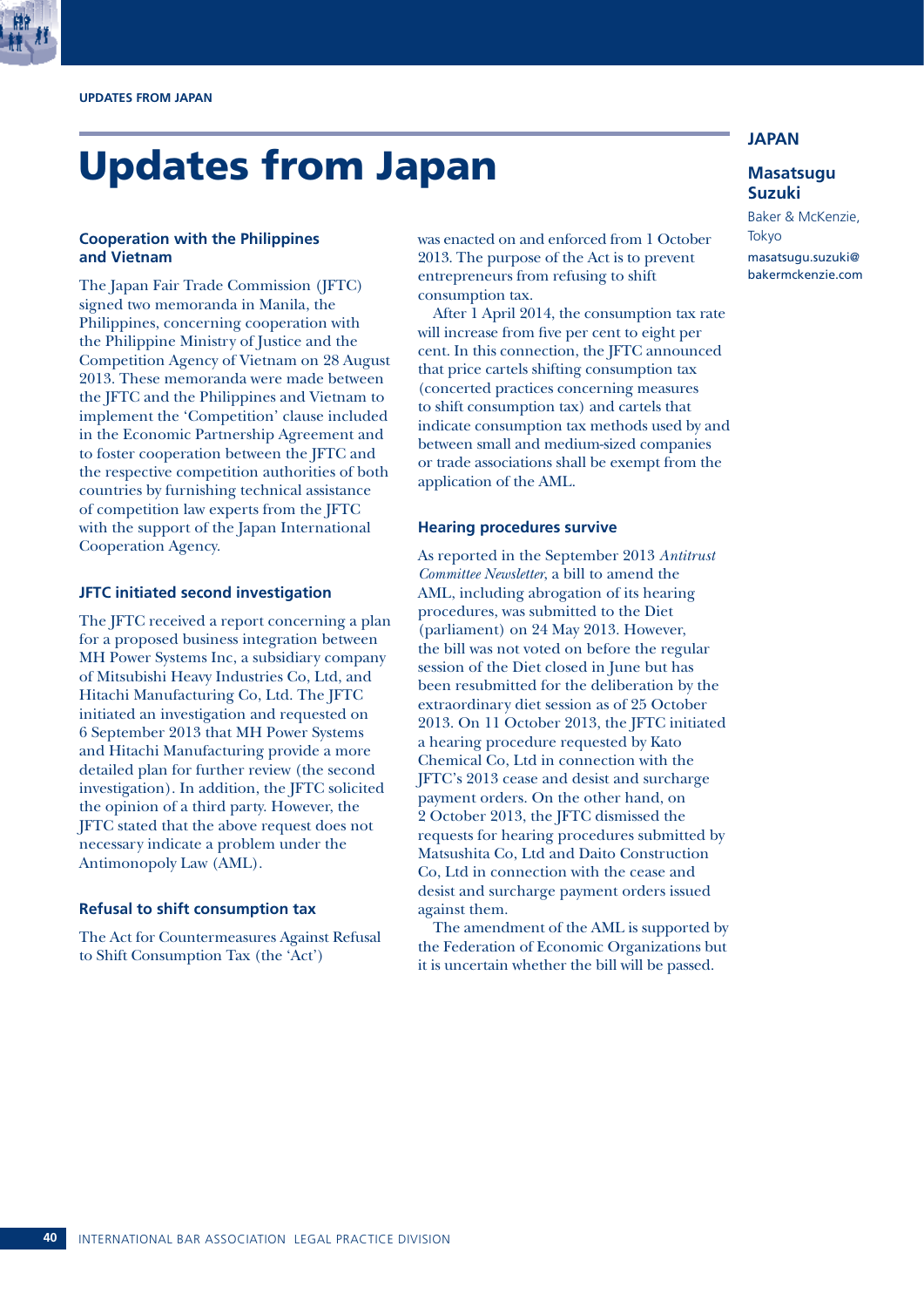# Updates from Japan

**JAPAN**

**Masatsugu Suzuki**

Baker & McKenzie, Tokyo

masatsugu.suzuki@bakermckenzie.com

### Cooperation with the Philippines and Vietnam

The Japan Fair Trade Commission (JFTC) signed two memoranda in Manila, the Philippines, concerning cooperation with the Philippine Ministry of Justice and the Competition Agency of Vietnam on 28 August 2013. These memoranda were made between the JFTC and the Philippines and Vietnam to implement the 'Competition' clause included in the Economic Partnership Agreement and to foster cooperation between the JFTC and the respective competition authorities of both countries by furnishing technical assistance of competition law experts from the JFTC with the support of the Japan International Cooperation Agency.

### JFTC initiated second investigation

The JFTC received a report concerning a plan for a proposed business integration between MH Power Systems Inc, a subsidiary company of Mitsubishi Heavy Industries Co, Ltd, and Hitachi Manufacturing Co, Ltd. The JFTC initiated an investigation and requested on 6 September 2013 that MH Power Systems and Hitachi Manufacturing provide a more detailed plan for further review (the second investigation). In addition, the JFTC solicited the opinion of a third party. However, the JFTC stated that the above request does not necessary indicate a problem under the Antimonopoly Law (AML).

### Refusal to shift consumption tax

The Act for Countermeasures Against Refusal to Shift Consumption Tax (the 'Act') was enacted on and enforced from 1 October 2013. The purpose of the Act is to prevent entrepreneurs from refusing to shift consumption tax.

After 1 April 2014, the consumption tax rate will increase from five per cent to eight per cent. In this connection, the JFTC announced that price cartels shifting consumption tax (concerted practices concerning measures to shift consumption tax) and cartels that indicate consumption tax methods used by and between small and medium-sized companies or trade associations shall be exempt from the application of the AML.

### Hearing procedures survive

As reported in the September 2013 *Antitrust Committee Newsletter*, a bill to amend the AML, including abrogation of its hearing procedures, was submitted to the Diet (parliament) on 24 May 2013. However, the bill was not voted on before the regular session of the Diet closed in June but has been resubmitted for the deliberation by the extraordinary diet session as of 25 October 2013. On 11 October 2013, the JFTC initiated a hearing procedure requested by Kato Chemical Co, Ltd in connection with the JFTC's 2013 cease and desist and surcharge payment orders. On the other hand, on 2 October 2013, the JFTC dismissed the requests for hearing procedures submitted by Matsushita Co, Ltd and Daito Construction Co, Ltd in connection with the cease and desist and surcharge payment orders issued against them.

The amendment of the AML is supported by the Federation of Economic Organizations but it is uncertain whether the bill will be passed.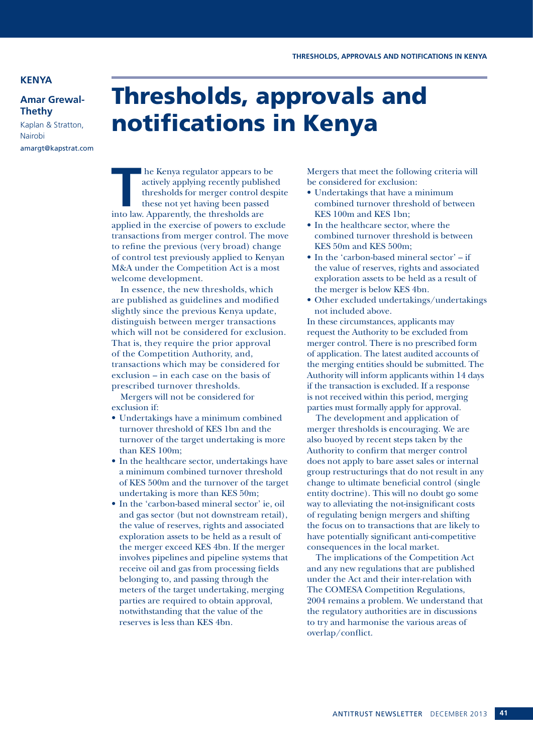**KENYA**

**Amar Grewal-Thethy**
Kaplan & Stratton, Nairobi
amargt@kapstrat.com

# Thresholds, approvals and notifications in Kenya

The Kenya regulator appears to be actively applying recently published thresholds for merger control despite these not yet having been passed into law. Apparently, the thresholds are applied in the exercise of powers to exclude transactions from merger control. The move to refine the previous (very broad) change of control test previously applied to Kenyan M&A under the Competition Act is a most welcome development.

In essence, the new thresholds, which are published as guidelines and modified slightly since the previous Kenya update, distinguish between merger transactions which will not be considered for exclusion. That is, they require the prior approval of the Competition Authority, and, transactions which may be considered for exclusion – in each case on the basis of prescribed turnover thresholds.

Mergers will not be considered for exclusion if:

- Undertakings have a minimum combined turnover threshold of KES 1bn and the turnover of the target undertaking is more than KES 100m;
- In the healthcare sector, undertakings have a minimum combined turnover threshold of KES 500m and the turnover of the target undertaking is more than KES 50m;
- In the 'carbon-based mineral sector' ie, oil and gas sector (but not downstream retail), the value of reserves, rights and associated exploration assets to be held as a result of the merger exceed KES 4bn. If the merger involves pipelines and pipeline systems that receive oil and gas from processing fields belonging to, and passing through the meters of the target undertaking, merging parties are required to obtain approval, notwithstanding that the value of the reserves is less than KES 4bn.

Mergers that meet the following criteria will be considered for exclusion:

- Undertakings that have a minimum combined turnover threshold of between KES 100m and KES 1bn;
- In the healthcare sector, where the combined turnover threshold is between KES 50m and KES 500m;
- In the 'carbon-based mineral sector' – if the value of reserves, rights and associated exploration assets to be held as a result of the merger is below KES 4bn.
- Other excluded undertakings/undertakings not included above.

In these circumstances, applicants may request the Authority to be excluded from merger control. There is no prescribed form of application. The latest audited accounts of the merging entities should be submitted. The Authority will inform applicants within 14 days if the transaction is excluded. If a response is not received within this period, merging parties must formally apply for approval.

The development and application of merger thresholds is encouraging. We are also buoyed by recent steps taken by the Authority to confirm that merger control does not apply to bare asset sales or internal group restructurings that do not result in any change to ultimate beneficial control (single entity doctrine). This will no doubt go some way to alleviating the not-insignificant costs of regulating benign mergers and shifting the focus on to transactions that are likely to have potentially significant anti-competitive consequences in the local market.

The implications of the Competition Act and any new regulations that are published under the Act and their inter-relation with The COMESA Competition Regulations, 2004 remains a problem. We understand that the regulatory authorities are in discussions to try and harmonise the various areas of overlap/conflict.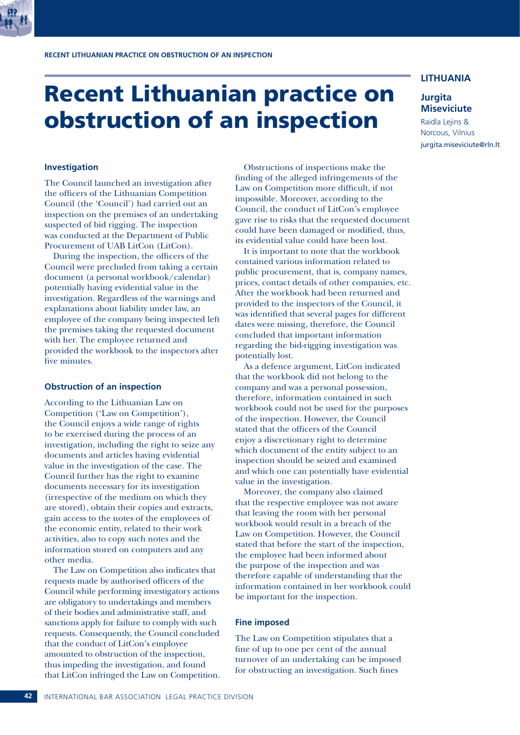LITHUANIA

**Jurgita Miseviciute**
Raidla Lejins & Norcous, Vilnius
jurgita.miseviciute@rln.lt

# Recent Lithuanian practice on obstruction of an inspection

### Investigation

The Council launched an investigation after the officers of the Lithuanian Competition Council (the 'Council') had carried out an inspection on the premises of an undertaking suspected of bid rigging. The inspection was conducted at the Department of Public Procurement of UAB LitCon (LitCon).

During the inspection, the officers of the Council were precluded from taking a certain document (a personal workbook/calendar) potentially having evidential value in the investigation. Regardless of the warnings and explanations about liability under law, an employee of the company being inspected left the premises taking the requested document with her. The employee returned and provided the workbook to the inspectors after five minutes.

### Obstruction of an inspection

According to the Lithuanian Law on Competition ('Law on Competition'), the Council enjoys a wide range of rights to be exercised during the process of an investigation, including the right to seize any documents and articles having evidential value in the investigation of the case. The Council further has the right to examine documents necessary for its investigation (irrespective of the medium on which they are stored), obtain their copies and extracts, gain access to the notes of the employees of the economic entity, related to their work activities, also to copy such notes and the information stored on computers and any other media.

The Law on Competition also indicates that requests made by authorised officers of the Council while performing investigatory actions are obligatory to undertakings and members of their bodies and administrative staff, and sanctions apply for failure to comply with such requests. Consequently, the Council concluded that the conduct of LitCon's employee amounted to obstruction of the inspection, thus impeding the investigation, and found that LitCon infringed the Law on Competition.

Obstructions of inspections make the finding of the alleged infringements of the Law on Competition more difficult, if not impossible. Moreover, according to the Council, the conduct of LitCon's employee gave rise to risks that the requested document could have been damaged or modified, thus, its evidential value could have been lost.

It is important to note that the workbook contained various information related to public procurement, that is, company names, prices, contact details of other companies, etc. After the workbook had been returned and provided to the inspectors of the Council, it was identified that several pages for different dates were missing, therefore, the Council concluded that important information regarding the bid-rigging investigation was potentially lost.

As a defence argument, LitCon indicated that the workbook did not belong to the company and was a personal possession, therefore, information contained in such workbook could not be used for the purposes of the inspection. However, the Council stated that the officers of the Council enjoy a discretionary right to determine which document of the entity subject to an inspection should be seized and examined and which one can potentially have evidential value in the investigation.

Moreover, the company also claimed that the respective employee was not aware that leaving the room with her personal workbook would result in a breach of the Law on Competition. However, the Council stated that before the start of the inspection, the employee had been informed about the purpose of the inspection and was therefore capable of understanding that the information contained in her workbook could be important for the inspection.

### Fine imposed

The Law on Competition stipulates that a fine of up to one per cent of the annual turnover of an undertaking can be imposed for obstructing an investigation. Such fines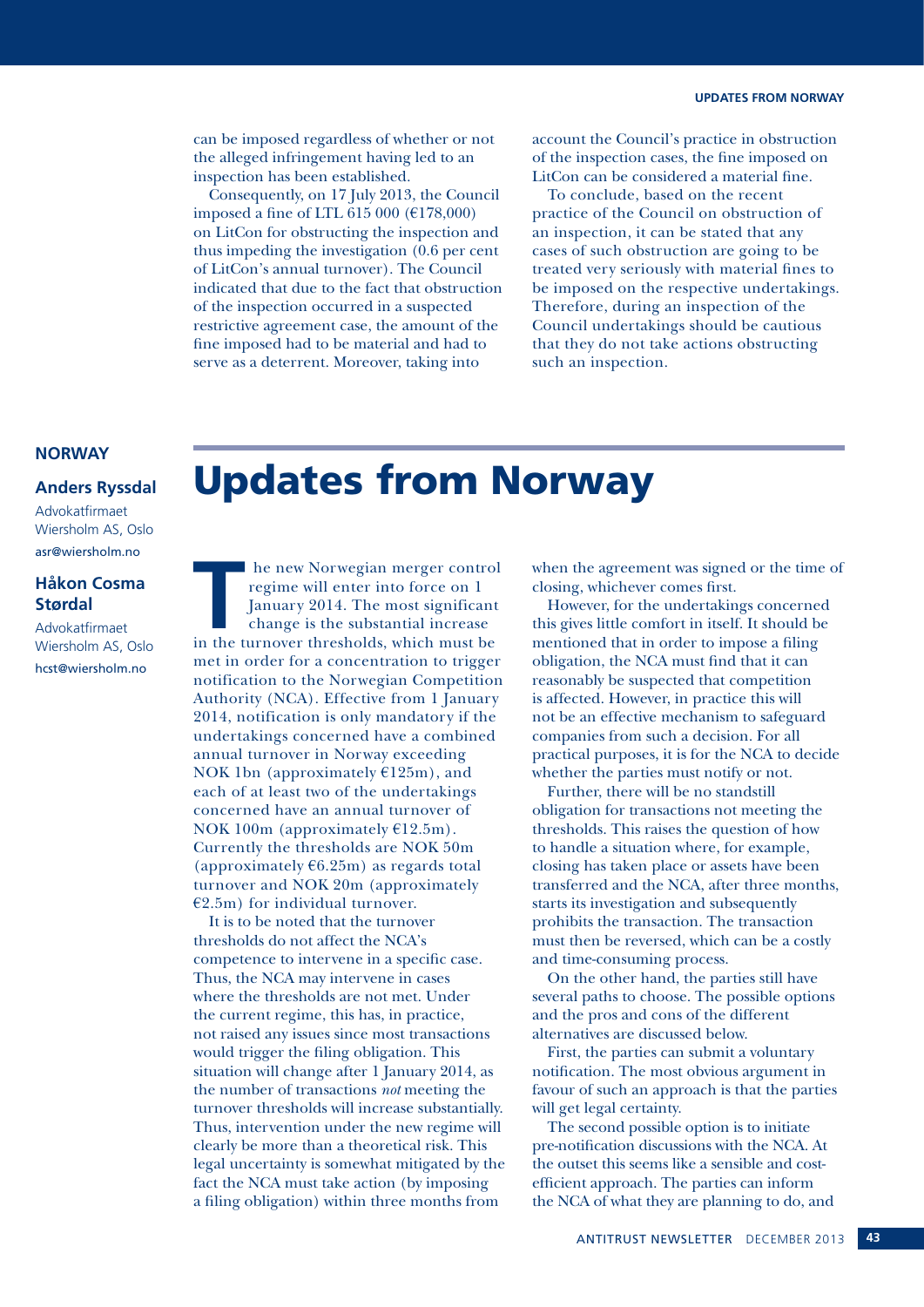can be imposed regardless of whether or not the alleged infringement having led to an inspection has been established.

Consequently, on 17 July 2013, the Council imposed a fine of LTL 615 000 (€178,000) on LitCon for obstructing the inspection and thus impeding the investigation (0.6 per cent of LitCon's annual turnover). The Council indicated that due to the fact that obstruction of the inspection occurred in a suspected restrictive agreement case, the amount of the fine imposed had to be material and had to serve as a deterrent. Moreover, taking into account the Council's practice in obstruction of the inspection cases, the fine imposed on LitCon can be considered a material fine.

To conclude, based on the recent practice of the Council on obstruction of an inspection, it can be stated that any cases of such obstruction are going to be treated very seriously with material fines to be imposed on the respective undertakings. Therefore, during an inspection of the Council undertakings should be cautious that they do not take actions obstructing such an inspection.

**NORWAY**

**Anders Ryssdal**
Advokatfirmaet Wiersholm AS, Oslo
asr@wiersholm.no

**Håkon Cosma Størdal**
Advokatfirmaet Wiersholm AS, Oslo
hcst@wiersholm.no

# Updates from Norway

The new Norwegian merger control regime will enter into force on 1 January 2014. The most significant change is the substantial increase in the turnover thresholds, which must be met in order for a concentration to trigger notification to the Norwegian Competition Authority (NCA). Effective from 1 January 2014, notification is only mandatory if the undertakings concerned have a combined annual turnover in Norway exceeding NOK 1bn (approximately €125m), and each of at least two of the undertakings concerned have an annual turnover of NOK 100m (approximately €12.5m). Currently the thresholds are NOK 50m (approximately €6.25m) as regards total turnover and NOK 20m (approximately €2.5m) for individual turnover.

It is to be noted that the turnover thresholds do not affect the NCA's competence to intervene in a specific case. Thus, the NCA may intervene in cases where the thresholds are not met. Under the current regime, this has, in practice, not raised any issues since most transactions would trigger the filing obligation. This situation will change after 1 January 2014, as the number of transactions *not* meeting the turnover thresholds will increase substantially. Thus, intervention under the new regime will clearly be more than a theoretical risk. This legal uncertainty is somewhat mitigated by the fact the NCA must take action (by imposing a filing obligation) within three months from when the agreement was signed or the time of closing, whichever comes first.

However, for the undertakings concerned this gives little comfort in itself. It should be mentioned that in order to impose a filing obligation, the NCA must find that it can reasonably be suspected that competition is affected. However, in practice this will not be an effective mechanism to safeguard companies from such a decision. For all practical purposes, it is for the NCA to decide whether the parties must notify or not.

Further, there will be no standstill obligation for transactions not meeting the thresholds. This raises the question of how to handle a situation where, for example, closing has taken place or assets have been transferred and the NCA, after three months, starts its investigation and subsequently prohibits the transaction. The transaction must then be reversed, which can be a costly and time-consuming process.

On the other hand, the parties still have several paths to choose. The possible options and the pros and cons of the different alternatives are discussed below.

First, the parties can submit a voluntary notification. The most obvious argument in favour of such an approach is that the parties will get legal certainty.

The second possible option is to initiate pre-notification discussions with the NCA. At the outset this seems like a sensible and cost-efficient approach. The parties can inform the NCA of what they are planning to do, and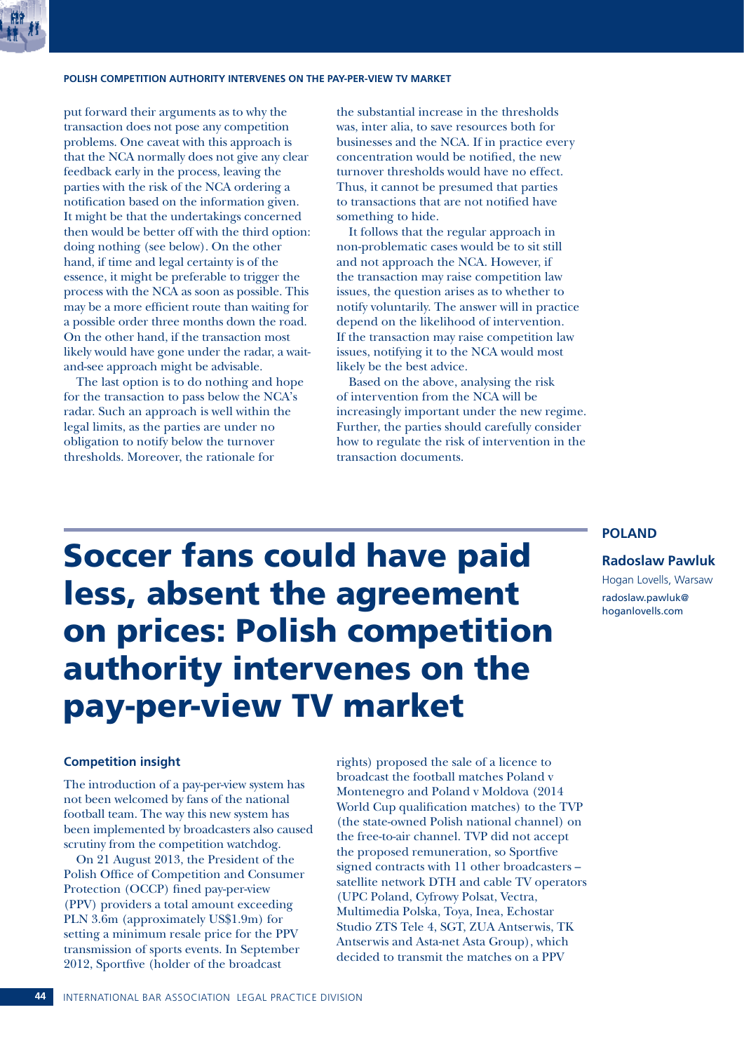put forward their arguments as to why the transaction does not pose any competition problems. One caveat with this approach is that the NCA normally does not give any clear feedback early in the process, leaving the parties with the risk of the NCA ordering a notification based on the information given. It might be that the undertakings concerned then would be better off with the third option: doing nothing (see below). On the other hand, if time and legal certainty is of the essence, it might be preferable to trigger the process with the NCA as soon as possible. This may be a more efficient route than waiting for a possible order three months down the road. On the other hand, if the transaction most likely would have gone under the radar, a wait-and-see approach might be advisable.

The last option is to do nothing and hope for the transaction to pass below the NCA's radar. Such an approach is well within the legal limits, as the parties are under no obligation to notify below the turnover thresholds. Moreover, the rationale for the substantial increase in the thresholds was, inter alia, to save resources both for businesses and the NCA. If in practice every concentration would be notified, the new turnover thresholds would have no effect. Thus, it cannot be presumed that parties to transactions that are not notified have something to hide.

It follows that the regular approach in non-problematic cases would be to sit still and not approach the NCA. However, if the transaction may raise competition law issues, the question arises as to whether to notify voluntarily. The answer will in practice depend on the likelihood of intervention. If the transaction may raise competition law issues, notifying it to the NCA would most likely be the best advice.

Based on the above, analysing the risk of intervention from the NCA will be increasingly important under the new regime. Further, the parties should carefully consider how to regulate the risk of intervention in the transaction documents.

# Soccer fans could have paid less, absent the agreement on prices: Polish competition authority intervenes on the pay-per-view TV market

**POLAND**

**Radoslaw Pawluk**

Hogan Lovells, Warsaw

radoslaw.pawluk@hoganlovells.com

### Competition insight

The introduction of a pay-per-view system has not been welcomed by fans of the national football team. The way this new system has been implemented by broadcasters also caused scrutiny from the competition watchdog.

On 21 August 2013, the President of the Polish Office of Competition and Consumer Protection (OCCP) fined pay-per-view (PPV) providers a total amount exceeding PLN 3.6m (approximately US$1.9m) for setting a minimum resale price for the PPV transmission of sports events. In September 2012, Sportfive (holder of the broadcast rights) proposed the sale of a licence to broadcast the football matches Poland v Montenegro and Poland v Moldova (2014 World Cup qualification matches) to the TVP (the state-owned Polish national channel) on the free-to-air channel. TVP did not accept the proposed remuneration, so Sportfive signed contracts with 11 other broadcasters – satellite network DTH and cable TV operators (UPC Poland, Cyfrowy Polsat, Vectra, Multimedia Polska, Toya, Inea, Echostar Studio ZTS Tele 4, SGT, ZUA Antserwis, TK Antserwis and Asta-net Asta Group), which decided to transmit the matches on a PPV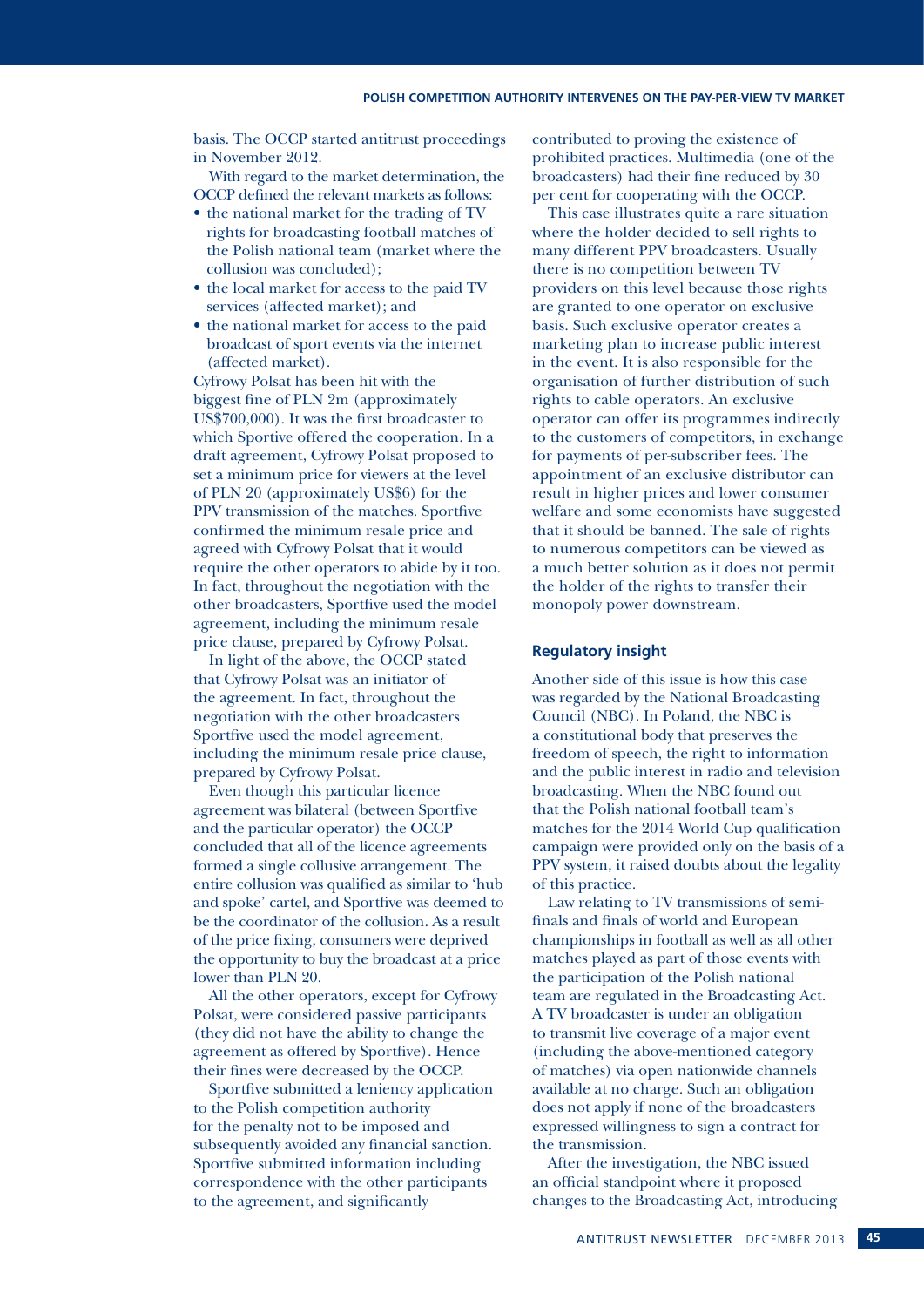basis. The OCCP started antitrust proceedings in November 2012.

With regard to the market determination, the OCCP defined the relevant markets as follows:

- the national market for the trading of TV rights for broadcasting football matches of the Polish national team (market where the collusion was concluded);
- the local market for access to the paid TV services (affected market); and
- the national market for access to the paid broadcast of sport events via the internet (affected market).

Cyfrowy Polsat has been hit with the biggest fine of PLN 2m (approximately US$700,000). It was the first broadcaster to which Sportive offered the cooperation. In a draft agreement, Cyfrowy Polsat proposed to set a minimum price for viewers at the level of PLN 20 (approximately US$6) for the PPV transmission of the matches. Sportfive confirmed the minimum resale price and agreed with Cyfrowy Polsat that it would require the other operators to abide by it too. In fact, throughout the negotiation with the other broadcasters, Sportfive used the model agreement, including the minimum resale price clause, prepared by Cyfrowy Polsat.

In light of the above, the OCCP stated that Cyfrowy Polsat was an initiator of the agreement. In fact, throughout the negotiation with the other broadcasters Sportfive used the model agreement, including the minimum resale price clause, prepared by Cyfrowy Polsat.

Even though this particular licence agreement was bilateral (between Sportfive and the particular operator) the OCCP concluded that all of the licence agreements formed a single collusive arrangement. The entire collusion was qualified as similar to 'hub and spoke' cartel, and Sportfive was deemed to be the coordinator of the collusion. As a result of the price fixing, consumers were deprived the opportunity to buy the broadcast at a price lower than PLN 20.

All the other operators, except for Cyfrowy Polsat, were considered passive participants (they did not have the ability to change the agreement as offered by Sportfive). Hence their fines were decreased by the OCCP.

Sportfive submitted a leniency application to the Polish competition authority for the penalty not to be imposed and subsequently avoided any financial sanction. Sportfive submitted information including correspondence with the other participants to the agreement, and significantly contributed to proving the existence of prohibited practices. Multimedia (one of the broadcasters) had their fine reduced by 30 per cent for cooperating with the OCCP.

This case illustrates quite a rare situation where the holder decided to sell rights to many different PPV broadcasters. Usually there is no competition between TV providers on this level because those rights are granted to one operator on exclusive basis. Such exclusive operator creates a marketing plan to increase public interest in the event. It is also responsible for the organisation of further distribution of such rights to cable operators. An exclusive operator can offer its programmes indirectly to the customers of competitors, in exchange for payments of per-subscriber fees. The appointment of an exclusive distributor can result in higher prices and lower consumer welfare and some economists have suggested that it should be banned. The sale of rights to numerous competitors can be viewed as a much better solution as it does not permit the holder of the rights to transfer their monopoly power downstream.

## Regulatory insight

Another side of this issue is how this case was regarded by the National Broadcasting Council (NBC). In Poland, the NBC is a constitutional body that preserves the freedom of speech, the right to information and the public interest in radio and television broadcasting. When the NBC found out that the Polish national football team's matches for the 2014 World Cup qualification campaign were provided only on the basis of a PPV system, it raised doubts about the legality of this practice.

Law relating to TV transmissions of semi-finals and finals of world and European championships in football as well as all other matches played as part of those events with the participation of the Polish national team are regulated in the Broadcasting Act. A TV broadcaster is under an obligation to transmit live coverage of a major event (including the above-mentioned category of matches) via open nationwide channels available at no charge. Such an obligation does not apply if none of the broadcasters expressed willingness to sign a contract for the transmission.

After the investigation, the NBC issued an official standpoint where it proposed changes to the Broadcasting Act, introducing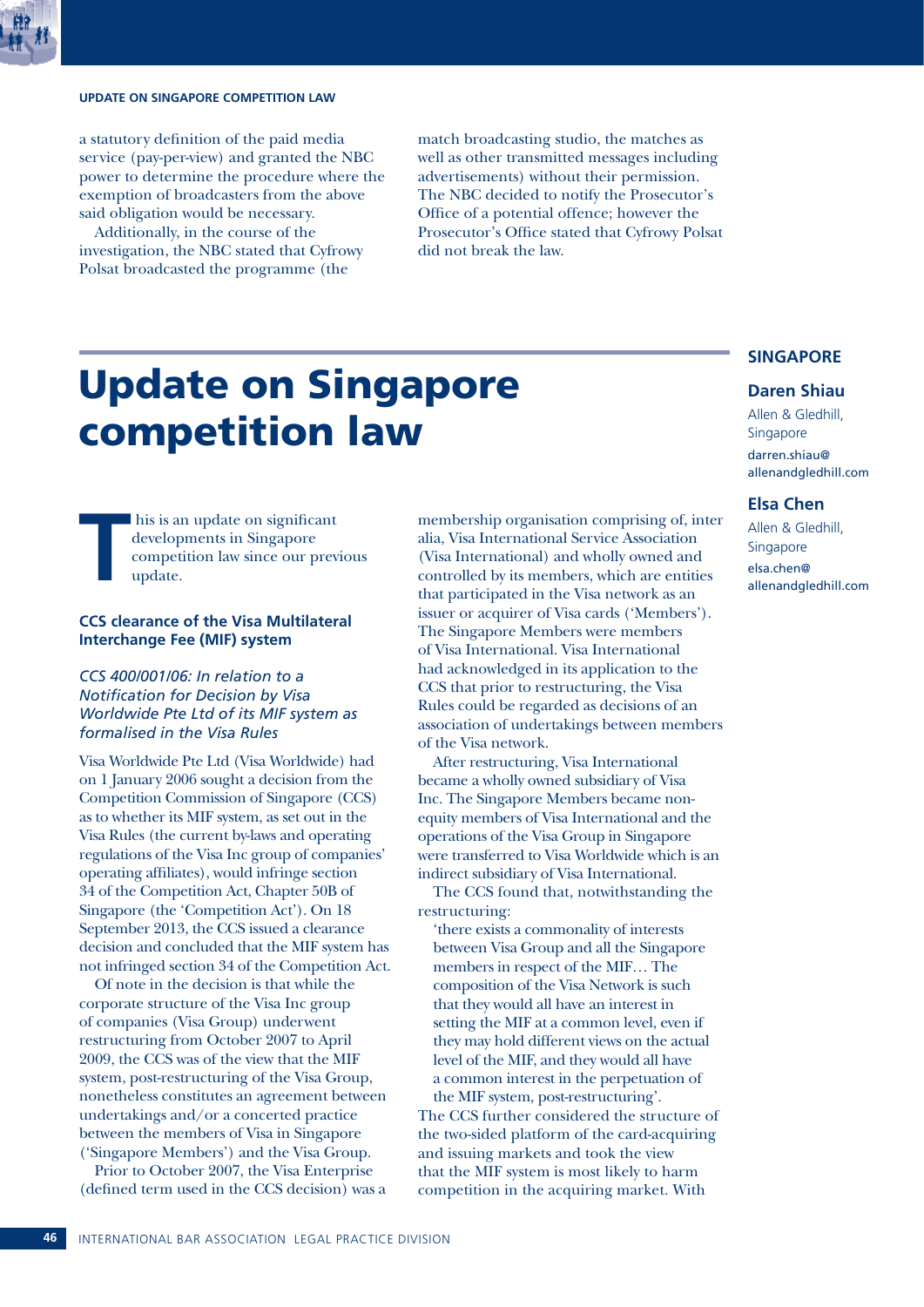a statutory definition of the paid media service (pay-per-view) and granted the NBC power to determine the procedure where the exemption of broadcasters from the above said obligation would be necessary.

Additionally, in the course of the investigation, the NBC stated that Cyfrowy Polsat broadcasted the programme (the match broadcasting studio, the matches as well as other transmitted messages including advertisements) without their permission. The NBC decided to notify the Prosecutor's Office of a potential offence; however the Prosecutor's Office stated that Cyfrowy Polsat did not break the law.

# Update on Singapore competition law

**SINGAPORE**

**Daren Shiau**
Allen & Gledhill, Singapore
darren.shiau@allenandgledhill.com

**Elsa Chen**
Allen & Gledhill, Singapore
elsa.chen@allenandgledhill.com

This is an update on significant developments in Singapore competition law since our previous update.

### CCS clearance of the Visa Multilateral Interchange Fee (MIF) system

#### *CCS 400/001/06: In relation to a Notification for Decision by Visa Worldwide Pte Ltd of its MIF system as formalised in the Visa Rules*

Visa Worldwide Pte Ltd (Visa Worldwide) had on 1 January 2006 sought a decision from the Competition Commission of Singapore (CCS) as to whether its MIF system, as set out in the Visa Rules (the current by-laws and operating regulations of the Visa Inc group of companies' operating affiliates), would infringe section 34 of the Competition Act, Chapter 50B of Singapore (the 'Competition Act'). On 18 September 2013, the CCS issued a clearance decision and concluded that the MIF system has not infringed section 34 of the Competition Act.

Of note in the decision is that while the corporate structure of the Visa Inc group of companies (Visa Group) underwent restructuring from October 2007 to April 2009, the CCS was of the view that the MIF system, post-restructuring of the Visa Group, nonetheless constitutes an agreement between undertakings and/or a concerted practice between the members of Visa in Singapore ('Singapore Members') and the Visa Group.

Prior to October 2007, the Visa Enterprise (defined term used in the CCS decision) was a membership organisation comprising of, inter alia, Visa International Service Association (Visa International) and wholly owned and controlled by its members, which are entities that participated in the Visa network as an issuer or acquirer of Visa cards ('Members'). The Singapore Members were members of Visa International. Visa International had acknowledged in its application to the CCS that prior to restructuring, the Visa Rules could be regarded as decisions of an association of undertakings between members of the Visa network.

After restructuring, Visa International became a wholly owned subsidiary of Visa Inc. The Singapore Members became non-equity members of Visa International and the operations of the Visa Group in Singapore were transferred to Visa Worldwide which is an indirect subsidiary of Visa International.

The CCS found that, notwithstanding the restructuring:

> 'there exists a commonality of interests between Visa Group and all the Singapore members in respect of the MIF… The composition of the Visa Network is such that they would all have an interest in setting the MIF at a common level, even if they may hold different views on the actual level of the MIF, and they would all have a common interest in the perpetuation of the MIF system, post-restructuring'.

The CCS further considered the structure of the two-sided platform of the card-acquiring and issuing markets and took the view that the MIF system is most likely to harm competition in the acquiring market. With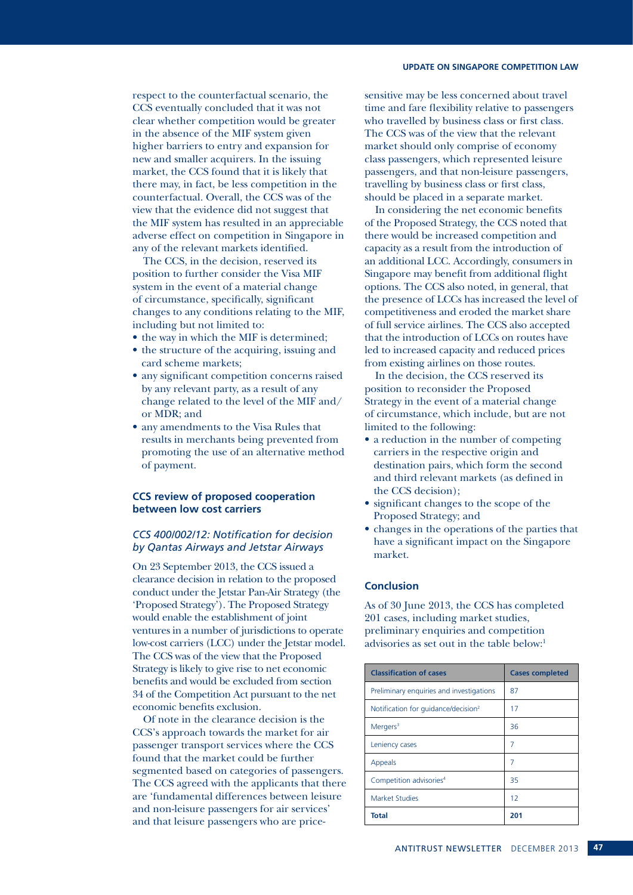respect to the counterfactual scenario, the CCS eventually concluded that it was not clear whether competition would be greater in the absence of the MIF system given higher barriers to entry and expansion for new and smaller acquirers. In the issuing market, the CCS found that it is likely that there may, in fact, be less competition in the counterfactual. Overall, the CCS was of the view that the evidence did not suggest that the MIF system has resulted in an appreciable adverse effect on competition in Singapore in any of the relevant markets identified.

The CCS, in the decision, reserved its position to further consider the Visa MIF system in the event of a material change of circumstance, specifically, significant changes to any conditions relating to the MIF, including but not limited to:

- the way in which the MIF is determined;
- the structure of the acquiring, issuing and card scheme markets;
- any significant competition concerns raised by any relevant party, as a result of any change related to the level of the MIF and/or MDR; and
- any amendments to the Visa Rules that results in merchants being prevented from promoting the use of an alternative method of payment.

### CCS review of proposed cooperation between low cost carriers

#### *CCS 400/002/12: Notification for decision by Qantas Airways and Jetstar Airways*

On 23 September 2013, the CCS issued a clearance decision in relation to the proposed conduct under the Jetstar Pan-Air Strategy (the 'Proposed Strategy'). The Proposed Strategy would enable the establishment of joint ventures in a number of jurisdictions to operate low-cost carriers (LCC) under the Jetstar model. The CCS was of the view that the Proposed Strategy is likely to give rise to net economic benefits and would be excluded from section 34 of the Competition Act pursuant to the net economic benefits exclusion.

Of note in the clearance decision is the CCS's approach towards the market for air passenger transport services where the CCS found that the market could be further segmented based on categories of passengers. The CCS agreed with the applicants that there are 'fundamental differences between leisure and non-leisure passengers for air services' and that leisure passengers who are price-sensitive may be less concerned about travel time and fare flexibility relative to passengers who travelled by business class or first class. The CCS was of the view that the relevant market should only comprise of economy class passengers, which represented leisure passengers, and that non-leisure passengers, travelling by business class or first class, should be placed in a separate market.

In considering the net economic benefits of the Proposed Strategy, the CCS noted that there would be increased competition and capacity as a result from the introduction of an additional LCC. Accordingly, consumers in Singapore may benefit from additional flight options. The CCS also noted, in general, that the presence of LCCs has increased the level of competitiveness and eroded the market share of full service airlines. The CCS also accepted that the introduction of LCCs on routes have led to increased capacity and reduced prices from existing airlines on those routes.

In the decision, the CCS reserved its position to reconsider the Proposed Strategy in the event of a material change of circumstance, which include, but are not limited to the following:

- a reduction in the number of competing carriers in the respective origin and destination pairs, which form the second and third relevant markets (as defined in the CCS decision);
- significant changes to the scope of the Proposed Strategy; and
- changes in the operations of the parties that have a significant impact on the Singapore market.

### Conclusion

As of 30 June 2013, the CCS has completed 201 cases, including market studies, preliminary enquiries and competition advisories as set out in the table below:[1]

| Classification of cases | Cases completed |
|---|---|
| Preliminary enquiries and investigations | 87 |
| Notification for guidance/decision[2] | 17 |
| Mergers[3] | 36 |
| Leniency cases | 7 |
| Appeals | 7 |
| Competition advisories[4] | 35 |
| Market Studies | 12 |
| **Total** | **201** |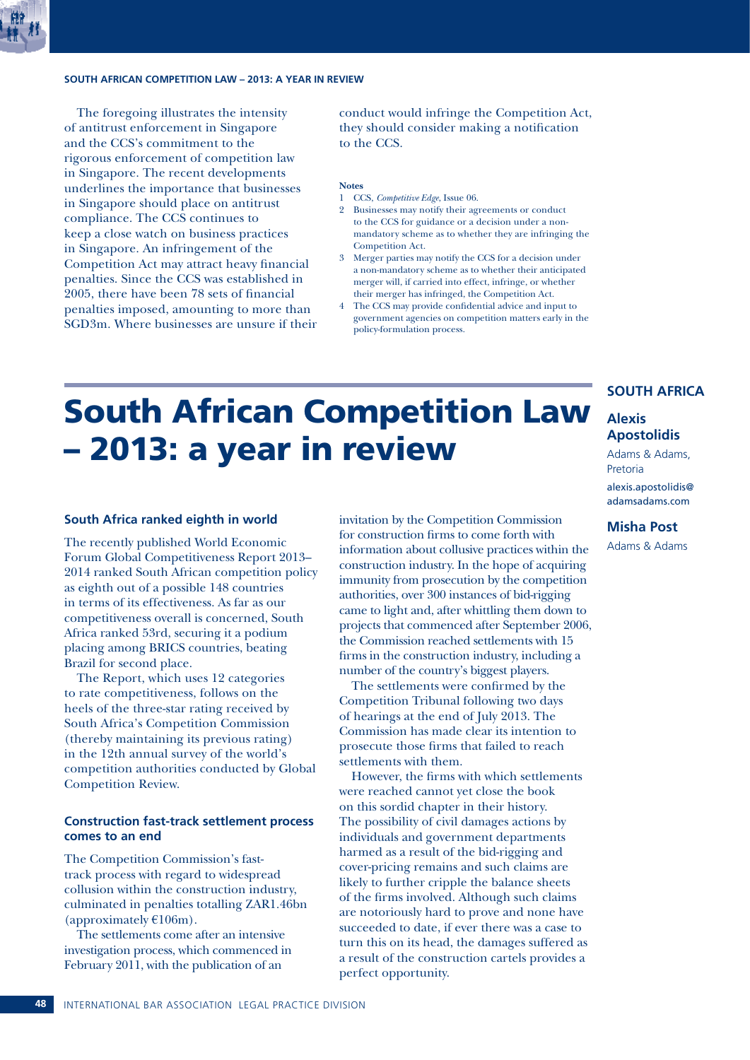The foregoing illustrates the intensity of antitrust enforcement in Singapore and the CCS's commitment to the rigorous enforcement of competition law in Singapore. The recent developments underlines the importance that businesses in Singapore should place on antitrust compliance. The CCS continues to keep a close watch on business practices in Singapore. An infringement of the Competition Act may attract heavy financial penalties. Since the CCS was established in 2005, there have been 78 sets of financial penalties imposed, amounting to more than SGD3m. Where businesses are unsure if their conduct would infringe the Competition Act, they should consider making a notification to the CCS.

**Notes**

1. CCS, *Competitive Edge*, Issue 06.
2. Businesses may notify their agreements or conduct to the CCS for guidance or a decision under a non-mandatory scheme as to whether they are infringing the Competition Act.
3. Merger parties may notify the CCS for a decision under a non-mandatory scheme as to whether their anticipated merger will, if carried into effect, infringe, or whether their merger has infringed, the Competition Act.
4. The CCS may provide confidential advice and input to government agencies on competition matters early in the policy-formulation process.

# South African Competition Law – 2013: a year in review

**SOUTH AFRICA**

**Alexis Apostolidis**
Adams & Adams, Pretoria
alexis.apostolidis@adamsadams.com

**Misha Post**
Adams & Adams

### South Africa ranked eighth in world

The recently published World Economic Forum Global Competitiveness Report 2013–2014 ranked South African competition policy as eighth out of a possible 148 countries in terms of its effectiveness. As far as our competitiveness overall is concerned, South Africa ranked 53rd, securing it a podium placing among BRICS countries, beating Brazil for second place.

The Report, which uses 12 categories to rate competitiveness, follows on the heels of the three-star rating received by South Africa's Competition Commission (thereby maintaining its previous rating) in the 12th annual survey of the world's competition authorities conducted by Global Competition Review.

### Construction fast-track settlement process comes to an end

The Competition Commission's fast-track process with regard to widespread collusion within the construction industry, culminated in penalties totalling ZAR1.46bn (approximately €106m).

The settlements come after an intensive investigation process, which commenced in February 2011, with the publication of an invitation by the Competition Commission for construction firms to come forth with information about collusive practices within the construction industry. In the hope of acquiring immunity from prosecution by the competition authorities, over 300 instances of bid-rigging came to light and, after whittling them down to projects that commenced after September 2006, the Commission reached settlements with 15 firms in the construction industry, including a number of the country's biggest players.

The settlements were confirmed by the Competition Tribunal following two days of hearings at the end of July 2013. The Commission has made clear its intention to prosecute those firms that failed to reach settlements with them.

However, the firms with which settlements were reached cannot yet close the book on this sordid chapter in their history. The possibility of civil damages actions by individuals and government departments harmed as a result of the bid-rigging and cover-pricing remains and such claims are likely to further cripple the balance sheets of the firms involved. Although such claims are notoriously hard to prove and none have succeeded to date, if ever there was a case to turn this on its head, the damages suffered as a result of the construction cartels provides a perfect opportunity.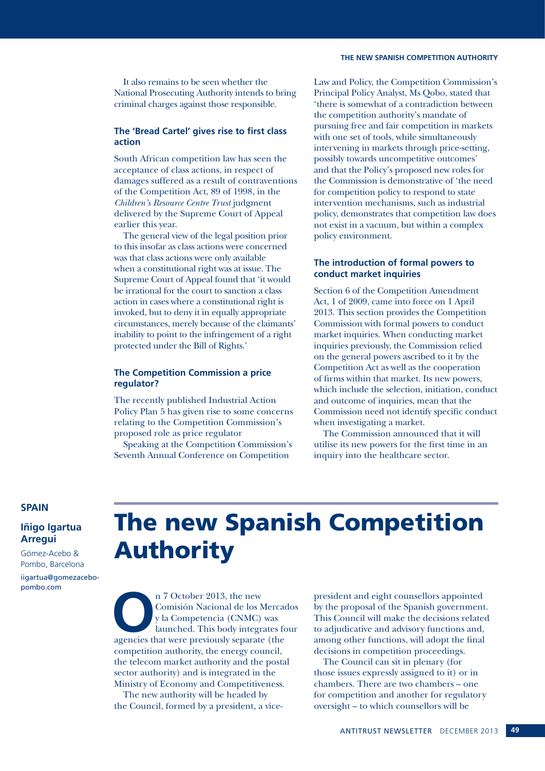It also remains to be seen whether the National Prosecuting Authority intends to bring criminal charges against those responsible.

### The 'Bread Cartel' gives rise to first class action

South African competition law has seen the acceptance of class actions, in respect of damages suffered as a result of contraventions of the Competition Act, 89 of 1998, in the *Children's Resource Centre Trust* judgment delivered by the Supreme Court of Appeal earlier this year.

The general view of the legal position prior to this insofar as class actions were concerned was that class actions were only available when a constitutional right was at issue. The Supreme Court of Appeal found that 'it would be irrational for the court to sanction a class action in cases where a constitutional right is invoked, but to deny it in equally appropriate circumstances, merely because of the claimants' inability to point to the infringement of a right protected under the Bill of Rights.'

### The Competition Commission a price regulator?

The recently published Industrial Action Policy Plan 5 has given rise to some concerns relating to the Competition Commission's proposed role as price regulator

Speaking at the Competition Commission's Seventh Annual Conference on Competition Law and Policy, the Competition Commission's Principal Policy Analyst, Ms Qobo, stated that 'there is somewhat of a contradiction between the competition authority's mandate of pursuing free and fair competition in markets with one set of tools, while simultaneously intervening in markets through price-setting, possibly towards uncompetitive outcomes' and that the Policy's proposed new roles for the Commission is demonstrative of 'the need for competition policy to respond to state intervention mechanisms, such as industrial policy, demonstrates that competition law does not exist in a vacuum, but within a complex policy environment.

### The introduction of formal powers to conduct market inquiries

Section 6 of the Competition Amendment Act, 1 of 2009, came into force on 1 April 2013. This section provides the Competition Commission with formal powers to conduct market inquiries. When conducting market inquiries previously, the Commission relied on the general powers ascribed to it by the Competition Act as well as the cooperation of firms within that market. Its new powers, which include the selection, initiation, conduct and outcome of inquiries, mean that the Commission need not identify specific conduct when investigating a market.

The Commission announced that it will utilise its new powers for the first time in an inquiry into the healthcare sector.

**SPAIN**

**Iñigo Igartua Arregui**

Gómez-Acebo & Pombo, Barcelona

iigartua@gomezacebo-pombo.com

# The new Spanish Competition Authority

On 7 October 2013, the new Comisión Nacional de los Mercados y la Competencia (CNMC) was launched. This body integrates four agencies that were previously separate (the competition authority, the energy council, the telecom market authority and the postal sector authority) and is integrated in the Ministry of Economy and Competitiveness.

The new authority will be headed by the Council, formed by a president, a vice-president and eight counsellors appointed by the proposal of the Spanish government. This Council will make the decisions related to adjudicative and advisory functions and, among other functions, will adopt the final decisions in competition proceedings.

The Council can sit in plenary (for those issues expressly assigned to it) or in chambers. There are two chambers – one for competition and another for regulatory oversight – to which counsellors will be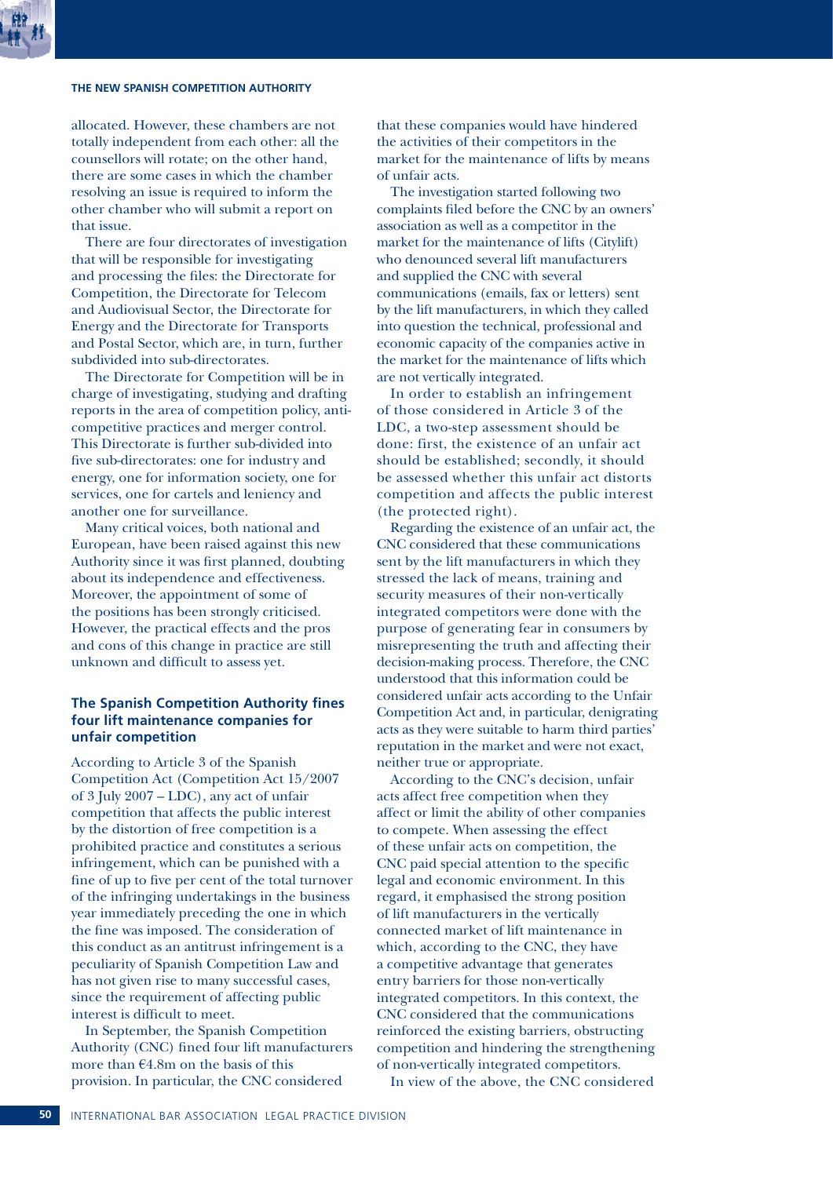allocated. However, these chambers are not totally independent from each other: all the counsellors will rotate; on the other hand, there are some cases in which the chamber resolving an issue is required to inform the other chamber who will submit a report on that issue.

There are four directorates of investigation that will be responsible for investigating and processing the files: the Directorate for Competition, the Directorate for Telecom and Audiovisual Sector, the Directorate for Energy and the Directorate for Transports and Postal Sector, which are, in turn, further subdivided into sub-directorates.

The Directorate for Competition will be in charge of investigating, studying and drafting reports in the area of competition policy, anti-competitive practices and merger control. This Directorate is further sub-divided into five sub-directorates: one for industry and energy, one for information society, one for services, one for cartels and leniency and another one for surveillance.

Many critical voices, both national and European, have been raised against this new Authority since it was first planned, doubting about its independence and effectiveness. Moreover, the appointment of some of the positions has been strongly criticised. However, the practical effects and the pros and cons of this change in practice are still unknown and difficult to assess yet.

### The Spanish Competition Authority fines four lift maintenance companies for unfair competition

According to Article 3 of the Spanish Competition Act (Competition Act 15/2007 of 3 July 2007 – LDC), any act of unfair competition that affects the public interest by the distortion of free competition is a prohibited practice and constitutes a serious infringement, which can be punished with a fine of up to five per cent of the total turnover of the infringing undertakings in the business year immediately preceding the one in which the fine was imposed. The consideration of this conduct as an antitrust infringement is a peculiarity of Spanish Competition Law and has not given rise to many successful cases, since the requirement of affecting public interest is difficult to meet.

In September, the Spanish Competition Authority (CNC) fined four lift manufacturers more than €4.8m on the basis of this provision. In particular, the CNC considered that these companies would have hindered the activities of their competitors in the market for the maintenance of lifts by means of unfair acts.

The investigation started following two complaints filed before the CNC by an owners' association as well as a competitor in the market for the maintenance of lifts (Citylift) who denounced several lift manufacturers and supplied the CNC with several communications (emails, fax or letters) sent by the lift manufacturers, in which they called into question the technical, professional and economic capacity of the companies active in the market for the maintenance of lifts which are not vertically integrated.

In order to establish an infringement of those considered in Article 3 of the LDC, a two-step assessment should be done: first, the existence of an unfair act should be established; secondly, it should be assessed whether this unfair act distorts competition and affects the public interest (the protected right).

Regarding the existence of an unfair act, the CNC considered that these communications sent by the lift manufacturers in which they stressed the lack of means, training and security measures of their non-vertically integrated competitors were done with the purpose of generating fear in consumers by misrepresenting the truth and affecting their decision-making process. Therefore, the CNC understood that this information could be considered unfair acts according to the Unfair Competition Act and, in particular, denigrating acts as they were suitable to harm third parties' reputation in the market and were not exact, neither true or appropriate.

According to the CNC's decision, unfair acts affect free competition when they affect or limit the ability of other companies to compete. When assessing the effect of these unfair acts on competition, the CNC paid special attention to the specific legal and economic environment. In this regard, it emphasised the strong position of lift manufacturers in the vertically connected market of lift maintenance in which, according to the CNC, they have a competitive advantage that generates entry barriers for those non-vertically integrated competitors. In this context, the CNC considered that the communications reinforced the existing barriers, obstructing competition and hindering the strengthening of non-vertically integrated competitors.

In view of the above, the CNC considered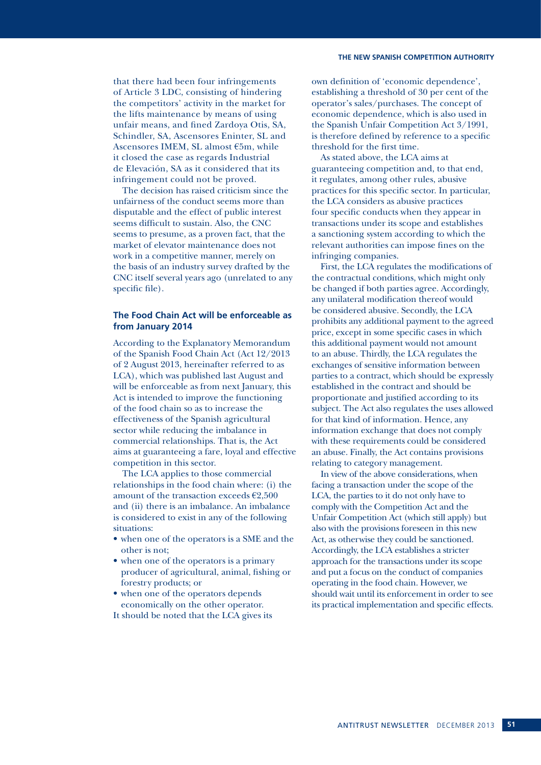that there had been four infringements of Article 3 LDC, consisting of hindering the competitors' activity in the market for the lifts maintenance by means of using unfair means, and fined Zardoya Otis, SA, Schindler, SA, Ascensores Eninter, SL and Ascensores IMEM, SL almost €5m, while it closed the case as regards Industrial de Elevación, SA as it considered that its infringement could not be proved.

The decision has raised criticism since the unfairness of the conduct seems more than disputable and the effect of public interest seems difficult to sustain. Also, the CNC seems to presume, as a proven fact, that the market of elevator maintenance does not work in a competitive manner, merely on the basis of an industry survey drafted by the CNC itself several years ago (unrelated to any specific file).

### The Food Chain Act will be enforceable as from January 2014

According to the Explanatory Memorandum of the Spanish Food Chain Act (Act 12/2013 of 2 August 2013, hereinafter referred to as LCA), which was published last August and will be enforceable as from next January, this Act is intended to improve the functioning of the food chain so as to increase the effectiveness of the Spanish agricultural sector while reducing the imbalance in commercial relationships. That is, the Act aims at guaranteeing a fare, loyal and effective competition in this sector.

The LCA applies to those commercial relationships in the food chain where: (i) the amount of the transaction exceeds €2,500 and (ii) there is an imbalance. An imbalance is considered to exist in any of the following situations:

- when one of the operators is a SME and the other is not;
- when one of the operators is a primary producer of agricultural, animal, fishing or forestry products; or
- when one of the operators depends economically on the other operator.

It should be noted that the LCA gives its own definition of 'economic dependence', establishing a threshold of 30 per cent of the operator's sales/purchases. The concept of economic dependence, which is also used in the Spanish Unfair Competition Act 3/1991, is therefore defined by reference to a specific threshold for the first time.

As stated above, the LCA aims at guaranteeing competition and, to that end, it regulates, among other rules, abusive practices for this specific sector. In particular, the LCA considers as abusive practices four specific conducts when they appear in transactions under its scope and establishes a sanctioning system according to which the relevant authorities can impose fines on the infringing companies.

First, the LCA regulates the modifications of the contractual conditions, which might only be changed if both parties agree. Accordingly, any unilateral modification thereof would be considered abusive. Secondly, the LCA prohibits any additional payment to the agreed price, except in some specific cases in which this additional payment would not amount to an abuse. Thirdly, the LCA regulates the exchanges of sensitive information between parties to a contract, which should be expressly established in the contract and should be proportionate and justified according to its subject. The Act also regulates the uses allowed for that kind of information. Hence, any information exchange that does not comply with these requirements could be considered an abuse. Finally, the Act contains provisions relating to category management.

In view of the above considerations, when facing a transaction under the scope of the LCA, the parties to it do not only have to comply with the Competition Act and the Unfair Competition Act (which still apply) but also with the provisions foreseen in this new Act, as otherwise they could be sanctioned. Accordingly, the LCA establishes a stricter approach for the transactions under its scope and put a focus on the conduct of companies operating in the food chain. However, we should wait until its enforcement in order to see its practical implementation and specific effects.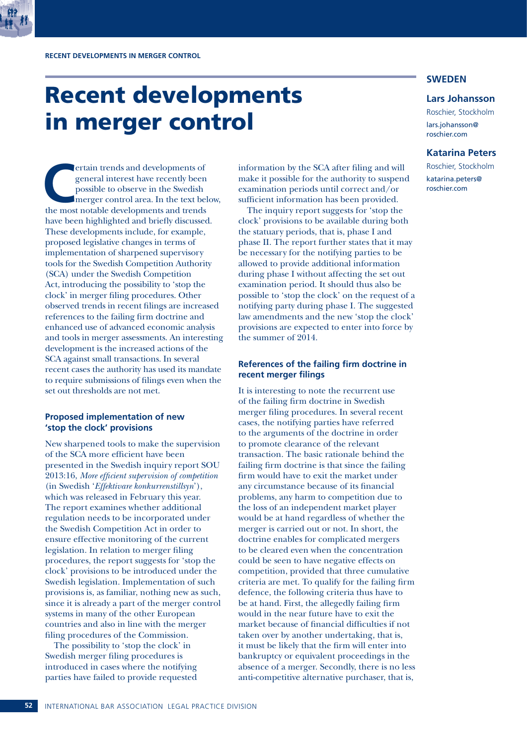# Recent developments in merger control

## SWEDEN

**Lars Johansson**
Roschier, Stockholm
lars.johansson@roschier.com

**Katarina Peters**
Roschier, Stockholm
katarina.peters@roschier.com

Certain trends and developments of general interest have recently been possible to observe in the Swedish merger control area. In the text below, the most notable developments and trends have been highlighted and briefly discussed. These developments include, for example, proposed legislative changes in terms of implementation of sharpened supervisory tools for the Swedish Competition Authority (SCA) under the Swedish Competition Act, introducing the possibility to 'stop the clock' in merger filing procedures. Other observed trends in recent filings are increased references to the failing firm doctrine and enhanced use of advanced economic analysis and tools in merger assessments. An interesting development is the increased actions of the SCA against small transactions. In several recent cases the authority has used its mandate to require submissions of filings even when the set out thresholds are not met.

### Proposed implementation of new 'stop the clock' provisions

New sharpened tools to make the supervision of the SCA more efficient have been presented in the Swedish inquiry report SOU 2013:16, *More efficient supervision of competition* (in Swedish '*Effektivare konkurrenstillsyn*'), which was released in February this year. The report examines whether additional regulation needs to be incorporated under the Swedish Competition Act in order to ensure effective monitoring of the current legislation. In relation to merger filing procedures, the report suggests for 'stop the clock' provisions to be introduced under the Swedish legislation. Implementation of such provisions is, as familiar, nothing new as such, since it is already a part of the merger control systems in many of the other European countries and also in line with the merger filing procedures of the Commission.

The possibility to 'stop the clock' in Swedish merger filing procedures is introduced in cases where the notifying parties have failed to provide requested information by the SCA after filing and will make it possible for the authority to suspend examination periods until correct and/or sufficient information has been provided.

The inquiry report suggests for 'stop the clock' provisions to be available during both the statuary periods, that is, phase I and phase II. The report further states that it may be necessary for the notifying parties to be allowed to provide additional information during phase I without affecting the set out examination period. It should thus also be possible to 'stop the clock' on the request of a notifying party during phase I. The suggested law amendments and the new 'stop the clock' provisions are expected to enter into force by the summer of 2014.

### References of the failing firm doctrine in recent merger filings

It is interesting to note the recurrent use of the failing firm doctrine in Swedish merger filing procedures. In several recent cases, the notifying parties have referred to the arguments of the doctrine in order to promote clearance of the relevant transaction. The basic rationale behind the failing firm doctrine is that since the failing firm would have to exit the market under any circumstance because of its financial problems, any harm to competition due to the loss of an independent market player would be at hand regardless of whether the merger is carried out or not. In short, the doctrine enables for complicated mergers to be cleared even when the concentration could be seen to have negative effects on competition, provided that three cumulative criteria are met. To qualify for the failing firm defence, the following criteria thus have to be at hand. First, the allegedly failing firm would in the near future have to exit the market because of financial difficulties if not taken over by another undertaking, that is, it must be likely that the firm will enter into bankruptcy or equivalent proceedings in the absence of a merger. Secondly, there is no less anti-competitive alternative purchaser, that is,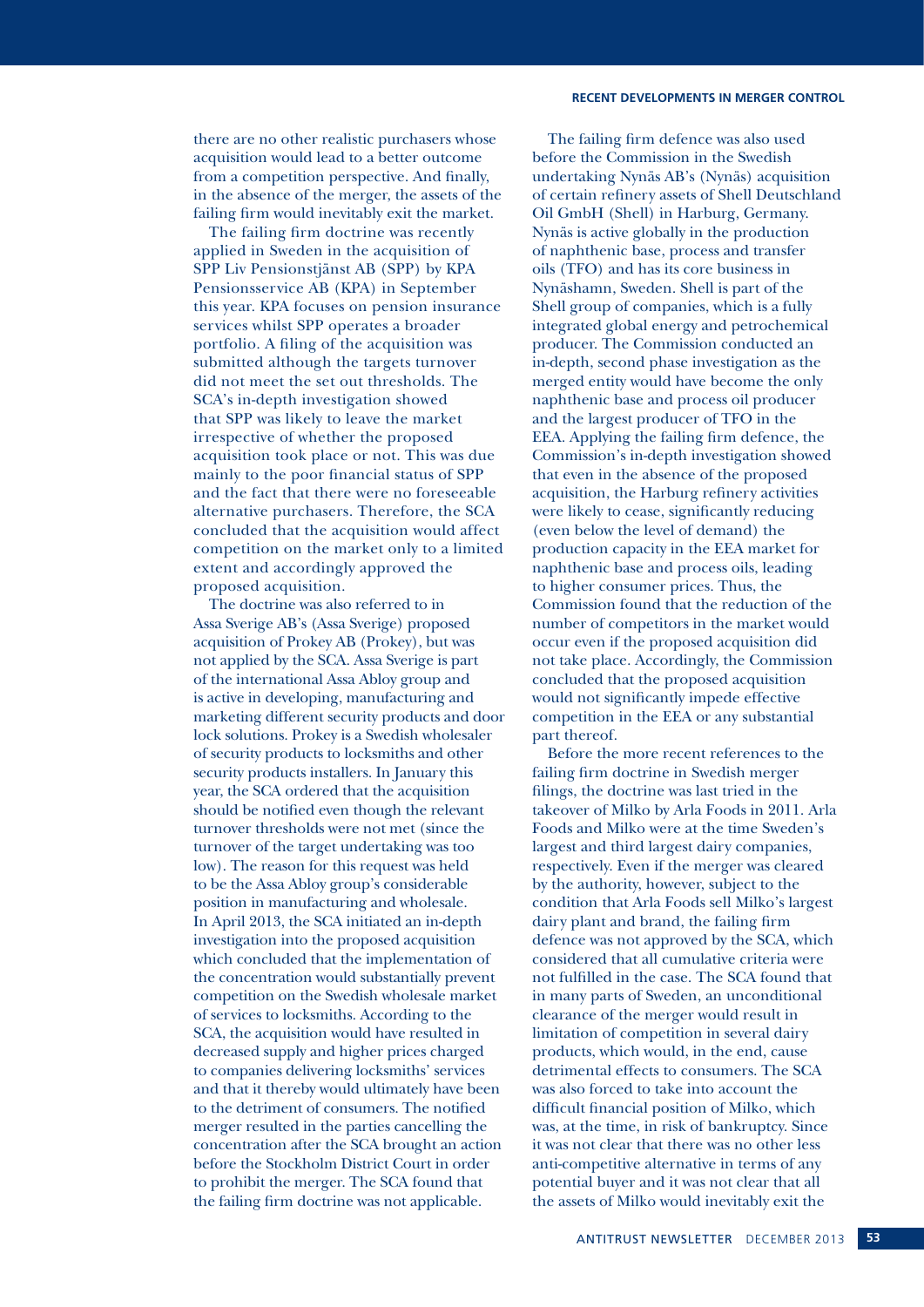there are no other realistic purchasers whose acquisition would lead to a better outcome from a competition perspective. And finally, in the absence of the merger, the assets of the failing firm would inevitably exit the market.

The failing firm doctrine was recently applied in Sweden in the acquisition of SPP Liv Pensionstjänst AB (SPP) by KPA Pensionsservice AB (KPA) in September this year. KPA focuses on pension insurance services whilst SPP operates a broader portfolio. A filing of the acquisition was submitted although the targets turnover did not meet the set out thresholds. The SCA's in-depth investigation showed that SPP was likely to leave the market irrespective of whether the proposed acquisition took place or not. This was due mainly to the poor financial status of SPP and the fact that there were no foreseeable alternative purchasers. Therefore, the SCA concluded that the acquisition would affect competition on the market only to a limited extent and accordingly approved the proposed acquisition.

The doctrine was also referred to in Assa Sverige AB's (Assa Sverige) proposed acquisition of Prokey AB (Prokey), but was not applied by the SCA. Assa Sverige is part of the international Assa Abloy group and is active in developing, manufacturing and marketing different security products and door lock solutions. Prokey is a Swedish wholesaler of security products to locksmiths and other security products installers. In January this year, the SCA ordered that the acquisition should be notified even though the relevant turnover thresholds were not met (since the turnover of the target undertaking was too low). The reason for this request was held to be the Assa Abloy group's considerable position in manufacturing and wholesale. In April 2013, the SCA initiated an in-depth investigation into the proposed acquisition which concluded that the implementation of the concentration would substantially prevent competition on the Swedish wholesale market of services to locksmiths. According to the SCA, the acquisition would have resulted in decreased supply and higher prices charged to companies delivering locksmiths' services and that it thereby would ultimately have been to the detriment of consumers. The notified merger resulted in the parties cancelling the concentration after the SCA brought an action before the Stockholm District Court in order to prohibit the merger. The SCA found that the failing firm doctrine was not applicable.

The failing firm defence was also used before the Commission in the Swedish undertaking Nynäs AB's (Nynäs) acquisition of certain refinery assets of Shell Deutschland Oil GmbH (Shell) in Harburg, Germany. Nynäs is active globally in the production of naphthenic base, process and transfer oils (TFO) and has its core business in Nynäshamn, Sweden. Shell is part of the Shell group of companies, which is a fully integrated global energy and petrochemical producer. The Commission conducted an in-depth, second phase investigation as the merged entity would have become the only naphthenic base and process oil producer and the largest producer of TFO in the EEA. Applying the failing firm defence, the Commission's in-depth investigation showed that even in the absence of the proposed acquisition, the Harburg refinery activities were likely to cease, significantly reducing (even below the level of demand) the production capacity in the EEA market for naphthenic base and process oils, leading to higher consumer prices. Thus, the Commission found that the reduction of the number of competitors in the market would occur even if the proposed acquisition did not take place. Accordingly, the Commission concluded that the proposed acquisition would not significantly impede effective competition in the EEA or any substantial part thereof.

Before the more recent references to the failing firm doctrine in Swedish merger filings, the doctrine was last tried in the takeover of Milko by Arla Foods in 2011. Arla Foods and Milko were at the time Sweden's largest and third largest dairy companies, respectively. Even if the merger was cleared by the authority, however, subject to the condition that Arla Foods sell Milko's largest dairy plant and brand, the failing firm defence was not approved by the SCA, which considered that all cumulative criteria were not fulfilled in the case. The SCA found that in many parts of Sweden, an unconditional clearance of the merger would result in limitation of competition in several dairy products, which would, in the end, cause detrimental effects to consumers. The SCA was also forced to take into account the difficult financial position of Milko, which was, at the time, in risk of bankruptcy. Since it was not clear that there was no other less anti-competitive alternative in terms of any potential buyer and it was not clear that all the assets of Milko would inevitably exit the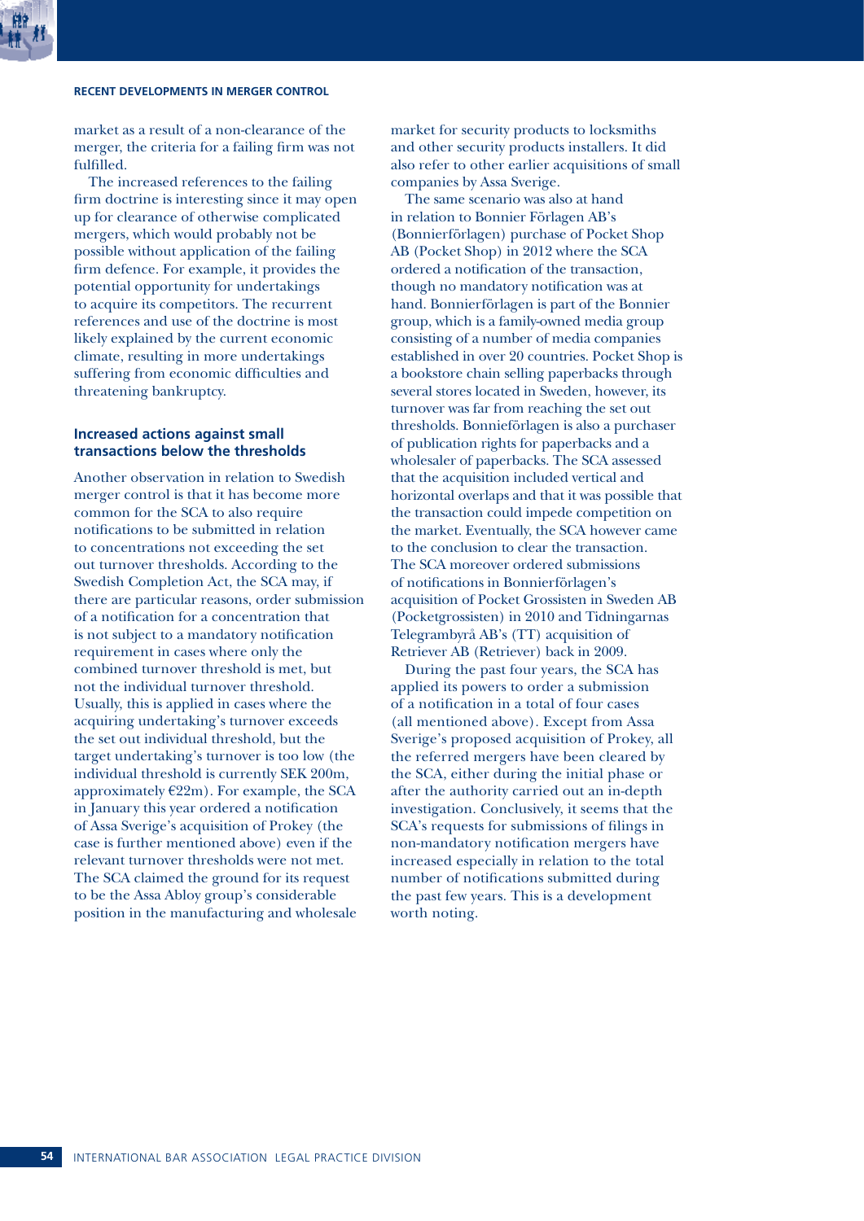market as a result of a non-clearance of the merger, the criteria for a failing firm was not fulfilled.

The increased references to the failing firm doctrine is interesting since it may open up for clearance of otherwise complicated mergers, which would probably not be possible without application of the failing firm defence. For example, it provides the potential opportunity for undertakings to acquire its competitors. The recurrent references and use of the doctrine is most likely explained by the current economic climate, resulting in more undertakings suffering from economic difficulties and threatening bankruptcy.

## Increased actions against small transactions below the thresholds

Another observation in relation to Swedish merger control is that it has become more common for the SCA to also require notifications to be submitted in relation to concentrations not exceeding the set out turnover thresholds. According to the Swedish Completion Act, the SCA may, if there are particular reasons, order submission of a notification for a concentration that is not subject to a mandatory notification requirement in cases where only the combined turnover threshold is met, but not the individual turnover threshold. Usually, this is applied in cases where the acquiring undertaking's turnover exceeds the set out individual threshold, but the target undertaking's turnover is too low (the individual threshold is currently SEK 200m, approximately €22m). For example, the SCA in January this year ordered a notification of Assa Sverige's acquisition of Prokey (the case is further mentioned above) even if the relevant turnover thresholds were not met. The SCA claimed the ground for its request to be the Assa Abloy group's considerable position in the manufacturing and wholesale market for security products to locksmiths and other security products installers. It did also refer to other earlier acquisitions of small companies by Assa Sverige.

The same scenario was also at hand in relation to Bonnier Förlagen AB's (Bonnierförlagen) purchase of Pocket Shop AB (Pocket Shop) in 2012 where the SCA ordered a notification of the transaction, though no mandatory notification was at hand. Bonnierförlagen is part of the Bonnier group, which is a family-owned media group consisting of a number of media companies established in over 20 countries. Pocket Shop is a bookstore chain selling paperbacks through several stores located in Sweden, however, its turnover was far from reaching the set out thresholds. Bonnieförlagen is also a purchaser of publication rights for paperbacks and a wholesaler of paperbacks. The SCA assessed that the acquisition included vertical and horizontal overlaps and that it was possible that the transaction could impede competition on the market. Eventually, the SCA however came to the conclusion to clear the transaction. The SCA moreover ordered submissions of notifications in Bonnierförlagen's acquisition of Pocket Grossisten in Sweden AB (Pocketgrossisten) in 2010 and Tidningarnas Telegrambyrå AB's (TT) acquisition of Retriever AB (Retriever) back in 2009.

During the past four years, the SCA has applied its powers to order a submission of a notification in a total of four cases (all mentioned above). Except from Assa Sverige's proposed acquisition of Prokey, all the referred mergers have been cleared by the SCA, either during the initial phase or after the authority carried out an in-depth investigation. Conclusively, it seems that the SCA's requests for submissions of filings in non-mandatory notification mergers have increased especially in relation to the total number of notifications submitted during the past few years. This is a development worth noting.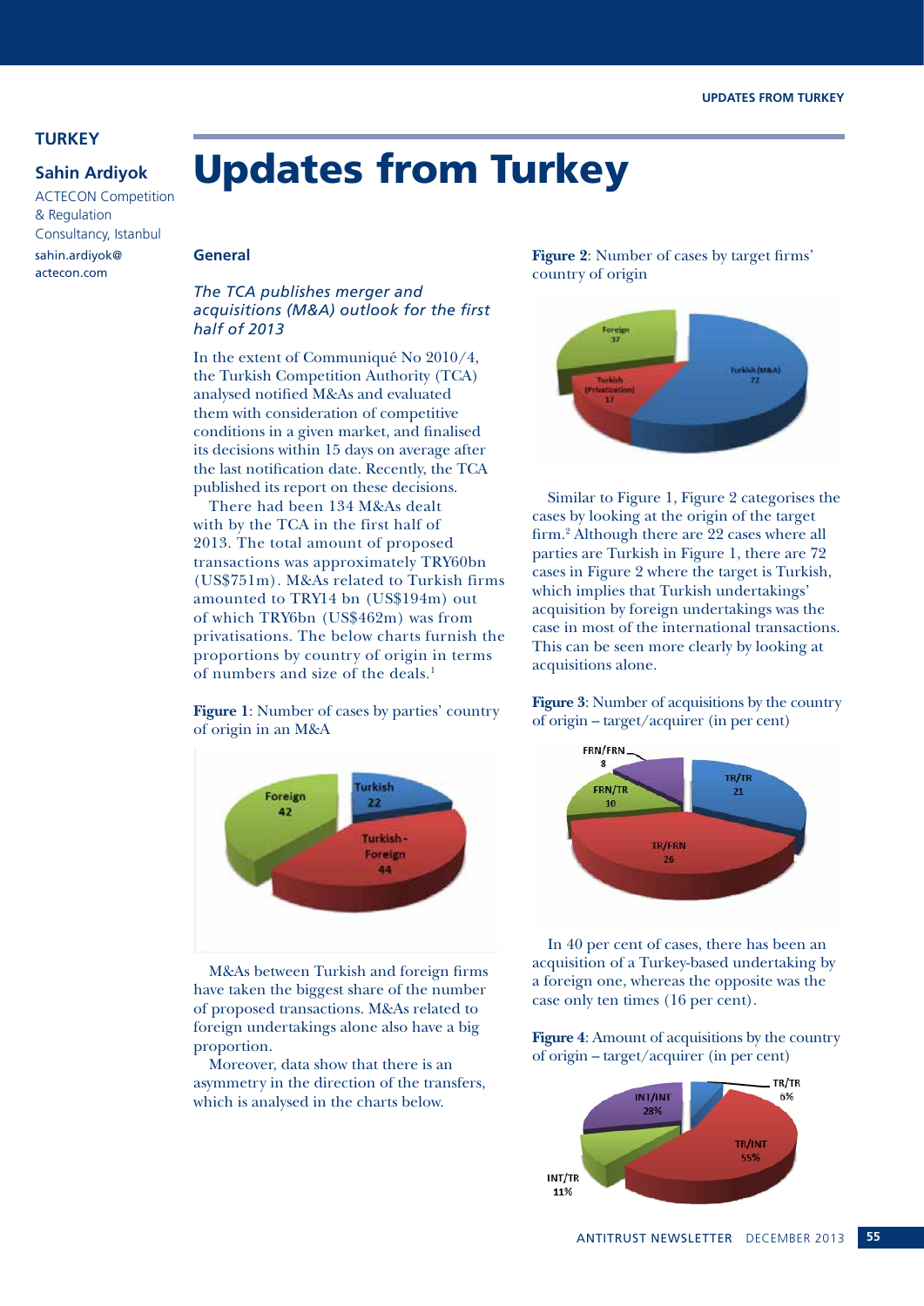**TURKEY**

**Sahin Ardiyok**

ACTECON Competition & Regulation Consultancy, Istanbul

sahin.ardiyok@actecon.com

# Updates from Turkey

## General

### *The TCA publishes merger and acquisitions (M&A) outlook for the first half of 2013*

In the extent of Communiqué No 2010/4, the Turkish Competition Authority (TCA) analysed notified M&As and evaluated them with consideration of competitive conditions in a given market, and finalised its decisions within 15 days on average after the last notification date. Recently, the TCA published its report on these decisions.

There had been 134 M&As dealt with by the TCA in the first half of 2013. The total amount of proposed transactions was approximately TRY60bn (US$751m). M&As related to Turkish firms amounted to TRY14 bn (US$194m) out of which TRY6bn (US$462m) was from privatisations. The below charts furnish the proportions by country of origin in terms of numbers and size of the deals.[1]

**Figure 1**: Number of cases by parties' country of origin in an M&A

Foreign 42; Turkish 22; Turkish-Foreign 44

M&As between Turkish and foreign firms have taken the biggest share of the number of proposed transactions. M&As related to foreign undertakings alone also have a big proportion.

Moreover, data show that there is an asymmetry in the direction of the transfers, which is analysed in the charts below.

**Figure 2**: Number of cases by target firms' country of origin

Foreign 37; Turkish (Privatization) 17; Turkish (M&A) 72

Similar to Figure 1, Figure 2 categorises the cases by looking at the origin of the target firm.[2] Although there are 22 cases where all parties are Turkish in Figure 1, there are 72 cases in Figure 2 where the target is Turkish, which implies that Turkish undertakings' acquisition by foreign undertakings was the case in most of the international transactions. This can be seen more clearly by looking at acquisitions alone.

**Figure 3**: Number of acquisitions by the country of origin – target/acquirer (in per cent)

FRN/FRN 8; FRN/TR 10; TR/TR 21; TR/FRN 26

In 40 per cent of cases, there has been an acquisition of a Turkey-based undertaking by a foreign one, whereas the opposite was the case only ten times (16 per cent).

**Figure 4**: Amount of acquisitions by the country of origin – target/acquirer (in per cent)

TR/TR 6%; INT/INT 28%; TR/INT 55%; INT/TR 11%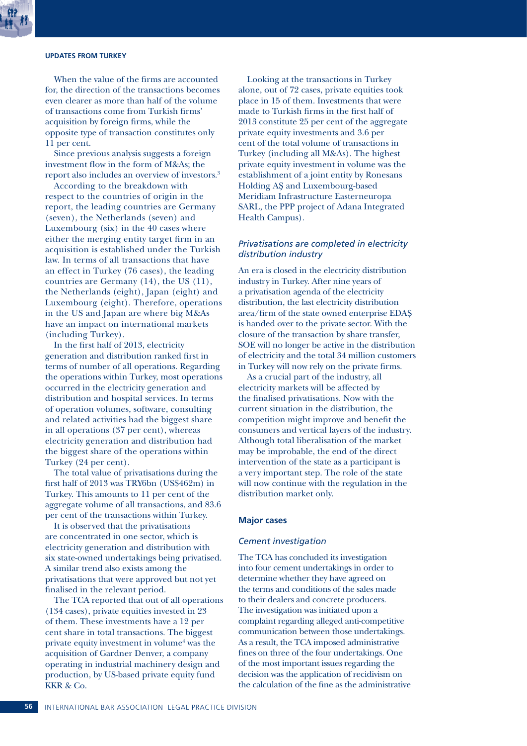When the value of the firms are accounted for, the direction of the transactions becomes even clearer as more than half of the volume of transactions come from Turkish firms' acquisition by foreign firms, while the opposite type of transaction constitutes only 11 per cent.

Since previous analysis suggests a foreign investment flow in the form of M&As; the report also includes an overview of investors.[3]

According to the breakdown with respect to the countries of origin in the report, the leading countries are Germany (seven), the Netherlands (seven) and Luxembourg (six) in the 40 cases where either the merging entity target firm in an acquisition is established under the Turkish law. In terms of all transactions that have an effect in Turkey (76 cases), the leading countries are Germany (14), the US (11), the Netherlands (eight), Japan (eight) and Luxembourg (eight). Therefore, operations in the US and Japan are where big M&As have an impact on international markets (including Turkey).

In the first half of 2013, electricity generation and distribution ranked first in terms of number of all operations. Regarding the operations within Turkey, most operations occurred in the electricity generation and distribution and hospital services. In terms of operation volumes, software, consulting and related activities had the biggest share in all operations (37 per cent), whereas electricity generation and distribution had the biggest share of the operations within Turkey (24 per cent).

The total value of privatisations during the first half of 2013 was TRY6bn (US$462m) in Turkey. This amounts to 11 per cent of the aggregate volume of all transactions, and 83.6 per cent of the transactions within Turkey.

It is observed that the privatisations are concentrated in one sector, which is electricity generation and distribution with six state-owned undertakings being privatised. A similar trend also exists among the privatisations that were approved but not yet finalised in the relevant period.

The TCA reported that out of all operations (134 cases), private equities invested in 23 of them. These investments have a 12 per cent share in total transactions. The biggest private equity investment in volume[4] was the acquisition of Gardner Denver, a company operating in industrial machinery design and production, by US-based private equity fund KKR & Co.

Looking at the transactions in Turkey alone, out of 72 cases, private equities took place in 15 of them. Investments that were made to Turkish firms in the first half of 2013 constitute 25 per cent of the aggregate private equity investments and 3.6 per cent of the total volume of transactions in Turkey (including all M&As). The highest private equity investment in volume was the establishment of a joint entity by Ronesans Holding AŞ and Luxembourg-based Meridiam Infrastructure Easterneuropa SARL, the PPP project of Adana Integrated Health Campus).

### *Privatisations are completed in electricity distribution industry*

An era is closed in the electricity distribution industry in Turkey. After nine years of a privatisation agenda of the electricity distribution, the last electricity distribution area/firm of the state owned enterprise EDAŞ is handed over to the private sector. With the closure of the transaction by share transfer, SOE will no longer be active in the distribution of electricity and the total 34 million customers in Turkey will now rely on the private firms.

As a crucial part of the industry, all electricity markets will be affected by the finalised privatisations. Now with the current situation in the distribution, the competition might improve and benefit the consumers and vertical layers of the industry. Although total liberalisation of the market may be improbable, the end of the direct intervention of the state as a participant is a very important step. The role of the state will now continue with the regulation in the distribution market only.

## Major cases

### *Cement investigation*

The TCA has concluded its investigation into four cement undertakings in order to determine whether they have agreed on the terms and conditions of the sales made to their dealers and concrete producers. The investigation was initiated upon a complaint regarding alleged anti-competitive communication between those undertakings. As a result, the TCA imposed administrative fines on three of the four undertakings. One of the most important issues regarding the decision was the application of recidivism on the calculation of the fine as the administrative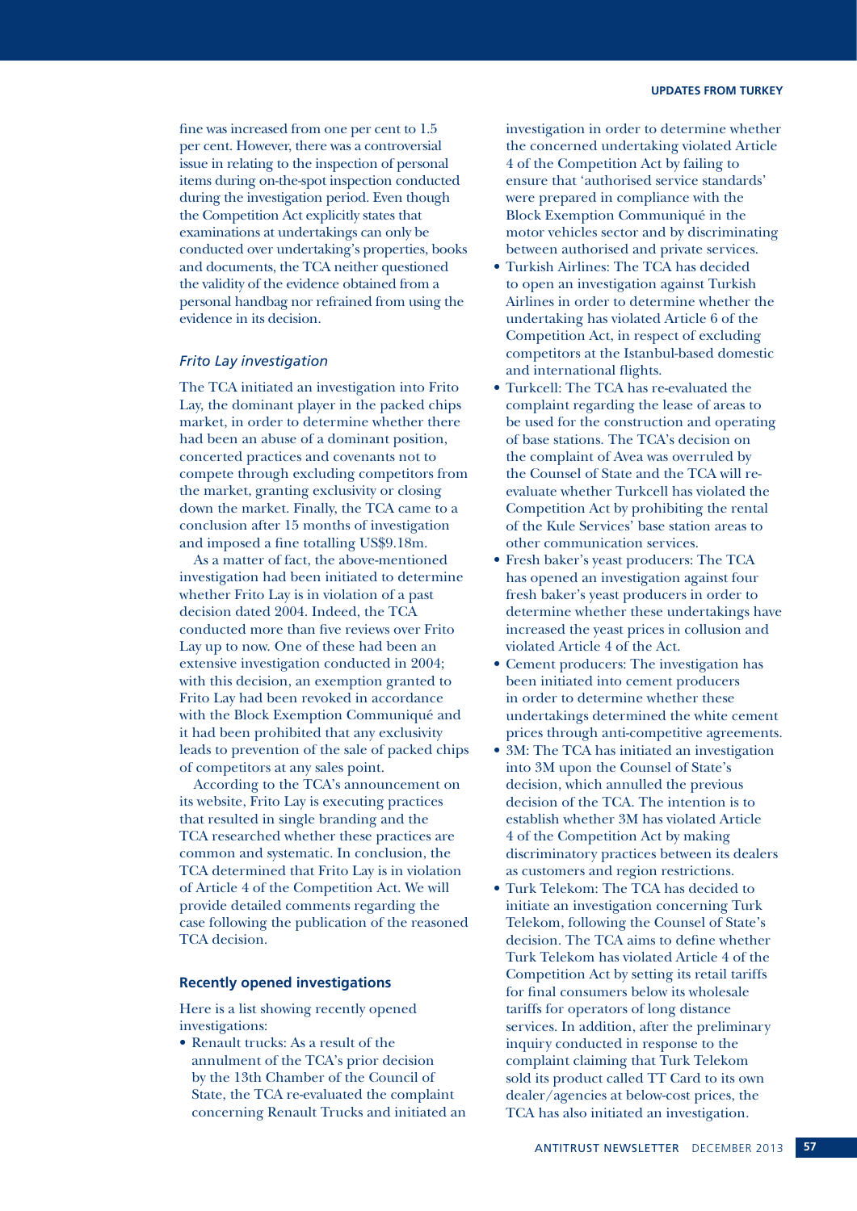fine was increased from one per cent to 1.5 per cent. However, there was a controversial issue in relating to the inspection of personal items during on-the-spot inspection conducted during the investigation period. Even though the Competition Act explicitly states that examinations at undertakings can only be conducted over undertaking's properties, books and documents, the TCA neither questioned the validity of the evidence obtained from a personal handbag nor refrained from using the evidence in its decision.

### *Frito Lay investigation*

The TCA initiated an investigation into Frito Lay, the dominant player in the packed chips market, in order to determine whether there had been an abuse of a dominant position, concerted practices and covenants not to compete through excluding competitors from the market, granting exclusivity or closing down the market. Finally, the TCA came to a conclusion after 15 months of investigation and imposed a fine totalling US$9.18m.

As a matter of fact, the above-mentioned investigation had been initiated to determine whether Frito Lay is in violation of a past decision dated 2004. Indeed, the TCA conducted more than five reviews over Frito Lay up to now. One of these had been an extensive investigation conducted in 2004; with this decision, an exemption granted to Frito Lay had been revoked in accordance with the Block Exemption Communiqué and it had been prohibited that any exclusivity leads to prevention of the sale of packed chips of competitors at any sales point.

According to the TCA's announcement on its website, Frito Lay is executing practices that resulted in single branding and the TCA researched whether these practices are common and systematic. In conclusion, the TCA determined that Frito Lay is in violation of Article 4 of the Competition Act. We will provide detailed comments regarding the case following the publication of the reasoned TCA decision.

## Recently opened investigations

Here is a list showing recently opened investigations:

- Renault trucks: As a result of the annulment of the TCA's prior decision by the 13th Chamber of the Council of State, the TCA re-evaluated the complaint concerning Renault Trucks and initiated an investigation in order to determine whether the concerned undertaking violated Article 4 of the Competition Act by failing to ensure that 'authorised service standards' were prepared in compliance with the Block Exemption Communiqué in the motor vehicles sector and by discriminating between authorised and private services.
- Turkish Airlines: The TCA has decided to open an investigation against Turkish Airlines in order to determine whether the undertaking has violated Article 6 of the Competition Act, in respect of excluding competitors at the Istanbul-based domestic and international flights.
- Turkcell: The TCA has re-evaluated the complaint regarding the lease of areas to be used for the construction and operating of base stations. The TCA's decision on the complaint of Avea was overruled by the Counsel of State and the TCA will re-evaluate whether Turkcell has violated the Competition Act by prohibiting the rental of the Kule Services' base station areas to other communication services.
- Fresh baker's yeast producers: The TCA has opened an investigation against four fresh baker's yeast producers in order to determine whether these undertakings have increased the yeast prices in collusion and violated Article 4 of the Act.
- Cement producers: The investigation has been initiated into cement producers in order to determine whether these undertakings determined the white cement prices through anti-competitive agreements.
- 3M: The TCA has initiated an investigation into 3M upon the Counsel of State's decision, which annulled the previous decision of the TCA. The intention is to establish whether 3M has violated Article 4 of the Competition Act by making discriminatory practices between its dealers as customers and region restrictions.
- Turk Telekom: The TCA has decided to initiate an investigation concerning Turk Telekom, following the Counsel of State's decision. The TCA aims to define whether Turk Telekom has violated Article 4 of the Competition Act by setting its retail tariffs for final consumers below its wholesale tariffs for operators of long distance services. In addition, after the preliminary inquiry conducted in response to the complaint claiming that Turk Telekom sold its product called TT Card to its own dealer/agencies at below-cost prices, the TCA has also initiated an investigation.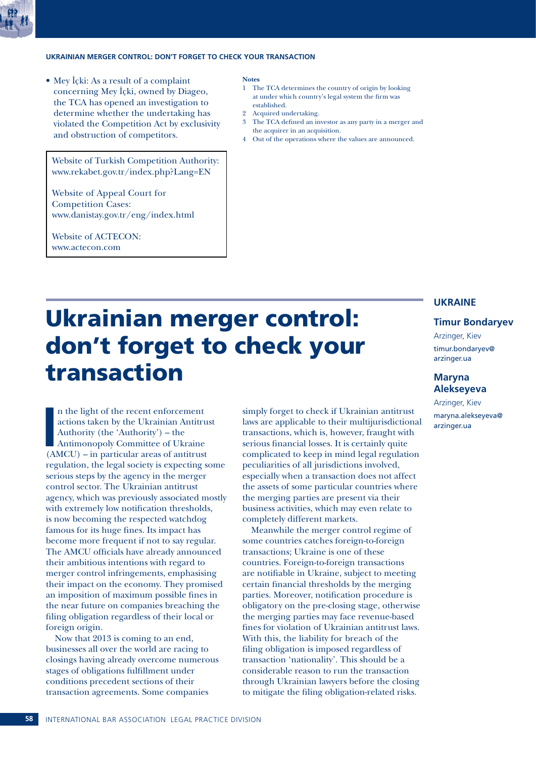- Mey İçki: As a result of a complaint concerning Mey İçki, owned by Diageo, the TCA has opened an investigation to determine whether the undertaking has violated the Competition Act by exclusivity and obstruction of competitors.

Website of Turkish Competition Authority: www.rekabet.gov.tr/index.php?Lang=EN

Website of Appeal Court for Competition Cases: www.danistay.gov.tr/eng/index.html

Website of ACTECON: www.actecon.com

**Notes**

1 The TCA determines the country of origin by looking at under which country's legal system the firm was established.

2 Acquired undertaking.

3 The TCA defined an investor as any party in a merger and the acquirer in an acquisition.

4 Out of the operations where the values are announced.

# Ukrainian merger control: don't forget to check your transaction

**UKRAINE**

**Timur Bondaryev**
Arzinger, Kiev
timur.bondaryev@arzinger.ua

**Maryna Alekseyeva**
Arzinger, Kiev
maryna.alekseyeva@arzinger.ua

In the light of the recent enforcement actions taken by the Ukrainian Antitrust Authority (the 'Authority') – the Antimonopoly Committee of Ukraine (AMCU) – in particular areas of antitrust regulation, the legal society is expecting some serious steps by the agency in the merger control sector. The Ukrainian antitrust agency, which was previously associated mostly with extremely low notification thresholds, is now becoming the respected watchdog famous for its huge fines. Its impact has become more frequent if not to say regular. The AMCU officials have already announced their ambitious intentions with regard to merger control infringements, emphasising their impact on the economy. They promised an imposition of maximum possible fines in the near future on companies breaching the filing obligation regardless of their local or foreign origin.

Now that 2013 is coming to an end, businesses all over the world are racing to closings having already overcome numerous stages of obligations fulfillment under conditions precedent sections of their transaction agreements. Some companies simply forget to check if Ukrainian antitrust laws are applicable to their multijurisdictional transactions, which is, however, fraught with serious financial losses. It is certainly quite complicated to keep in mind legal regulation peculiarities of all jurisdictions involved, especially when a transaction does not affect the assets of some particular countries where the merging parties are present via their business activities, which may even relate to completely different markets.

Meanwhile the merger control regime of some countries catches foreign-to-foreign transactions; Ukraine is one of these countries. Foreign-to-foreign transactions are notifiable in Ukraine, subject to meeting certain financial thresholds by the merging parties. Moreover, notification procedure is obligatory on the pre-closing stage, otherwise the merging parties may face revenue-based fines for violation of Ukrainian antitrust laws. With this, the liability for breach of the filing obligation is imposed regardless of transaction 'nationality'. This should be a considerable reason to run the transaction through Ukrainian lawyers before the closing to mitigate the filing obligation-related risks.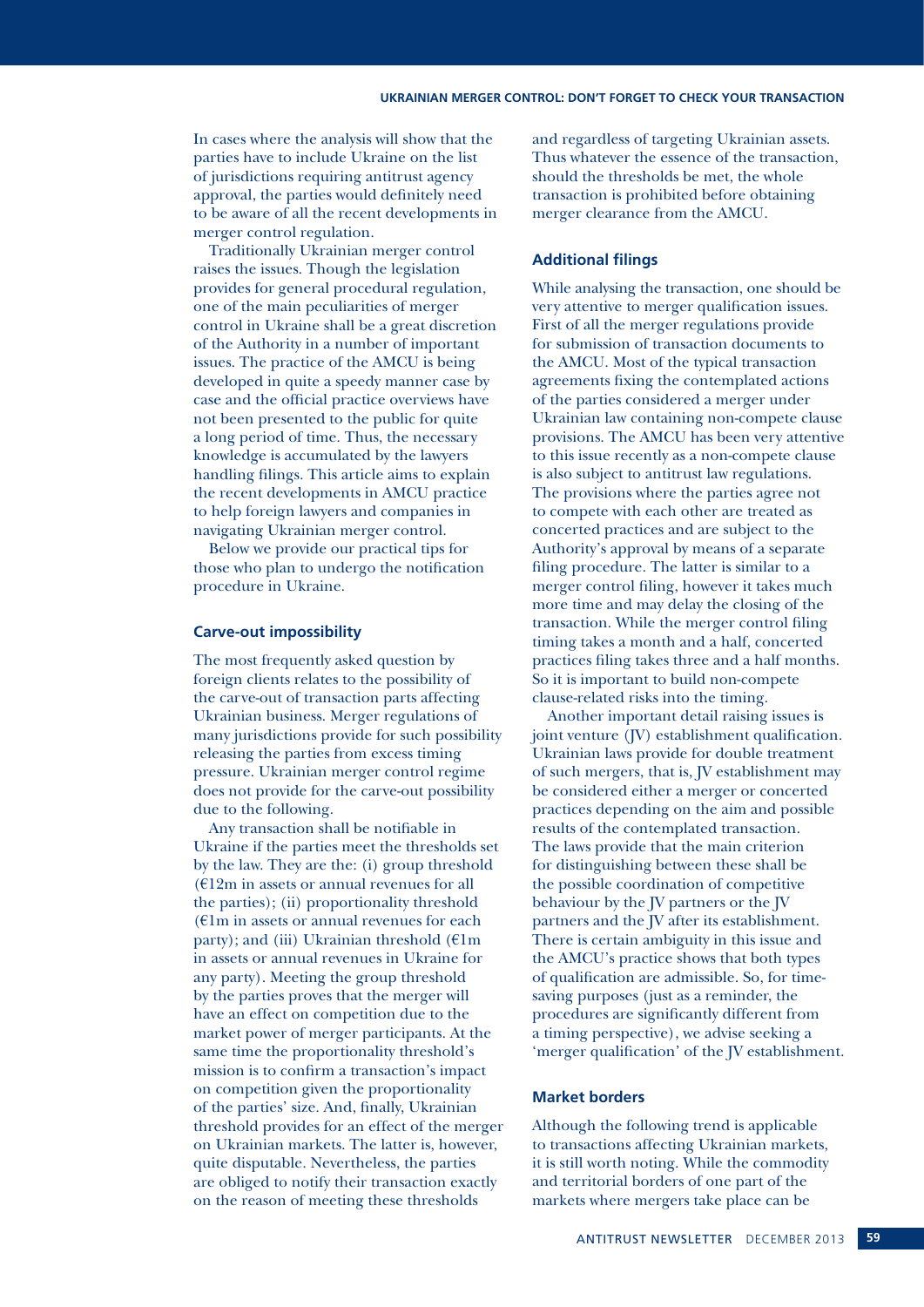In cases where the analysis will show that the parties have to include Ukraine on the list of jurisdictions requiring antitrust agency approval, the parties would definitely need to be aware of all the recent developments in merger control regulation.

Traditionally Ukrainian merger control raises the issues. Though the legislation provides for general procedural regulation, one of the main peculiarities of merger control in Ukraine shall be a great discretion of the Authority in a number of important issues. The practice of the AMCU is being developed in quite a speedy manner case by case and the official practice overviews have not been presented to the public for quite a long period of time. Thus, the necessary knowledge is accumulated by the lawyers handling filings. This article aims to explain the recent developments in AMCU practice to help foreign lawyers and companies in navigating Ukrainian merger control.

Below we provide our practical tips for those who plan to undergo the notification procedure in Ukraine.

### Carve-out impossibility

The most frequently asked question by foreign clients relates to the possibility of the carve-out of transaction parts affecting Ukrainian business. Merger regulations of many jurisdictions provide for such possibility releasing the parties from excess timing pressure. Ukrainian merger control regime does not provide for the carve-out possibility due to the following.

Any transaction shall be notifiable in Ukraine if the parties meet the thresholds set by the law. They are the: (i) group threshold (€12m in assets or annual revenues for all the parties); (ii) proportionality threshold (€1m in assets or annual revenues for each party); and (iii) Ukrainian threshold (€1m in assets or annual revenues in Ukraine for any party). Meeting the group threshold by the parties proves that the merger will have an effect on competition due to the market power of merger participants. At the same time the proportionality threshold's mission is to confirm a transaction's impact on competition given the proportionality of the parties' size. And, finally, Ukrainian threshold provides for an effect of the merger on Ukrainian markets. The latter is, however, quite disputable. Nevertheless, the parties are obliged to notify their transaction exactly on the reason of meeting these thresholds and regardless of targeting Ukrainian assets. Thus whatever the essence of the transaction, should the thresholds be met, the whole transaction is prohibited before obtaining merger clearance from the AMCU.

### Additional filings

While analysing the transaction, one should be very attentive to merger qualification issues. First of all the merger regulations provide for submission of transaction documents to the AMCU. Most of the typical transaction agreements fixing the contemplated actions of the parties considered a merger under Ukrainian law containing non-compete clause provisions. The AMCU has been very attentive to this issue recently as a non-compete clause is also subject to antitrust law regulations. The provisions where the parties agree not to compete with each other are treated as concerted practices and are subject to the Authority's approval by means of a separate filing procedure. The latter is similar to a merger control filing, however it takes much more time and may delay the closing of the transaction. While the merger control filing timing takes a month and a half, concerted practices filing takes three and a half months. So it is important to build non-compete clause-related risks into the timing.

Another important detail raising issues is joint venture (JV) establishment qualification. Ukrainian laws provide for double treatment of such mergers, that is, JV establishment may be considered either a merger or concerted practices depending on the aim and possible results of the contemplated transaction. The laws provide that the main criterion for distinguishing between these shall be the possible coordination of competitive behaviour by the JV partners or the JV partners and the JV after its establishment. There is certain ambiguity in this issue and the AMCU's practice shows that both types of qualification are admissible. So, for time-saving purposes (just as a reminder, the procedures are significantly different from a timing perspective), we advise seeking a 'merger qualification' of the JV establishment.

### Market borders

Although the following trend is applicable to transactions affecting Ukrainian markets, it is still worth noting. While the commodity and territorial borders of one part of the markets where mergers take place can be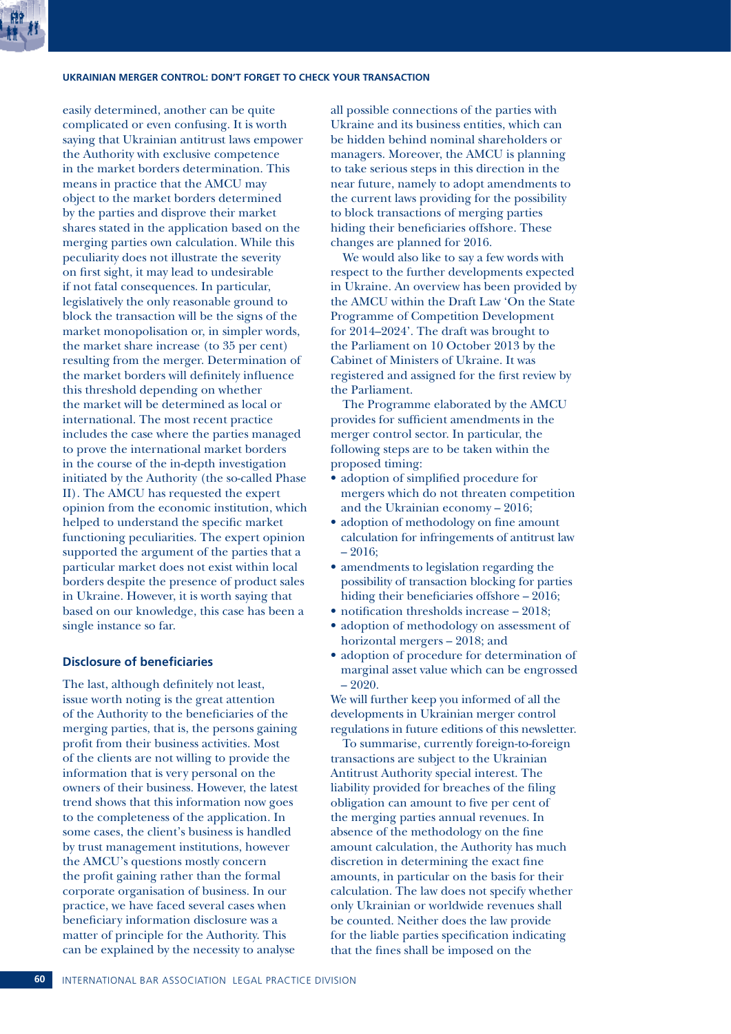easily determined, another can be quite complicated or even confusing. It is worth saying that Ukrainian antitrust laws empower the Authority with exclusive competence in the market borders determination. This means in practice that the AMCU may object to the market borders determined by the parties and disprove their market shares stated in the application based on the merging parties own calculation. While this peculiarity does not illustrate the severity on first sight, it may lead to undesirable if not fatal consequences. In particular, legislatively the only reasonable ground to block the transaction will be the signs of the market monopolisation or, in simpler words, the market share increase (to 35 per cent) resulting from the merger. Determination of the market borders will definitely influence this threshold depending on whether the market will be determined as local or international. The most recent practice includes the case where the parties managed to prove the international market borders in the course of the in-depth investigation initiated by the Authority (the so-called Phase II). The AMCU has requested the expert opinion from the economic institution, which helped to understand the specific market functioning peculiarities. The expert opinion supported the argument of the parties that a particular market does not exist within local borders despite the presence of product sales in Ukraine. However, it is worth saying that based on our knowledge, this case has been a single instance so far.

### Disclosure of beneficiaries

The last, although definitely not least, issue worth noting is the great attention of the Authority to the beneficiaries of the merging parties, that is, the persons gaining profit from their business activities. Most of the clients are not willing to provide the information that is very personal on the owners of their business. However, the latest trend shows that this information now goes to the completeness of the application. In some cases, the client's business is handled by trust management institutions, however the AMCU's questions mostly concern the profit gaining rather than the formal corporate organisation of business. In our practice, we have faced several cases when beneficiary information disclosure was a matter of principle for the Authority. This can be explained by the necessity to analyse all possible connections of the parties with Ukraine and its business entities, which can be hidden behind nominal shareholders or managers. Moreover, the AMCU is planning to take serious steps in this direction in the near future, namely to adopt amendments to the current laws providing for the possibility to block transactions of merging parties hiding their beneficiaries offshore. These changes are planned for 2016.

We would also like to say a few words with respect to the further developments expected in Ukraine. An overview has been provided by the AMCU within the Draft Law 'On the State Programme of Competition Development for 2014–2024'. The draft was brought to the Parliament on 10 October 2013 by the Cabinet of Ministers of Ukraine. It was registered and assigned for the first review by the Parliament.

The Programme elaborated by the AMCU provides for sufficient amendments in the merger control sector. In particular, the following steps are to be taken within the proposed timing:

- adoption of simplified procedure for mergers which do not threaten competition and the Ukrainian economy – 2016;
- adoption of methodology on fine amount calculation for infringements of antitrust law – 2016;
- amendments to legislation regarding the possibility of transaction blocking for parties hiding their beneficiaries offshore – 2016;
- notification thresholds increase – 2018;
- adoption of methodology on assessment of horizontal mergers – 2018; and
- adoption of procedure for determination of marginal asset value which can be engrossed – 2020.

We will further keep you informed of all the developments in Ukrainian merger control regulations in future editions of this newsletter.

To summarise, currently foreign-to-foreign transactions are subject to the Ukrainian Antitrust Authority special interest. The liability provided for breaches of the filing obligation can amount to five per cent of the merging parties annual revenues. In absence of the methodology on the fine amount calculation, the Authority has much discretion in determining the exact fine amounts, in particular on the basis for their calculation. The law does not specify whether only Ukrainian or worldwide revenues shall be counted. Neither does the law provide for the liable parties specification indicating that the fines shall be imposed on the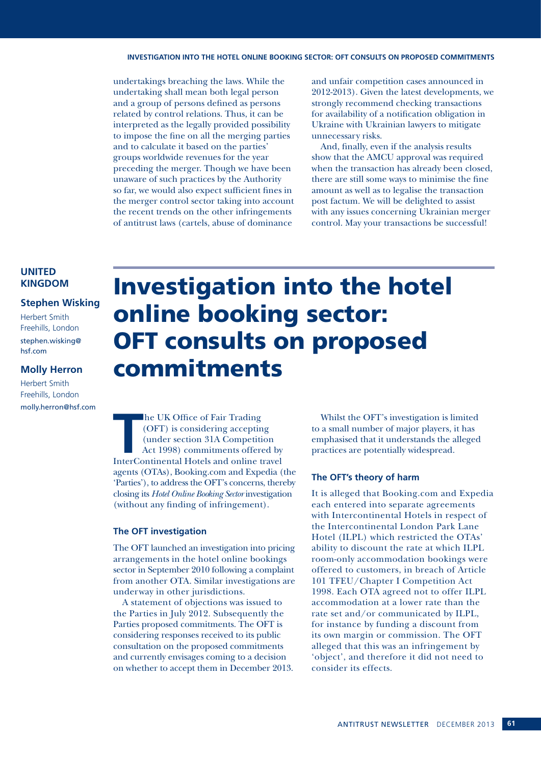undertakings breaching the laws. While the undertaking shall mean both legal person and a group of persons defined as persons related by control relations. Thus, it can be interpreted as the legally provided possibility to impose the fine on all the merging parties and to calculate it based on the parties' groups worldwide revenues for the year preceding the merger. Though we have been unaware of such practices by the Authority so far, we would also expect sufficient fines in the merger control sector taking into account the recent trends on the other infringements of antitrust laws (cartels, abuse of dominance and unfair competition cases announced in 2012-2013). Given the latest developments, we strongly recommend checking transactions for availability of a notification obligation in Ukraine with Ukrainian lawyers to mitigate unnecessary risks.

And, finally, even if the analysis results show that the AMCU approval was required when the transaction has already been closed, there are still some ways to minimise the fine amount as well as to legalise the transaction post factum. We will be delighted to assist with any issues concerning Ukrainian merger control. May your transactions be successful!

**UNITED KINGDOM**

**Stephen Wisking**
Herbert Smith Freehills, London
stephen.wisking@hsf.com

**Molly Herron**
Herbert Smith Freehills, London
molly.herron@hsf.com

# Investigation into the hotel online booking sector: OFT consults on proposed commitments

The UK Office of Fair Trading (OFT) is considering accepting (under section 31A Competition Act 1998) commitments offered by InterContinental Hotels and online travel agents (OTAs), Booking.com and Expedia (the 'Parties'), to address the OFT's concerns, thereby closing its *Hotel Online Booking Sector* investigation (without any finding of infringement).

### The OFT investigation

The OFT launched an investigation into pricing arrangements in the hotel online bookings sector in September 2010 following a complaint from another OTA. Similar investigations are underway in other jurisdictions.

A statement of objections was issued to the Parties in July 2012. Subsequently the Parties proposed commitments. The OFT is considering responses received to its public consultation on the proposed commitments and currently envisages coming to a decision on whether to accept them in December 2013.

Whilst the OFT's investigation is limited to a small number of major players, it has emphasised that it understands the alleged practices are potentially widespread.

### The OFT's theory of harm

It is alleged that Booking.com and Expedia each entered into separate agreements with Intercontinental Hotels in respect of the Intercontinental London Park Lane Hotel (ILPL) which restricted the OTAs' ability to discount the rate at which ILPL room-only accommodation bookings were offered to customers, in breach of Article 101 TFEU/Chapter I Competition Act 1998. Each OTA agreed not to offer ILPL accommodation at a lower rate than the rate set and/or communicated by ILPL, for instance by funding a discount from its own margin or commission. The OFT alleged that this was an infringement by 'object', and therefore it did not need to consider its effects.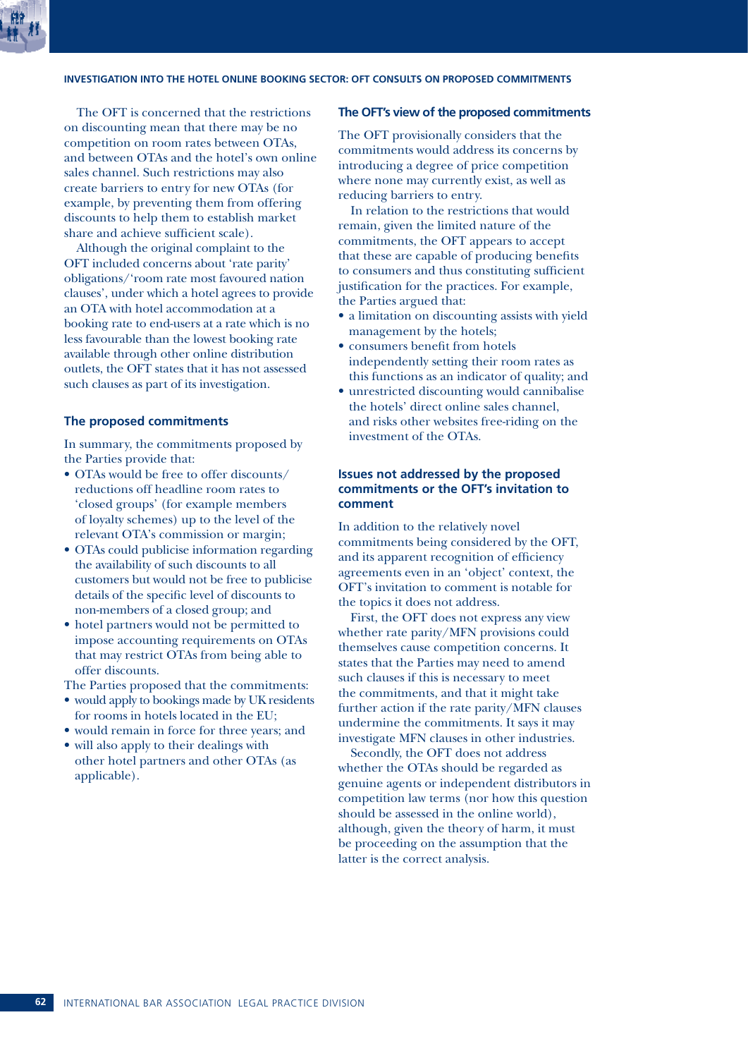The OFT is concerned that the restrictions on discounting mean that there may be no competition on room rates between OTAs, and between OTAs and the hotel's own online sales channel. Such restrictions may also create barriers to entry for new OTAs (for example, by preventing them from offering discounts to help them to establish market share and achieve sufficient scale).

Although the original complaint to the OFT included concerns about 'rate parity' obligations/'room rate most favoured nation clauses', under which a hotel agrees to provide an OTA with hotel accommodation at a booking rate to end-users at a rate which is no less favourable than the lowest booking rate available through other online distribution outlets, the OFT states that it has not assessed such clauses as part of its investigation.

## The proposed commitments

In summary, the commitments proposed by the Parties provide that:

- OTAs would be free to offer discounts/reductions off headline room rates to 'closed groups' (for example members of loyalty schemes) up to the level of the relevant OTA's commission or margin;
- OTAs could publicise information regarding the availability of such discounts to all customers but would not be free to publicise details of the specific level of discounts to non-members of a closed group; and
- hotel partners would not be permitted to impose accounting requirements on OTAs that may restrict OTAs from being able to offer discounts.

The Parties proposed that the commitments:

- would apply to bookings made by UK residents for rooms in hotels located in the EU;
- would remain in force for three years; and
- will also apply to their dealings with other hotel partners and other OTAs (as applicable).

## The OFT's view of the proposed commitments

The OFT provisionally considers that the commitments would address its concerns by introducing a degree of price competition where none may currently exist, as well as reducing barriers to entry.

In relation to the restrictions that would remain, given the limited nature of the commitments, the OFT appears to accept that these are capable of producing benefits to consumers and thus constituting sufficient justification for the practices. For example, the Parties argued that:

- a limitation on discounting assists with yield management by the hotels;
- consumers benefit from hotels independently setting their room rates as this functions as an indicator of quality; and
- unrestricted discounting would cannibalise the hotels' direct online sales channel, and risks other websites free-riding on the investment of the OTAs.

## Issues not addressed by the proposed commitments or the OFT's invitation to comment

In addition to the relatively novel commitments being considered by the OFT, and its apparent recognition of efficiency agreements even in an 'object' context, the OFT's invitation to comment is notable for the topics it does not address.

First, the OFT does not express any view whether rate parity/MFN provisions could themselves cause competition concerns. It states that the Parties may need to amend such clauses if this is necessary to meet the commitments, and that it might take further action if the rate parity/MFN clauses undermine the commitments. It says it may investigate MFN clauses in other industries.

Secondly, the OFT does not address whether the OTAs should be regarded as genuine agents or independent distributors in competition law terms (nor how this question should be assessed in the online world), although, given the theory of harm, it must be proceeding on the assumption that the latter is the correct analysis.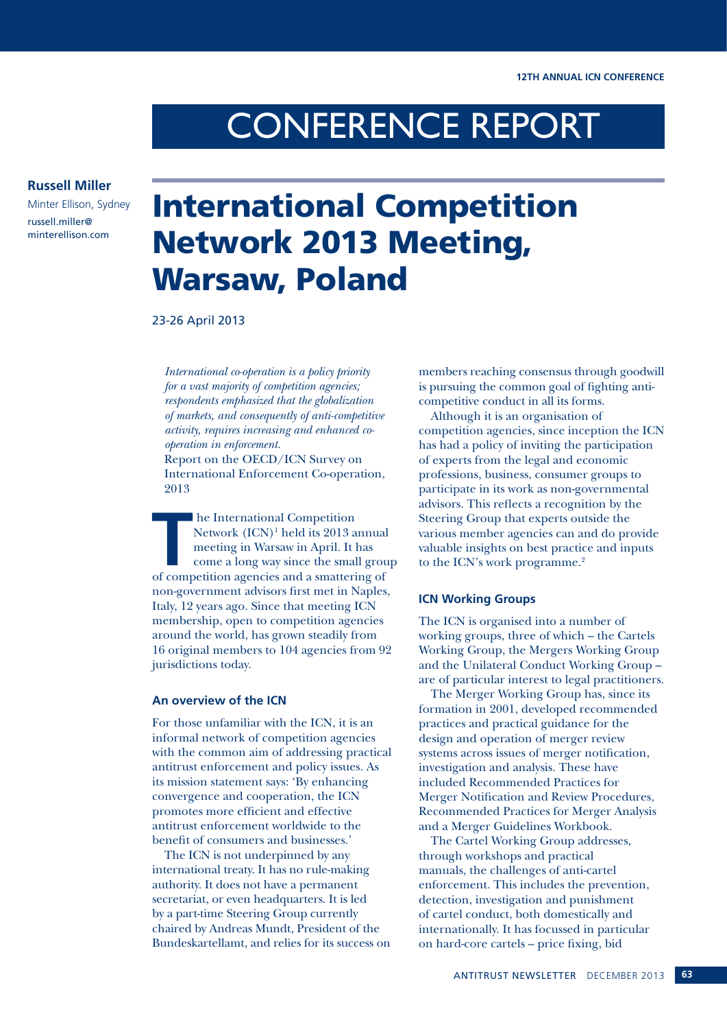# CONFERENCE REPORT

**Russell Miller**
Minter Ellison, Sydney
russell.miller@minterellison.com

# International Competition Network 2013 Meeting, Warsaw, Poland

23-26 April 2013

*International co-operation is a policy priority for a vast majority of competition agencies; respondents emphasized that the globalization of markets, and consequently of anti-competitive activity, requires increasing and enhanced co-operation in enforcement.*
Report on the OECD/ICN Survey on International Enforcement Co-operation, 2013

The International Competition Network (ICN)[1] held its 2013 annual meeting in Warsaw in April. It has come a long way since the small group of competition agencies and a smattering of non-government advisors first met in Naples, Italy, 12 years ago. Since that meeting ICN membership, open to competition agencies around the world, has grown steadily from 16 original members to 104 agencies from 92 jurisdictions today.

## An overview of the ICN

For those unfamiliar with the ICN, it is an informal network of competition agencies with the common aim of addressing practical antitrust enforcement and policy issues. As its mission statement says: 'By enhancing convergence and cooperation, the ICN promotes more efficient and effective antitrust enforcement worldwide to the benefit of consumers and businesses.'

The ICN is not underpinned by any international treaty. It has no rule-making authority. It does not have a permanent secretariat, or even headquarters. It is led by a part-time Steering Group currently chaired by Andreas Mundt, President of the Bundeskartellamt, and relies for its success on members reaching consensus through goodwill is pursuing the common goal of fighting anti-competitive conduct in all its forms.

Although it is an organisation of competition agencies, since inception the ICN has had a policy of inviting the participation of experts from the legal and economic professions, business, consumer groups to participate in its work as non-governmental advisors. This reflects a recognition by the Steering Group that experts outside the various member agencies can and do provide valuable insights on best practice and inputs to the ICN's work programme.[2]

## ICN Working Groups

The ICN is organised into a number of working groups, three of which – the Cartels Working Group, the Mergers Working Group and the Unilateral Conduct Working Group – are of particular interest to legal practitioners.

The Merger Working Group has, since its formation in 2001, developed recommended practices and practical guidance for the design and operation of merger review systems across issues of merger notification, investigation and analysis. These have included Recommended Practices for Merger Notification and Review Procedures, Recommended Practices for Merger Analysis and a Merger Guidelines Workbook.

The Cartel Working Group addresses, through workshops and practical manuals, the challenges of anti-cartel enforcement. This includes the prevention, detection, investigation and punishment of cartel conduct, both domestically and internationally. It has focussed in particular on hard-core cartels – price fixing, bid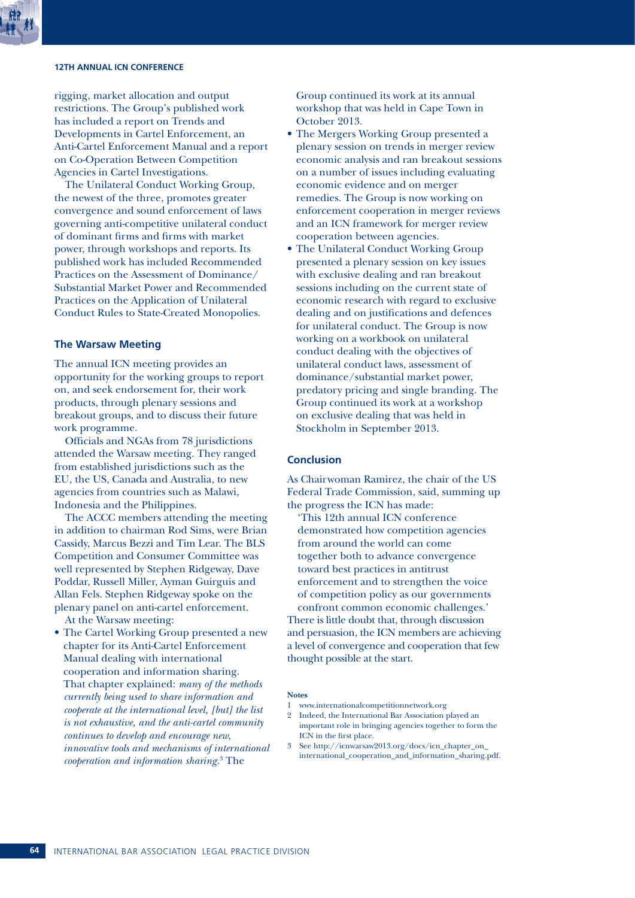rigging, market allocation and output restrictions. The Group's published work has included a report on Trends and Developments in Cartel Enforcement, an Anti-Cartel Enforcement Manual and a report on Co-Operation Between Competition Agencies in Cartel Investigations.

The Unilateral Conduct Working Group, the newest of the three, promotes greater convergence and sound enforcement of laws governing anti-competitive unilateral conduct of dominant firms and firms with market power, through workshops and reports. Its published work has included Recommended Practices on the Assessment of Dominance/Substantial Market Power and Recommended Practices on the Application of Unilateral Conduct Rules to State-Created Monopolies.

## The Warsaw Meeting

The annual ICN meeting provides an opportunity for the working groups to report on, and seek endorsement for, their work products, through plenary sessions and breakout groups, and to discuss their future work programme.

Officials and NGAs from 78 jurisdictions attended the Warsaw meeting. They ranged from established jurisdictions such as the EU, the US, Canada and Australia, to new agencies from countries such as Malawi, Indonesia and the Philippines.

The ACCC members attending the meeting in addition to chairman Rod Sims, were Brian Cassidy, Marcus Bezzi and Tim Lear. The BLS Competition and Consumer Committee was well represented by Stephen Ridgeway, Dave Poddar, Russell Miller, Ayman Guirguis and Allan Fels. Stephen Ridgeway spoke on the plenary panel on anti-cartel enforcement.

At the Warsaw meeting:

- The Cartel Working Group presented a new chapter for its Anti-Cartel Enforcement Manual dealing with international cooperation and information sharing. That chapter explained: *many of the methods currently being used to share information and cooperate at the international level, [but] the list is not exhaustive, and the anti-cartel community continues to develop and encourage new, innovative tools and mechanisms of international cooperation and information sharing.*[3] The Group continued its work at its annual workshop that was held in Cape Town in October 2013.
- The Mergers Working Group presented a plenary session on trends in merger review economic analysis and ran breakout sessions on a number of issues including evaluating economic evidence and on merger remedies. The Group is now working on enforcement cooperation in merger reviews and an ICN framework for merger review cooperation between agencies.
- The Unilateral Conduct Working Group presented a plenary session on key issues with exclusive dealing and ran breakout sessions including on the current state of economic research with regard to exclusive dealing and on justifications and defences for unilateral conduct. The Group is now working on a workbook on unilateral conduct dealing with the objectives of unilateral conduct laws, assessment of dominance/substantial market power, predatory pricing and single branding. The Group continued its work at a workshop on exclusive dealing that was held in Stockholm in September 2013.

## Conclusion

As Chairwoman Ramirez, the chair of the US Federal Trade Commission, said, summing up the progress the ICN has made:

> 'This 12th annual ICN conference demonstrated how competition agencies from around the world can come together both to advance convergence toward best practices in antitrust enforcement and to strengthen the voice of competition policy as our governments confront common economic challenges.'

There is little doubt that, through discussion and persuasion, the ICN members are achieving a level of convergence and cooperation that few thought possible at the start.

**Notes**

1 www.internationalcompetitionnetwork.org
2 Indeed, the International Bar Association played an important role in bringing agencies together to form the ICN in the first place.
3 See http://icnwarsaw2013.org/docs/icn_chapter_on_international_cooperation_and_information_sharing.pdf.